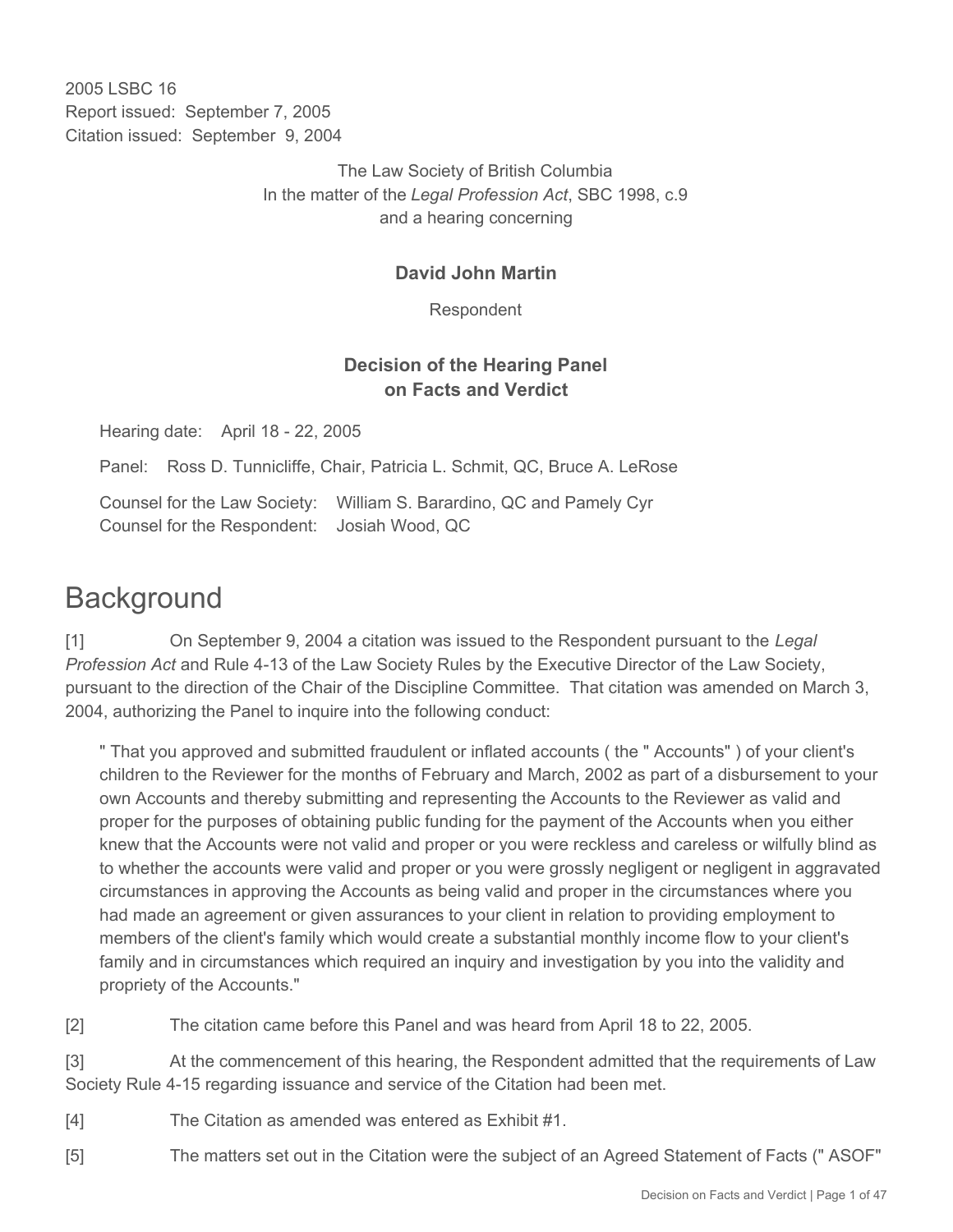2005 LSBC 16
Report issued: September 7, 2005
Citation issued: September 9, 2004

The Law Society of British Columbia
In the matter of the *Legal Profession Act*, SBC 1998, c.9
and a hearing concerning

**David John Martin**

Respondent

**Decision of the Hearing Panel on Facts and Verdict**

Hearing date: April 18 - 22, 2005

Panel: Ross D. Tunnicliffe, Chair, Patricia L. Schmit, QC, Bruce A. LeRose

Counsel for the Law Society: William S. Barardino, QC and Pamely Cyr
Counsel for the Respondent: Josiah Wood, QC

# Background

[1] On September 9, 2004 a citation was issued to the Respondent pursuant to the *Legal Profession Act* and Rule 4-13 of the Law Society Rules by the Executive Director of the Law Society, pursuant to the direction of the Chair of the Discipline Committee. That citation was amended on March 3, 2004, authorizing the Panel to inquire into the following conduct:

> " That you approved and submitted fraudulent or inflated accounts ( the " Accounts" ) of your client's children to the Reviewer for the months of February and March, 2002 as part of a disbursement to your own Accounts and thereby submitting and representing the Accounts to the Reviewer as valid and proper for the purposes of obtaining public funding for the payment of the Accounts when you either knew that the Accounts were not valid and proper or you were reckless and careless or wilfully blind as to whether the accounts were valid and proper or you were grossly negligent or negligent in aggravated circumstances in approving the Accounts as being valid and proper in the circumstances where you had made an agreement or given assurances to your client in relation to providing employment to members of the client's family which would create a substantial monthly income flow to your client's family and in circumstances which required an inquiry and investigation by you into the validity and propriety of the Accounts."

[2] The citation came before this Panel and was heard from April 18 to 22, 2005.

[3] At the commencement of this hearing, the Respondent admitted that the requirements of Law Society Rule 4-15 regarding issuance and service of the Citation had been met.

[4] The Citation as amended was entered as Exhibit #1.

[5] The matters set out in the Citation were the subject of an Agreed Statement of Facts (" ASOF"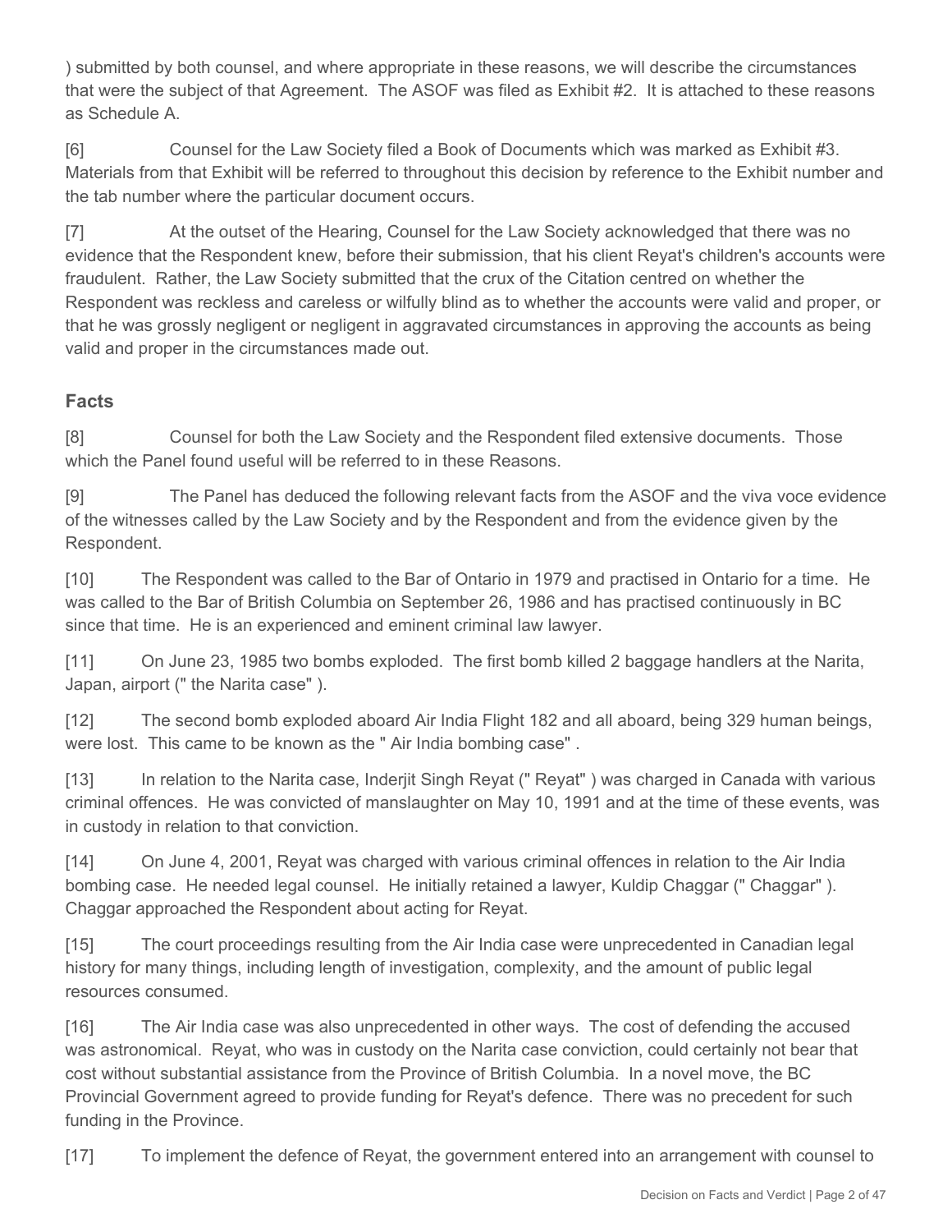) submitted by both counsel, and where appropriate in these reasons, we will describe the circumstances that were the subject of that Agreement. The ASOF was filed as Exhibit #2. It is attached to these reasons as Schedule A.

[6] Counsel for the Law Society filed a Book of Documents which was marked as Exhibit #3. Materials from that Exhibit will be referred to throughout this decision by reference to the Exhibit number and the tab number where the particular document occurs.

[7] At the outset of the Hearing, Counsel for the Law Society acknowledged that there was no evidence that the Respondent knew, before their submission, that his client Reyat's children's accounts were fraudulent. Rather, the Law Society submitted that the crux of the Citation centred on whether the Respondent was reckless and careless or wilfully blind as to whether the accounts were valid and proper, or that he was grossly negligent or negligent in aggravated circumstances in approving the accounts as being valid and proper in the circumstances made out.

## Facts

[8] Counsel for both the Law Society and the Respondent filed extensive documents. Those which the Panel found useful will be referred to in these Reasons.

[9] The Panel has deduced the following relevant facts from the ASOF and the viva voce evidence of the witnesses called by the Law Society and by the Respondent and from the evidence given by the Respondent.

[10] The Respondent was called to the Bar of Ontario in 1979 and practised in Ontario for a time. He was called to the Bar of British Columbia on September 26, 1986 and has practised continuously in BC since that time. He is an experienced and eminent criminal law lawyer.

[11] On June 23, 1985 two bombs exploded. The first bomb killed 2 baggage handlers at the Narita, Japan, airport (" the Narita case" ).

[12] The second bomb exploded aboard Air India Flight 182 and all aboard, being 329 human beings, were lost. This came to be known as the " Air India bombing case" .

[13] In relation to the Narita case, Inderjit Singh Reyat (" Reyat" ) was charged in Canada with various criminal offences. He was convicted of manslaughter on May 10, 1991 and at the time of these events, was in custody in relation to that conviction.

[14] On June 4, 2001, Reyat was charged with various criminal offences in relation to the Air India bombing case. He needed legal counsel. He initially retained a lawyer, Kuldip Chaggar (" Chaggar" ). Chaggar approached the Respondent about acting for Reyat.

[15] The court proceedings resulting from the Air India case were unprecedented in Canadian legal history for many things, including length of investigation, complexity, and the amount of public legal resources consumed.

[16] The Air India case was also unprecedented in other ways. The cost of defending the accused was astronomical. Reyat, who was in custody on the Narita case conviction, could certainly not bear that cost without substantial assistance from the Province of British Columbia. In a novel move, the BC Provincial Government agreed to provide funding for Reyat's defence. There was no precedent for such funding in the Province.

[17] To implement the defence of Reyat, the government entered into an arrangement with counsel to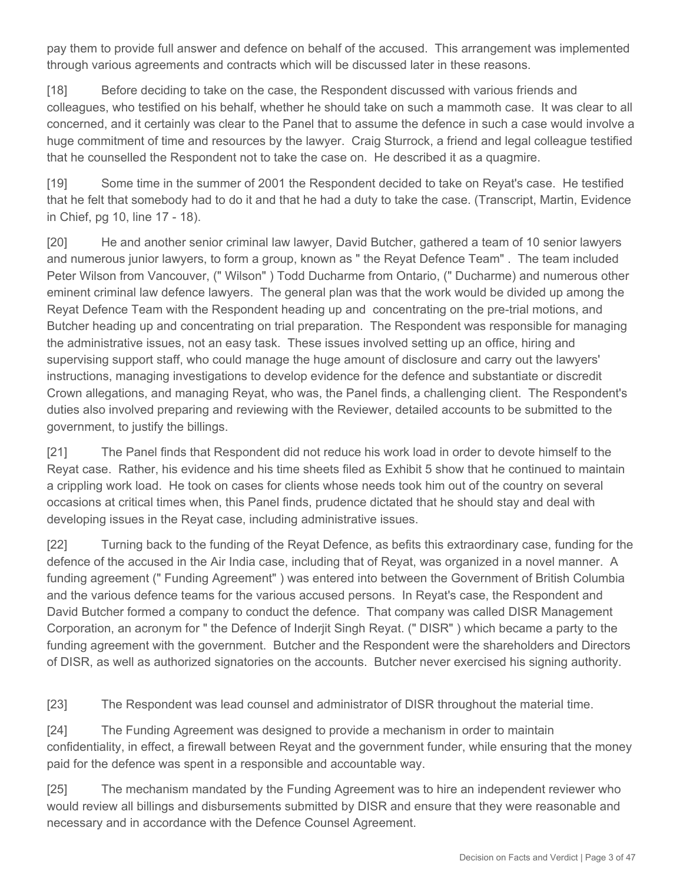pay them to provide full answer and defence on behalf of the accused. This arrangement was implemented through various agreements and contracts which will be discussed later in these reasons.

[18] Before deciding to take on the case, the Respondent discussed with various friends and colleagues, who testified on his behalf, whether he should take on such a mammoth case. It was clear to all concerned, and it certainly was clear to the Panel that to assume the defence in such a case would involve a huge commitment of time and resources by the lawyer. Craig Sturrock, a friend and legal colleague testified that he counselled the Respondent not to take the case on. He described it as a quagmire.

[19] Some time in the summer of 2001 the Respondent decided to take on Reyat's case. He testified that he felt that somebody had to do it and that he had a duty to take the case. (Transcript, Martin, Evidence in Chief, pg 10, line 17 - 18).

[20] He and another senior criminal law lawyer, David Butcher, gathered a team of 10 senior lawyers and numerous junior lawyers, to form a group, known as " the Reyat Defence Team" . The team included Peter Wilson from Vancouver, (" Wilson" ) Todd Ducharme from Ontario, (" Ducharme) and numerous other eminent criminal law defence lawyers. The general plan was that the work would be divided up among the Reyat Defence Team with the Respondent heading up and concentrating on the pre-trial motions, and Butcher heading up and concentrating on trial preparation. The Respondent was responsible for managing the administrative issues, not an easy task. These issues involved setting up an office, hiring and supervising support staff, who could manage the huge amount of disclosure and carry out the lawyers' instructions, managing investigations to develop evidence for the defence and substantiate or discredit Crown allegations, and managing Reyat, who was, the Panel finds, a challenging client. The Respondent's duties also involved preparing and reviewing with the Reviewer, detailed accounts to be submitted to the government, to justify the billings.

[21] The Panel finds that Respondent did not reduce his work load in order to devote himself to the Reyat case. Rather, his evidence and his time sheets filed as Exhibit 5 show that he continued to maintain a crippling work load. He took on cases for clients whose needs took him out of the country on several occasions at critical times when, this Panel finds, prudence dictated that he should stay and deal with developing issues in the Reyat case, including administrative issues.

[22] Turning back to the funding of the Reyat Defence, as befits this extraordinary case, funding for the defence of the accused in the Air India case, including that of Reyat, was organized in a novel manner. A funding agreement (" Funding Agreement" ) was entered into between the Government of British Columbia and the various defence teams for the various accused persons. In Reyat's case, the Respondent and David Butcher formed a company to conduct the defence. That company was called DISR Management Corporation, an acronym for " the Defence of Inderjit Singh Reyat. (" DISR" ) which became a party to the funding agreement with the government. Butcher and the Respondent were the shareholders and Directors of DISR, as well as authorized signatories on the accounts. Butcher never exercised his signing authority.

[23] The Respondent was lead counsel and administrator of DISR throughout the material time.

[24] The Funding Agreement was designed to provide a mechanism in order to maintain confidentiality, in effect, a firewall between Reyat and the government funder, while ensuring that the money paid for the defence was spent in a responsible and accountable way.

[25] The mechanism mandated by the Funding Agreement was to hire an independent reviewer who would review all billings and disbursements submitted by DISR and ensure that they were reasonable and necessary and in accordance with the Defence Counsel Agreement.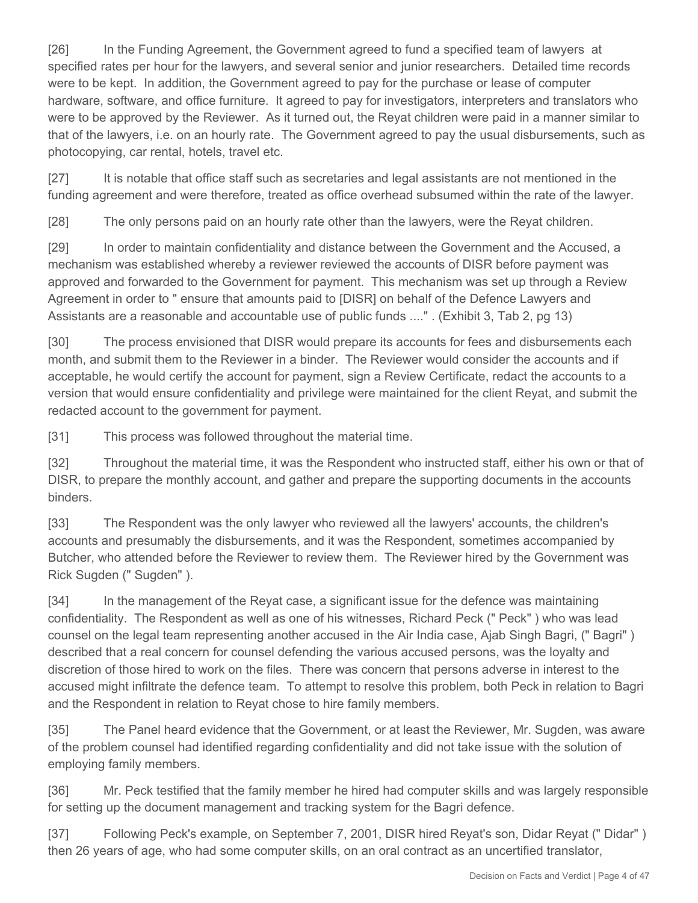[26] In the Funding Agreement, the Government agreed to fund a specified team of lawyers at specified rates per hour for the lawyers, and several senior and junior researchers. Detailed time records were to be kept. In addition, the Government agreed to pay for the purchase or lease of computer hardware, software, and office furniture. It agreed to pay for investigators, interpreters and translators who were to be approved by the Reviewer. As it turned out, the Reyat children were paid in a manner similar to that of the lawyers, i.e. on an hourly rate. The Government agreed to pay the usual disbursements, such as photocopying, car rental, hotels, travel etc.

[27] It is notable that office staff such as secretaries and legal assistants are not mentioned in the funding agreement and were therefore, treated as office overhead subsumed within the rate of the lawyer.

[28] The only persons paid on an hourly rate other than the lawyers, were the Reyat children.

[29] In order to maintain confidentiality and distance between the Government and the Accused, a mechanism was established whereby a reviewer reviewed the accounts of DISR before payment was approved and forwarded to the Government for payment. This mechanism was set up through a Review Agreement in order to " ensure that amounts paid to [DISR] on behalf of the Defence Lawyers and Assistants are a reasonable and accountable use of public funds ...." . (Exhibit 3, Tab 2, pg 13)

[30] The process envisioned that DISR would prepare its accounts for fees and disbursements each month, and submit them to the Reviewer in a binder. The Reviewer would consider the accounts and if acceptable, he would certify the account for payment, sign a Review Certificate, redact the accounts to a version that would ensure confidentiality and privilege were maintained for the client Reyat, and submit the redacted account to the government for payment.

[31] This process was followed throughout the material time.

[32] Throughout the material time, it was the Respondent who instructed staff, either his own or that of DISR, to prepare the monthly account, and gather and prepare the supporting documents in the accounts binders.

[33] The Respondent was the only lawyer who reviewed all the lawyers' accounts, the children's accounts and presumably the disbursements, and it was the Respondent, sometimes accompanied by Butcher, who attended before the Reviewer to review them. The Reviewer hired by the Government was Rick Sugden (" Sugden" ).

[34] In the management of the Reyat case, a significant issue for the defence was maintaining confidentiality. The Respondent as well as one of his witnesses, Richard Peck (" Peck" ) who was lead counsel on the legal team representing another accused in the Air India case, Ajab Singh Bagri, (" Bagri" ) described that a real concern for counsel defending the various accused persons, was the loyalty and discretion of those hired to work on the files. There was concern that persons adverse in interest to the accused might infiltrate the defence team. To attempt to resolve this problem, both Peck in relation to Bagri and the Respondent in relation to Reyat chose to hire family members.

[35] The Panel heard evidence that the Government, or at least the Reviewer, Mr. Sugden, was aware of the problem counsel had identified regarding confidentiality and did not take issue with the solution of employing family members.

[36] Mr. Peck testified that the family member he hired had computer skills and was largely responsible for setting up the document management and tracking system for the Bagri defence.

[37] Following Peck's example, on September 7, 2001, DISR hired Reyat's son, Didar Reyat (" Didar" ) then 26 years of age, who had some computer skills, on an oral contract as an uncertified translator,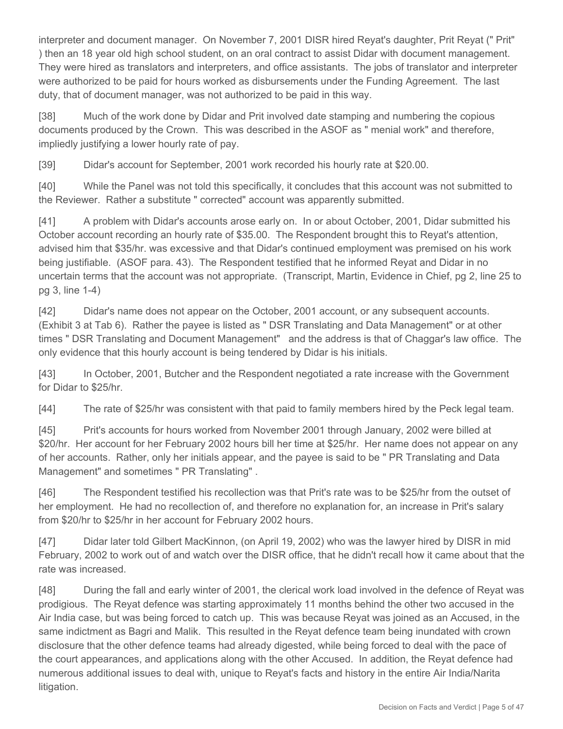interpreter and document manager. On November 7, 2001 DISR hired Reyat's daughter, Prit Reyat (" Prit" ) then an 18 year old high school student, on an oral contract to assist Didar with document management. They were hired as translators and interpreters, and office assistants. The jobs of translator and interpreter were authorized to be paid for hours worked as disbursements under the Funding Agreement. The last duty, that of document manager, was not authorized to be paid in this way.

[38] Much of the work done by Didar and Prit involved date stamping and numbering the copious documents produced by the Crown. This was described in the ASOF as " menial work" and therefore, impliedly justifying a lower hourly rate of pay.

[39] Didar's account for September, 2001 work recorded his hourly rate at $20.00.

[40] While the Panel was not told this specifically, it concludes that this account was not submitted to the Reviewer. Rather a substitute " corrected" account was apparently submitted.

[41] A problem with Didar's accounts arose early on. In or about October, 2001, Didar submitted his October account recording an hourly rate of $35.00. The Respondent brought this to Reyat's attention, advised him that $35/hr. was excessive and that Didar's continued employment was premised on his work being justifiable. (ASOF para. 43). The Respondent testified that he informed Reyat and Didar in no uncertain terms that the account was not appropriate. (Transcript, Martin, Evidence in Chief, pg 2, line 25 to pg 3, line 1-4)

[42] Didar's name does not appear on the October, 2001 account, or any subsequent accounts. (Exhibit 3 at Tab 6). Rather the payee is listed as " DSR Translating and Data Management" or at other times " DSR Translating and Document Management" and the address is that of Chaggar's law office. The only evidence that this hourly account is being tendered by Didar is his initials.

[43] In October, 2001, Butcher and the Respondent negotiated a rate increase with the Government for Didar to $25/hr.

[44] The rate of $25/hr was consistent with that paid to family members hired by the Peck legal team.

[45] Prit's accounts for hours worked from November 2001 through January, 2002 were billed at $20/hr. Her account for her February 2002 hours bill her time at $25/hr. Her name does not appear on any of her accounts. Rather, only her initials appear, and the payee is said to be " PR Translating and Data Management" and sometimes " PR Translating" .

[46] The Respondent testified his recollection was that Prit's rate was to be $25/hr from the outset of her employment. He had no recollection of, and therefore no explanation for, an increase in Prit's salary from $20/hr to $25/hr in her account for February 2002 hours.

[47] Didar later told Gilbert MacKinnon, (on April 19, 2002) who was the lawyer hired by DISR in mid February, 2002 to work out of and watch over the DISR office, that he didn't recall how it came about that the rate was increased.

[48] During the fall and early winter of 2001, the clerical work load involved in the defence of Reyat was prodigious. The Reyat defence was starting approximately 11 months behind the other two accused in the Air India case, but was being forced to catch up. This was because Reyat was joined as an Accused, in the same indictment as Bagri and Malik. This resulted in the Reyat defence team being inundated with crown disclosure that the other defence teams had already digested, while being forced to deal with the pace of the court appearances, and applications along with the other Accused. In addition, the Reyat defence had numerous additional issues to deal with, unique to Reyat's facts and history in the entire Air India/Narita litigation.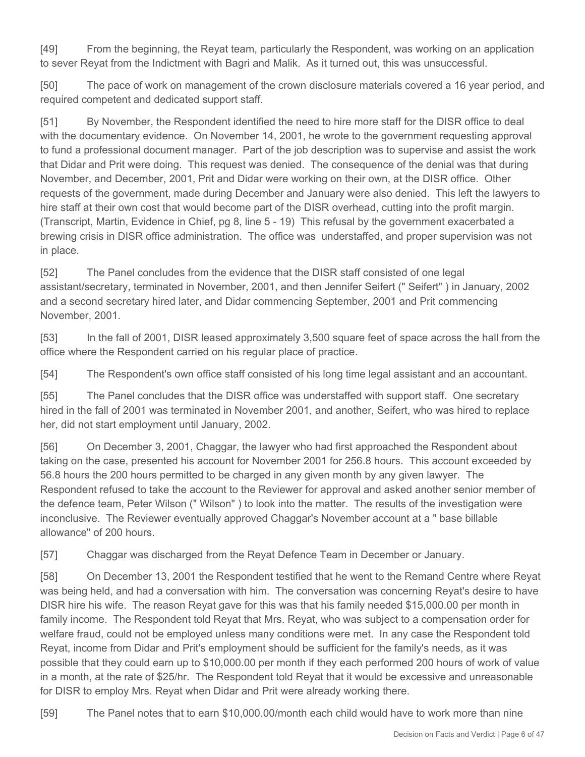[49] From the beginning, the Reyat team, particularly the Respondent, was working on an application to sever Reyat from the Indictment with Bagri and Malik. As it turned out, this was unsuccessful.

[50] The pace of work on management of the crown disclosure materials covered a 16 year period, and required competent and dedicated support staff.

[51] By November, the Respondent identified the need to hire more staff for the DISR office to deal with the documentary evidence. On November 14, 2001, he wrote to the government requesting approval to fund a professional document manager. Part of the job description was to supervise and assist the work that Didar and Prit were doing. This request was denied. The consequence of the denial was that during November, and December, 2001, Prit and Didar were working on their own, at the DISR office. Other requests of the government, made during December and January were also denied. This left the lawyers to hire staff at their own cost that would become part of the DISR overhead, cutting into the profit margin. (Transcript, Martin, Evidence in Chief, pg 8, line 5 - 19) This refusal by the government exacerbated a brewing crisis in DISR office administration. The office was understaffed, and proper supervision was not in place.

[52] The Panel concludes from the evidence that the DISR staff consisted of one legal assistant/secretary, terminated in November, 2001, and then Jennifer Seifert (" Seifert" ) in January, 2002 and a second secretary hired later, and Didar commencing September, 2001 and Prit commencing November, 2001.

[53] In the fall of 2001, DISR leased approximately 3,500 square feet of space across the hall from the office where the Respondent carried on his regular place of practice.

[54] The Respondent's own office staff consisted of his long time legal assistant and an accountant.

[55] The Panel concludes that the DISR office was understaffed with support staff. One secretary hired in the fall of 2001 was terminated in November 2001, and another, Seifert, who was hired to replace her, did not start employment until January, 2002.

[56] On December 3, 2001, Chaggar, the lawyer who had first approached the Respondent about taking on the case, presented his account for November 2001 for 256.8 hours. This account exceeded by 56.8 hours the 200 hours permitted to be charged in any given month by any given lawyer. The Respondent refused to take the account to the Reviewer for approval and asked another senior member of the defence team, Peter Wilson (" Wilson" ) to look into the matter. The results of the investigation were inconclusive. The Reviewer eventually approved Chaggar's November account at a " base billable allowance" of 200 hours.

[57] Chaggar was discharged from the Reyat Defence Team in December or January.

[58] On December 13, 2001 the Respondent testified that he went to the Remand Centre where Reyat was being held, and had a conversation with him. The conversation was concerning Reyat's desire to have DISR hire his wife. The reason Reyat gave for this was that his family needed $15,000.00 per month in family income. The Respondent told Reyat that Mrs. Reyat, who was subject to a compensation order for welfare fraud, could not be employed unless many conditions were met. In any case the Respondent told Reyat, income from Didar and Prit's employment should be sufficient for the family's needs, as it was possible that they could earn up to $10,000.00 per month if they each performed 200 hours of work of value in a month, at the rate of $25/hr. The Respondent told Reyat that it would be excessive and unreasonable for DISR to employ Mrs. Reyat when Didar and Prit were already working there.

[59] The Panel notes that to earn $10,000.00/month each child would have to work more than nine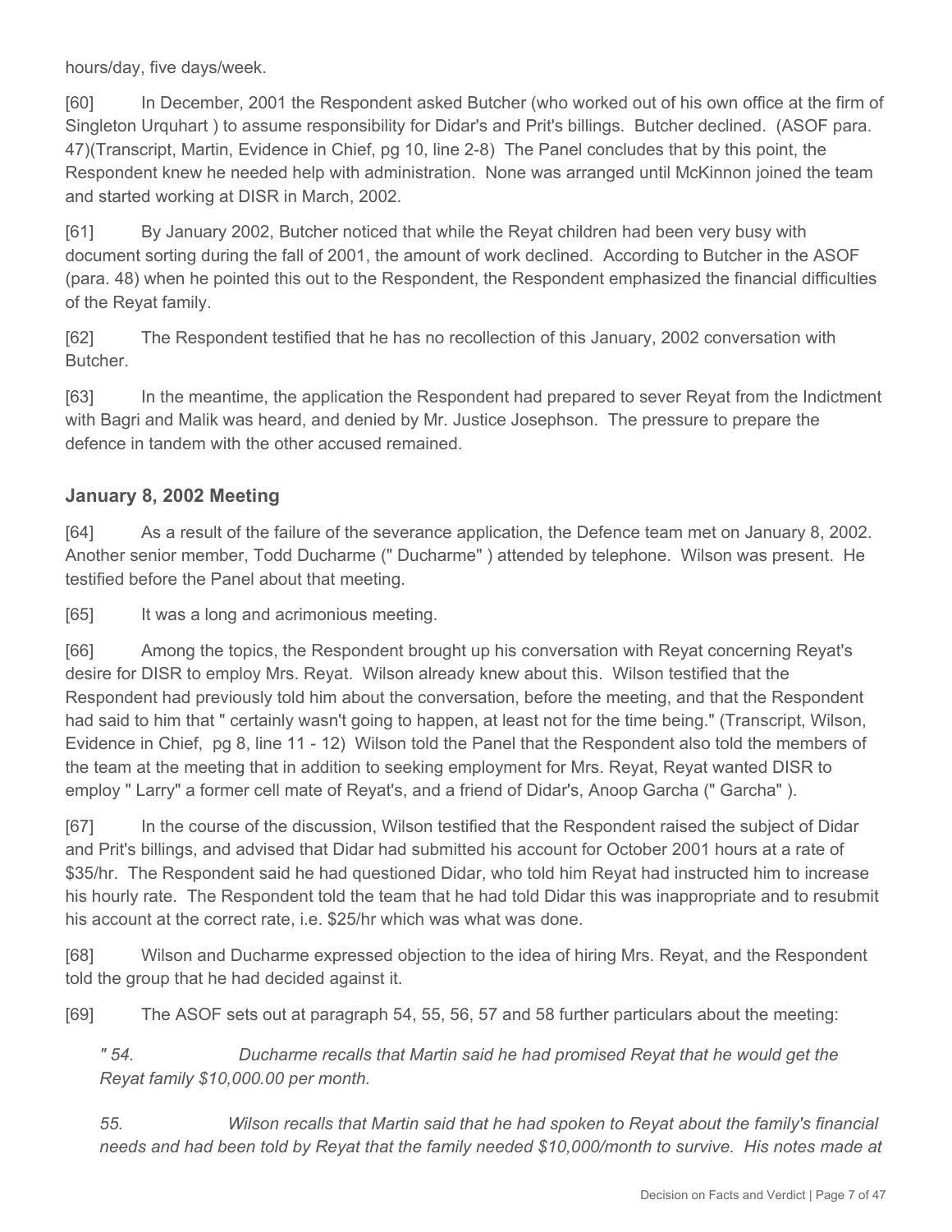hours/day, five days/week.

[60] In December, 2001 the Respondent asked Butcher (who worked out of his own office at the firm of Singleton Urquhart ) to assume responsibility for Didar's and Prit's billings. Butcher declined. (ASOF para. 47)(Transcript, Martin, Evidence in Chief, pg 10, line 2-8) The Panel concludes that by this point, the Respondent knew he needed help with administration. None was arranged until McKinnon joined the team and started working at DISR in March, 2002.

[61] By January 2002, Butcher noticed that while the Reyat children had been very busy with document sorting during the fall of 2001, the amount of work declined. According to Butcher in the ASOF (para. 48) when he pointed this out to the Respondent, the Respondent emphasized the financial difficulties of the Reyat family.

[62] The Respondent testified that he has no recollection of this January, 2002 conversation with Butcher.

[63] In the meantime, the application the Respondent had prepared to sever Reyat from the Indictment with Bagri and Malik was heard, and denied by Mr. Justice Josephson. The pressure to prepare the defence in tandem with the other accused remained.

## January 8, 2002 Meeting

[64] As a result of the failure of the severance application, the Defence team met on January 8, 2002. Another senior member, Todd Ducharme (" Ducharme" ) attended by telephone. Wilson was present. He testified before the Panel about that meeting.

[65] It was a long and acrimonious meeting.

[66] Among the topics, the Respondent brought up his conversation with Reyat concerning Reyat's desire for DISR to employ Mrs. Reyat. Wilson already knew about this. Wilson testified that the Respondent had previously told him about the conversation, before the meeting, and that the Respondent had said to him that " certainly wasn't going to happen, at least not for the time being." (Transcript, Wilson, Evidence in Chief, pg 8, line 11 - 12) Wilson told the Panel that the Respondent also told the members of the team at the meeting that in addition to seeking employment for Mrs. Reyat, Reyat wanted DISR to employ " Larry" a former cell mate of Reyat's, and a friend of Didar's, Anoop Garcha (" Garcha" ).

[67] In the course of the discussion, Wilson testified that the Respondent raised the subject of Didar and Prit's billings, and advised that Didar had submitted his account for October 2001 hours at a rate of $35/hr. The Respondent said he had questioned Didar, who told him Reyat had instructed him to increase his hourly rate. The Respondent told the team that he had told Didar this was inappropriate and to resubmit his account at the correct rate, i.e. $25/hr which was what was done.

[68] Wilson and Ducharme expressed objection to the idea of hiring Mrs. Reyat, and the Respondent told the group that he had decided against it.

[69] The ASOF sets out at paragraph 54, 55, 56, 57 and 58 further particulars about the meeting:

*" 54. Ducharme recalls that Martin said he had promised Reyat that he would get the Reyat family $10,000.00 per month.*

*55. Wilson recalls that Martin said that he had spoken to Reyat about the family's financial needs and had been told by Reyat that the family needed $10,000/month to survive. His notes made at*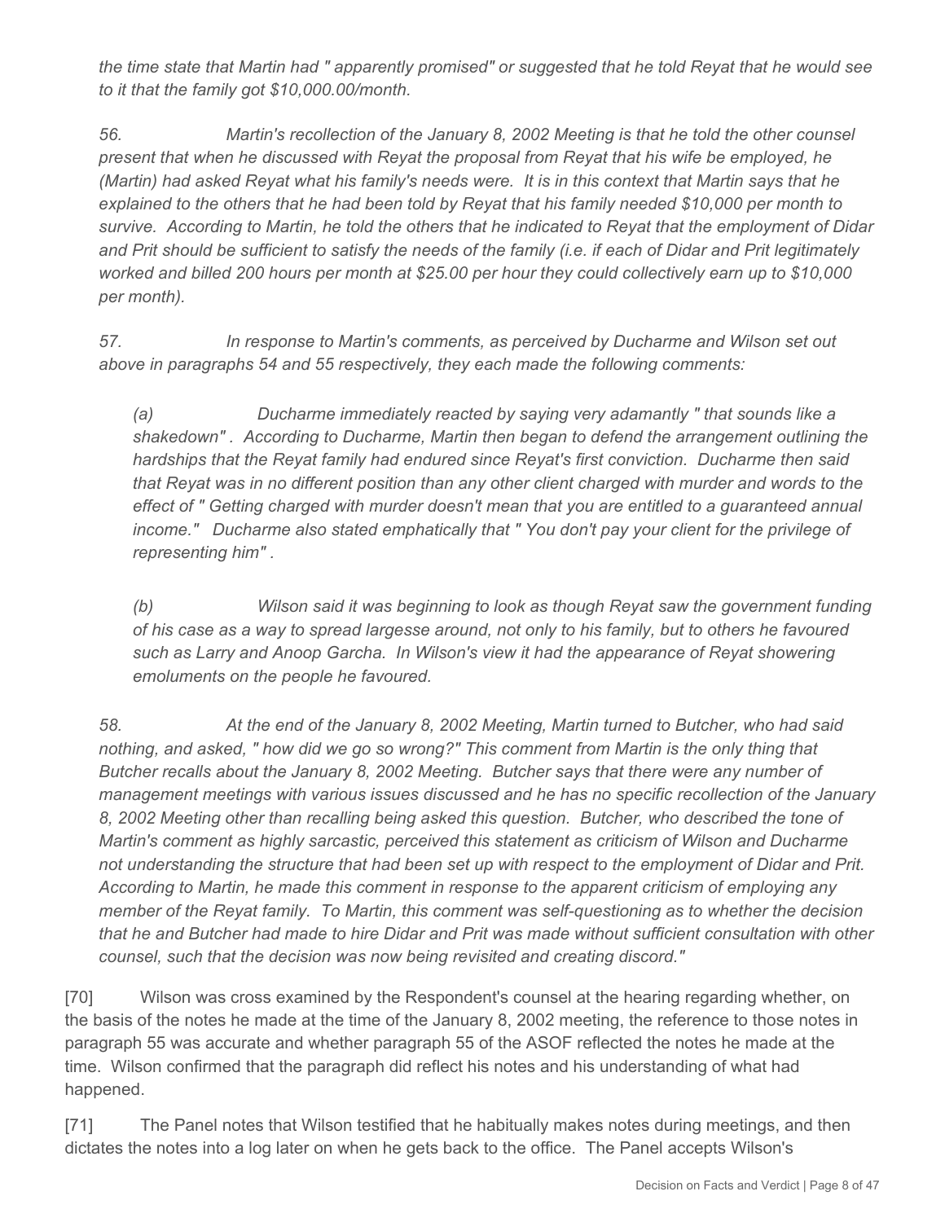*the time state that Martin had " apparently promised" or suggested that he told Reyat that he would see to it that the family got $10,000.00/month.*

*56. Martin's recollection of the January 8, 2002 Meeting is that he told the other counsel present that when he discussed with Reyat the proposal from Reyat that his wife be employed, he (Martin) had asked Reyat what his family's needs were. It is in this context that Martin says that he explained to the others that he had been told by Reyat that his family needed $10,000 per month to survive. According to Martin, he told the others that he indicated to Reyat that the employment of Didar and Prit should be sufficient to satisfy the needs of the family (i.e. if each of Didar and Prit legitimately worked and billed 200 hours per month at $25.00 per hour they could collectively earn up to $10,000 per month).*

*57. In response to Martin's comments, as perceived by Ducharme and Wilson set out above in paragraphs 54 and 55 respectively, they each made the following comments:*

> *(a) Ducharme immediately reacted by saying very adamantly " that sounds like a shakedown" . According to Ducharme, Martin then began to defend the arrangement outlining the hardships that the Reyat family had endured since Reyat's first conviction. Ducharme then said that Reyat was in no different position than any other client charged with murder and words to the effect of " Getting charged with murder doesn't mean that you are entitled to a guaranteed annual income." Ducharme also stated emphatically that " You don't pay your client for the privilege of representing him" .*
>
> *(b) Wilson said it was beginning to look as though Reyat saw the government funding of his case as a way to spread largesse around, not only to his family, but to others he favoured such as Larry and Anoop Garcha. In Wilson's view it had the appearance of Reyat showering emoluments on the people he favoured.*

*58. At the end of the January 8, 2002 Meeting, Martin turned to Butcher, who had said nothing, and asked, " how did we go so wrong?" This comment from Martin is the only thing that Butcher recalls about the January 8, 2002 Meeting. Butcher says that there were any number of management meetings with various issues discussed and he has no specific recollection of the January 8, 2002 Meeting other than recalling being asked this question. Butcher, who described the tone of Martin's comment as highly sarcastic, perceived this statement as criticism of Wilson and Ducharme not understanding the structure that had been set up with respect to the employment of Didar and Prit. According to Martin, he made this comment in response to the apparent criticism of employing any member of the Reyat family. To Martin, this comment was self-questioning as to whether the decision that he and Butcher had made to hire Didar and Prit was made without sufficient consultation with other counsel, such that the decision was now being revisited and creating discord."*

[70] Wilson was cross examined by the Respondent's counsel at the hearing regarding whether, on the basis of the notes he made at the time of the January 8, 2002 meeting, the reference to those notes in paragraph 55 was accurate and whether paragraph 55 of the ASOF reflected the notes he made at the time. Wilson confirmed that the paragraph did reflect his notes and his understanding of what had happened.

[71] The Panel notes that Wilson testified that he habitually makes notes during meetings, and then dictates the notes into a log later on when he gets back to the office. The Panel accepts Wilson's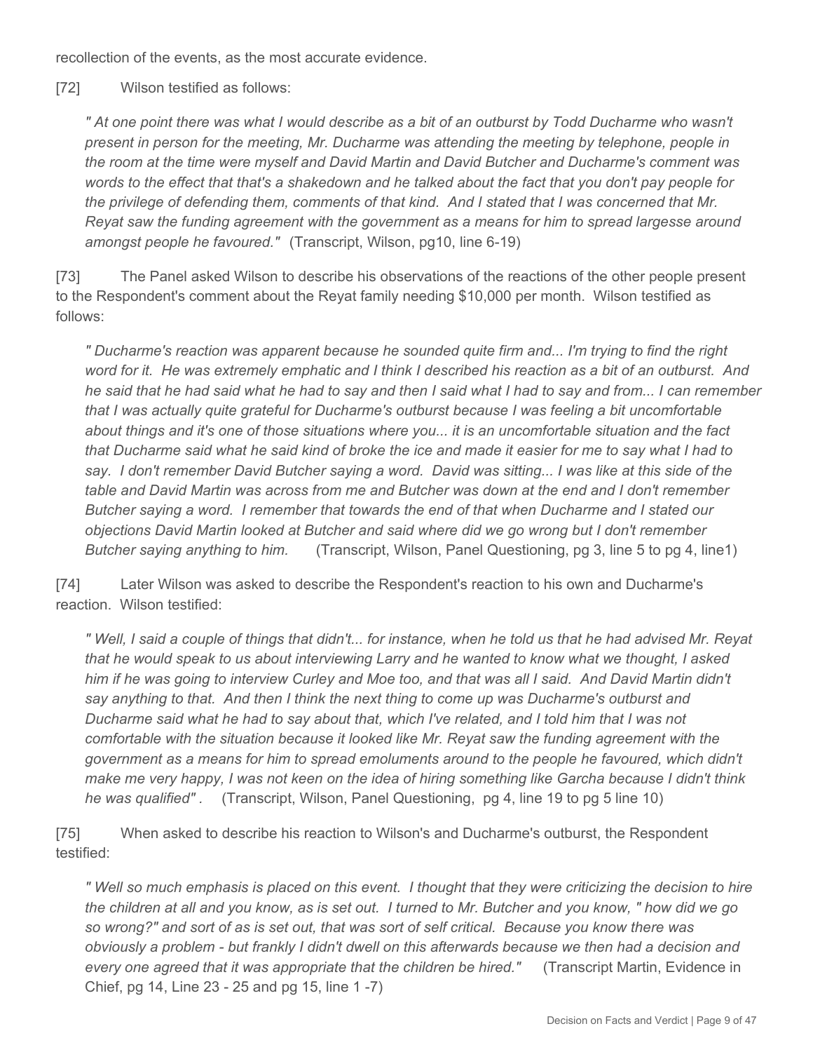recollection of the events, as the most accurate evidence.

[72] Wilson testified as follows:

> *" At one point there was what I would describe as a bit of an outburst by Todd Ducharme who wasn't present in person for the meeting, Mr. Ducharme was attending the meeting by telephone, people in the room at the time were myself and David Martin and David Butcher and Ducharme's comment was words to the effect that that's a shakedown and he talked about the fact that you don't pay people for the privilege of defending them, comments of that kind. And I stated that I was concerned that Mr. Reyat saw the funding agreement with the government as a means for him to spread largesse around amongst people he favoured."* (Transcript, Wilson, pg10, line 6-19)

[73] The Panel asked Wilson to describe his observations of the reactions of the other people present to the Respondent's comment about the Reyat family needing $10,000 per month. Wilson testified as follows:

> *" Ducharme's reaction was apparent because he sounded quite firm and... I'm trying to find the right word for it. He was extremely emphatic and I think I described his reaction as a bit of an outburst. And he said that he had said what he had to say and then I said what I had to say and from... I can remember that I was actually quite grateful for Ducharme's outburst because I was feeling a bit uncomfortable about things and it's one of those situations where you... it is an uncomfortable situation and the fact that Ducharme said what he said kind of broke the ice and made it easier for me to say what I had to say. I don't remember David Butcher saying a word. David was sitting... I was like at this side of the table and David Martin was across from me and Butcher was down at the end and I don't remember Butcher saying a word. I remember that towards the end of that when Ducharme and I stated our objections David Martin looked at Butcher and said where did we go wrong but I don't remember Butcher saying anything to him.* (Transcript, Wilson, Panel Questioning, pg 3, line 5 to pg 4, line1)

[74] Later Wilson was asked to describe the Respondent's reaction to his own and Ducharme's reaction. Wilson testified:

> *" Well, I said a couple of things that didn't... for instance, when he told us that he had advised Mr. Reyat that he would speak to us about interviewing Larry and he wanted to know what we thought, I asked him if he was going to interview Curley and Moe too, and that was all I said. And David Martin didn't say anything to that. And then I think the next thing to come up was Ducharme's outburst and Ducharme said what he had to say about that, which I've related, and I told him that I was not comfortable with the situation because it looked like Mr. Reyat saw the funding agreement with the government as a means for him to spread emoluments around to the people he favoured, which didn't make me very happy, I was not keen on the idea of hiring something like Garcha because I didn't think he was qualified" .* (Transcript, Wilson, Panel Questioning, pg 4, line 19 to pg 5 line 10)

[75] When asked to describe his reaction to Wilson's and Ducharme's outburst, the Respondent testified:

> *" Well so much emphasis is placed on this event. I thought that they were criticizing the decision to hire the children at all and you know, as is set out. I turned to Mr. Butcher and you know, " how did we go so wrong?" and sort of as is set out, that was sort of self critical. Because you know there was obviously a problem - but frankly I didn't dwell on this afterwards because we then had a decision and every one agreed that it was appropriate that the children be hired."* (Transcript Martin, Evidence in Chief, pg 14, Line 23 - 25 and pg 15, line 1 -7)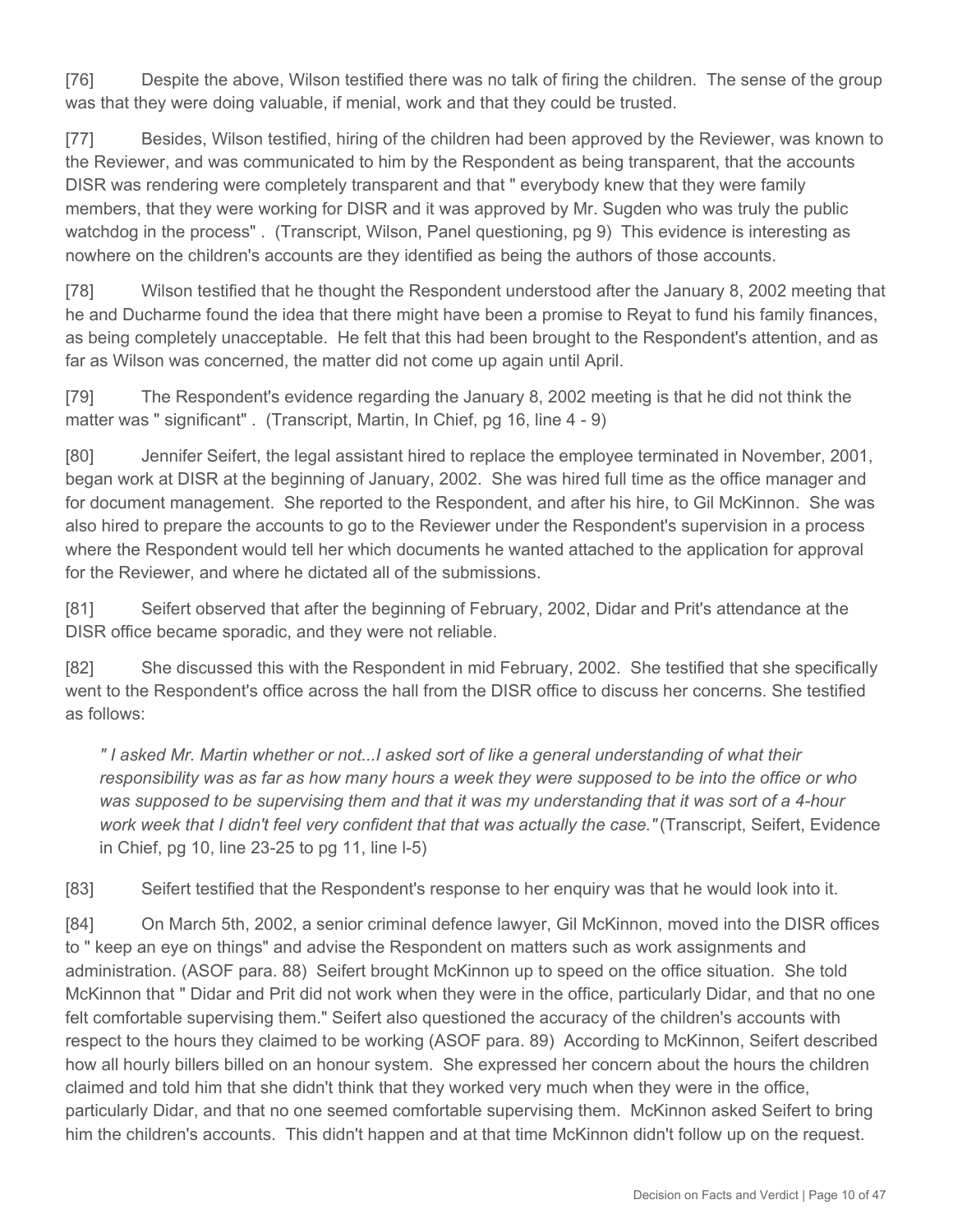[76] Despite the above, Wilson testified there was no talk of firing the children. The sense of the group was that they were doing valuable, if menial, work and that they could be trusted.

[77] Besides, Wilson testified, hiring of the children had been approved by the Reviewer, was known to the Reviewer, and was communicated to him by the Respondent as being transparent, that the accounts DISR was rendering were completely transparent and that " everybody knew that they were family members, that they were working for DISR and it was approved by Mr. Sugden who was truly the public watchdog in the process" . (Transcript, Wilson, Panel questioning, pg 9) This evidence is interesting as nowhere on the children's accounts are they identified as being the authors of those accounts.

[78] Wilson testified that he thought the Respondent understood after the January 8, 2002 meeting that he and Ducharme found the idea that there might have been a promise to Reyat to fund his family finances, as being completely unacceptable. He felt that this had been brought to the Respondent's attention, and as far as Wilson was concerned, the matter did not come up again until April.

[79] The Respondent's evidence regarding the January 8, 2002 meeting is that he did not think the matter was " significant" . (Transcript, Martin, In Chief, pg 16, line 4 - 9)

[80] Jennifer Seifert, the legal assistant hired to replace the employee terminated in November, 2001, began work at DISR at the beginning of January, 2002. She was hired full time as the office manager and for document management. She reported to the Respondent, and after his hire, to Gil McKinnon. She was also hired to prepare the accounts to go to the Reviewer under the Respondent's supervision in a process where the Respondent would tell her which documents he wanted attached to the application for approval for the Reviewer, and where he dictated all of the submissions.

[81] Seifert observed that after the beginning of February, 2002, Didar and Prit's attendance at the DISR office became sporadic, and they were not reliable.

[82] She discussed this with the Respondent in mid February, 2002. She testified that she specifically went to the Respondent's office across the hall from the DISR office to discuss her concerns. She testified as follows:

*" I asked Mr. Martin whether or not...I asked sort of like a general understanding of what their responsibility was as far as how many hours a week they were supposed to be into the office or who was supposed to be supervising them and that it was my understanding that it was sort of a 4-hour work week that I didn't feel very confident that that was actually the case."* (Transcript, Seifert, Evidence in Chief, pg 10, line 23-25 to pg 11, line l-5)

[83] Seifert testified that the Respondent's response to her enquiry was that he would look into it.

[84] On March 5th, 2002, a senior criminal defence lawyer, Gil McKinnon, moved into the DISR offices to " keep an eye on things" and advise the Respondent on matters such as work assignments and administration. (ASOF para. 88) Seifert brought McKinnon up to speed on the office situation. She told McKinnon that " Didar and Prit did not work when they were in the office, particularly Didar, and that no one felt comfortable supervising them." Seifert also questioned the accuracy of the children's accounts with respect to the hours they claimed to be working (ASOF para. 89) According to McKinnon, Seifert described how all hourly billers billed on an honour system. She expressed her concern about the hours the children claimed and told him that she didn't think that they worked very much when they were in the office, particularly Didar, and that no one seemed comfortable supervising them. McKinnon asked Seifert to bring him the children's accounts. This didn't happen and at that time McKinnon didn't follow up on the request.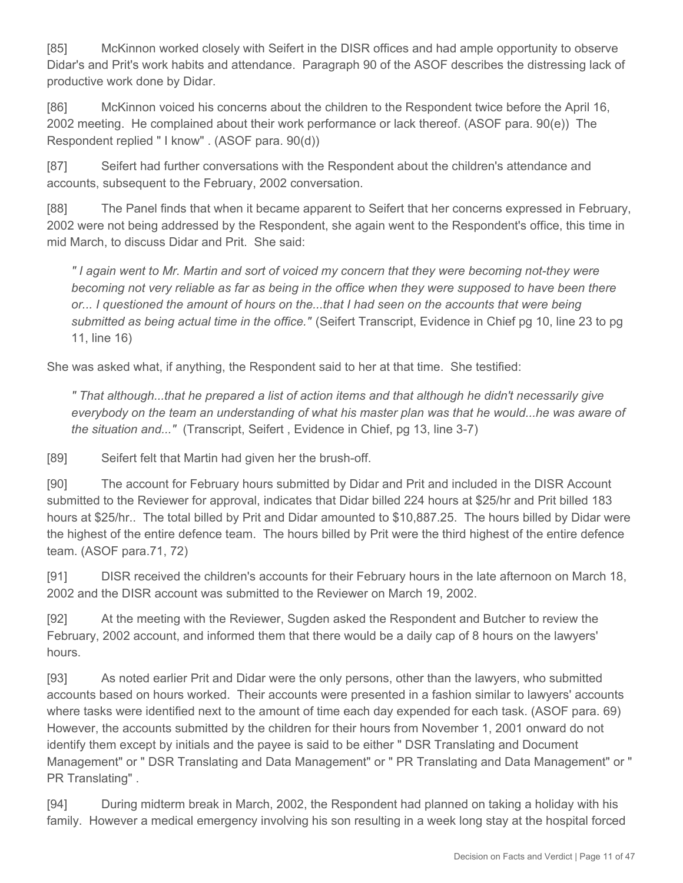[85] McKinnon worked closely with Seifert in the DISR offices and had ample opportunity to observe Didar's and Prit's work habits and attendance. Paragraph 90 of the ASOF describes the distressing lack of productive work done by Didar.

[86] McKinnon voiced his concerns about the children to the Respondent twice before the April 16, 2002 meeting. He complained about their work performance or lack thereof. (ASOF para. 90(e)) The Respondent replied " I know" . (ASOF para. 90(d))

[87] Seifert had further conversations with the Respondent about the children's attendance and accounts, subsequent to the February, 2002 conversation.

[88] The Panel finds that when it became apparent to Seifert that her concerns expressed in February, 2002 were not being addressed by the Respondent, she again went to the Respondent's office, this time in mid March, to discuss Didar and Prit. She said:

> *" I again went to Mr. Martin and sort of voiced my concern that they were becoming not-they were becoming not very reliable as far as being in the office when they were supposed to have been there or... I questioned the amount of hours on the...that I had seen on the accounts that were being submitted as being actual time in the office."* (Seifert Transcript, Evidence in Chief pg 10, line 23 to pg 11, line 16)

She was asked what, if anything, the Respondent said to her at that time. She testified:

> *" That although...that he prepared a list of action items and that although he didn't necessarily give everybody on the team an understanding of what his master plan was that he would...he was aware of the situation and..."* (Transcript, Seifert , Evidence in Chief, pg 13, line 3-7)

[89] Seifert felt that Martin had given her the brush-off.

[90] The account for February hours submitted by Didar and Prit and included in the DISR Account submitted to the Reviewer for approval, indicates that Didar billed 224 hours at $25/hr and Prit billed 183 hours at $25/hr.. The total billed by Prit and Didar amounted to $10,887.25. The hours billed by Didar were the highest of the entire defence team. The hours billed by Prit were the third highest of the entire defence team. (ASOF para.71, 72)

[91] DISR received the children's accounts for their February hours in the late afternoon on March 18, 2002 and the DISR account was submitted to the Reviewer on March 19, 2002.

[92] At the meeting with the Reviewer, Sugden asked the Respondent and Butcher to review the February, 2002 account, and informed them that there would be a daily cap of 8 hours on the lawyers' hours.

[93] As noted earlier Prit and Didar were the only persons, other than the lawyers, who submitted accounts based on hours worked. Their accounts were presented in a fashion similar to lawyers' accounts where tasks were identified next to the amount of time each day expended for each task. (ASOF para. 69) However, the accounts submitted by the children for their hours from November 1, 2001 onward do not identify them except by initials and the payee is said to be either " DSR Translating and Document Management" or " DSR Translating and Data Management" or " PR Translating and Data Management" or " PR Translating" .

[94] During midterm break in March, 2002, the Respondent had planned on taking a holiday with his family. However a medical emergency involving his son resulting in a week long stay at the hospital forced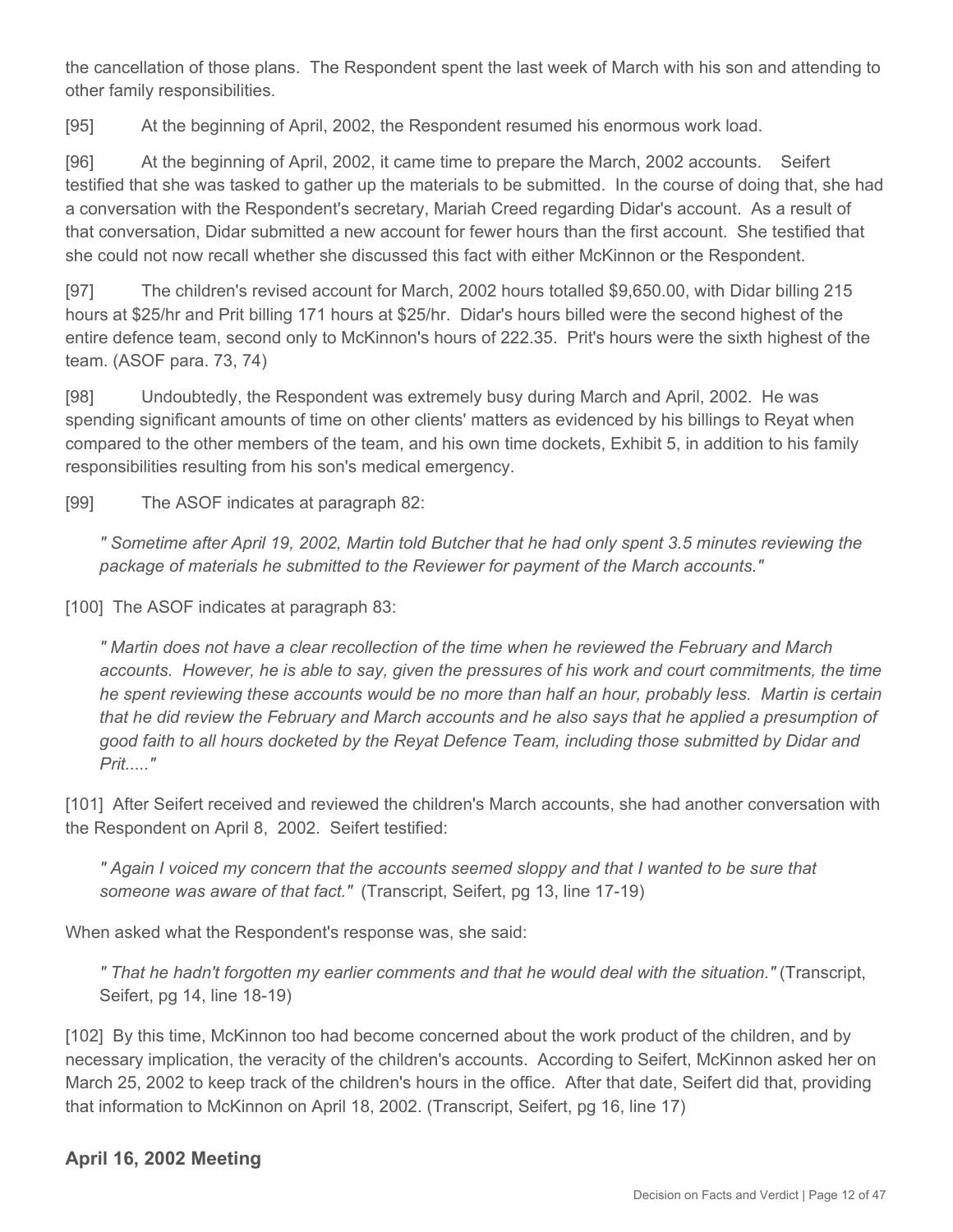the cancellation of those plans. The Respondent spent the last week of March with his son and attending to other family responsibilities.

[95] At the beginning of April, 2002, the Respondent resumed his enormous work load.

[96] At the beginning of April, 2002, it came time to prepare the March, 2002 accounts. Seifert testified that she was tasked to gather up the materials to be submitted. In the course of doing that, she had a conversation with the Respondent's secretary, Mariah Creed regarding Didar's account. As a result of that conversation, Didar submitted a new account for fewer hours than the first account. She testified that she could not now recall whether she discussed this fact with either McKinnon or the Respondent.

[97] The children's revised account for March, 2002 hours totalled $9,650.00, with Didar billing 215 hours at $25/hr and Prit billing 171 hours at $25/hr. Didar's hours billed were the second highest of the entire defence team, second only to McKinnon's hours of 222.35. Prit's hours were the sixth highest of the team. (ASOF para. 73, 74)

[98] Undoubtedly, the Respondent was extremely busy during March and April, 2002. He was spending significant amounts of time on other clients' matters as evidenced by his billings to Reyat when compared to the other members of the team, and his own time dockets, Exhibit 5, in addition to his family responsibilities resulting from his son's medical emergency.

[99] The ASOF indicates at paragraph 82:

> *" Sometime after April 19, 2002, Martin told Butcher that he had only spent 3.5 minutes reviewing the package of materials he submitted to the Reviewer for payment of the March accounts."*

[100] The ASOF indicates at paragraph 83:

> *" Martin does not have a clear recollection of the time when he reviewed the February and March accounts. However, he is able to say, given the pressures of his work and court commitments, the time he spent reviewing these accounts would be no more than half an hour, probably less. Martin is certain that he did review the February and March accounts and he also says that he applied a presumption of good faith to all hours docketed by the Reyat Defence Team, including those submitted by Didar and Prit....."*

[101] After Seifert received and reviewed the children's March accounts, she had another conversation with the Respondent on April 8, 2002. Seifert testified:

> *" Again I voiced my concern that the accounts seemed sloppy and that I wanted to be sure that someone was aware of that fact."* (Transcript, Seifert, pg 13, line 17-19)

When asked what the Respondent's response was, she said:

> *" That he hadn't forgotten my earlier comments and that he would deal with the situation."* (Transcript, Seifert, pg 14, line 18-19)

[102] By this time, McKinnon too had become concerned about the work product of the children, and by necessary implication, the veracity of the children's accounts. According to Seifert, McKinnon asked her on March 25, 2002 to keep track of the children's hours in the office. After that date, Seifert did that, providing that information to McKinnon on April 18, 2002. (Transcript, Seifert, pg 16, line 17)

## April 16, 2002 Meeting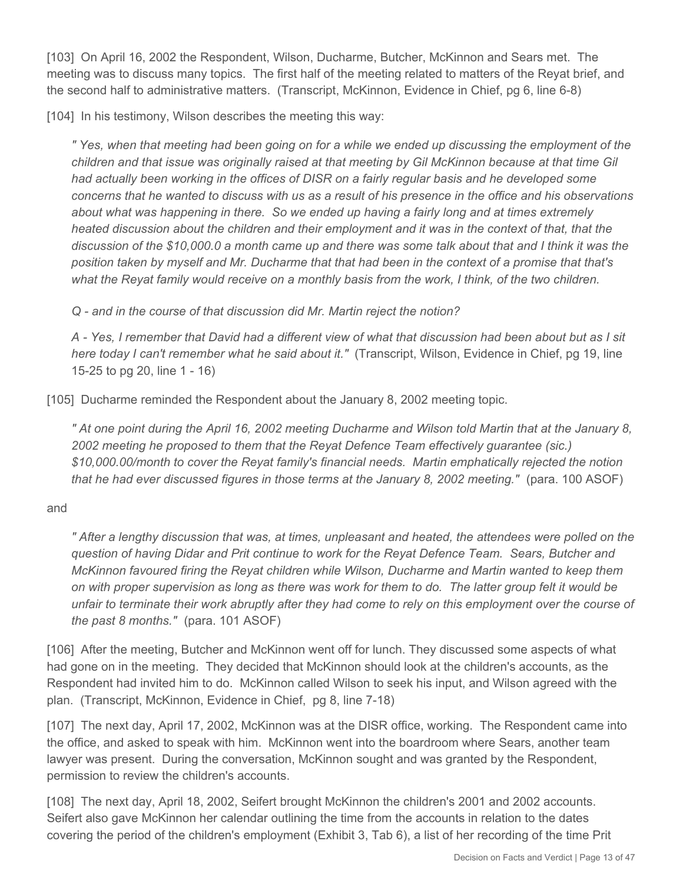[103] On April 16, 2002 the Respondent, Wilson, Ducharme, Butcher, McKinnon and Sears met. The meeting was to discuss many topics. The first half of the meeting related to matters of the Reyat brief, and the second half to administrative matters. (Transcript, McKinnon, Evidence in Chief, pg 6, line 6-8)

[104] In his testimony, Wilson describes the meeting this way:

> *" Yes, when that meeting had been going on for a while we ended up discussing the employment of the children and that issue was originally raised at that meeting by Gil McKinnon because at that time Gil had actually been working in the offices of DISR on a fairly regular basis and he developed some concerns that he wanted to discuss with us as a result of his presence in the office and his observations about what was happening in there. So we ended up having a fairly long and at times extremely heated discussion about the children and their employment and it was in the context of that, that the discussion of the $10,000.0 a month came up and there was some talk about that and I think it was the position taken by myself and Mr. Ducharme that that had been in the context of a promise that that's what the Reyat family would receive on a monthly basis from the work, I think, of the two children.*
>
> *Q - and in the course of that discussion did Mr. Martin reject the notion?*
>
> *A - Yes, I remember that David had a different view of what that discussion had been about but as I sit here today I can't remember what he said about it."* (Transcript, Wilson, Evidence in Chief, pg 19, line 15-25 to pg 20, line 1 - 16)

[105] Ducharme reminded the Respondent about the January 8, 2002 meeting topic.

> *" At one point during the April 16, 2002 meeting Ducharme and Wilson told Martin that at the January 8, 2002 meeting he proposed to them that the Reyat Defence Team effectively guarantee (sic.) $10,000.00/month to cover the Reyat family's financial needs. Martin emphatically rejected the notion that he had ever discussed figures in those terms at the January 8, 2002 meeting."* (para. 100 ASOF)

and

> *" After a lengthy discussion that was, at times, unpleasant and heated, the attendees were polled on the question of having Didar and Prit continue to work for the Reyat Defence Team. Sears, Butcher and McKinnon favoured firing the Reyat children while Wilson, Ducharme and Martin wanted to keep them on with proper supervision as long as there was work for them to do. The latter group felt it would be unfair to terminate their work abruptly after they had come to rely on this employment over the course of the past 8 months."* (para. 101 ASOF)

[106] After the meeting, Butcher and McKinnon went off for lunch. They discussed some aspects of what had gone on in the meeting. They decided that McKinnon should look at the children's accounts, as the Respondent had invited him to do. McKinnon called Wilson to seek his input, and Wilson agreed with the plan. (Transcript, McKinnon, Evidence in Chief, pg 8, line 7-18)

[107] The next day, April 17, 2002, McKinnon was at the DISR office, working. The Respondent came into the office, and asked to speak with him. McKinnon went into the boardroom where Sears, another team lawyer was present. During the conversation, McKinnon sought and was granted by the Respondent, permission to review the children's accounts.

[108] The next day, April 18, 2002, Seifert brought McKinnon the children's 2001 and 2002 accounts. Seifert also gave McKinnon her calendar outlining the time from the accounts in relation to the dates covering the period of the children's employment (Exhibit 3, Tab 6), a list of her recording of the time Prit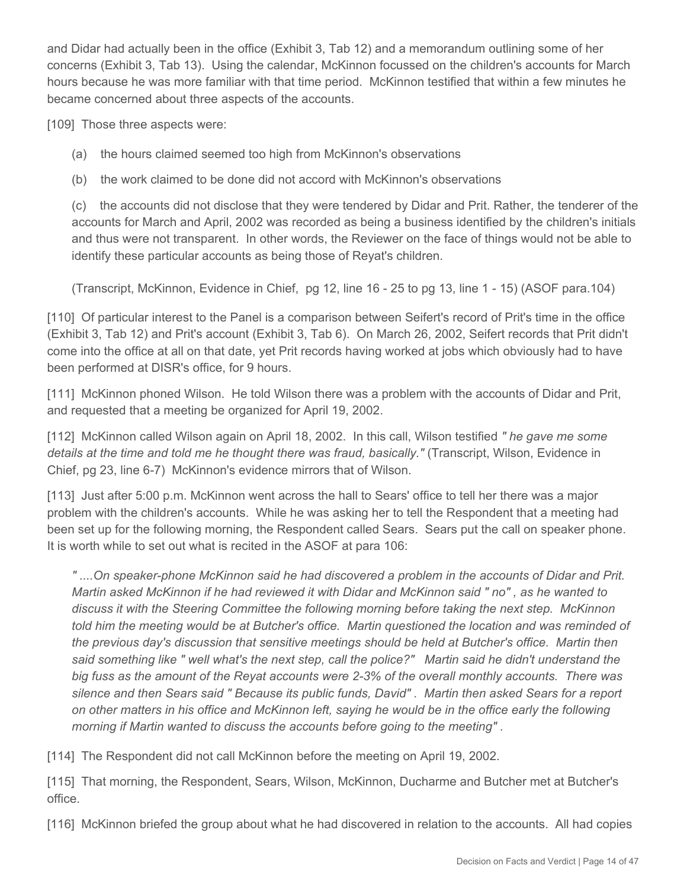and Didar had actually been in the office (Exhibit 3, Tab 12) and a memorandum outlining some of her concerns (Exhibit 3, Tab 13). Using the calendar, McKinnon focussed on the children's accounts for March hours because he was more familiar with that time period. McKinnon testified that within a few minutes he became concerned about three aspects of the accounts.

[109] Those three aspects were:

(a) the hours claimed seemed too high from McKinnon's observations

(b) the work claimed to be done did not accord with McKinnon's observations

(c) the accounts did not disclose that they were tendered by Didar and Prit. Rather, the tenderer of the accounts for March and April, 2002 was recorded as being a business identified by the children's initials and thus were not transparent. In other words, the Reviewer on the face of things would not be able to identify these particular accounts as being those of Reyat's children.

(Transcript, McKinnon, Evidence in Chief, pg 12, line 16 - 25 to pg 13, line 1 - 15) (ASOF para.104)

[110] Of particular interest to the Panel is a comparison between Seifert's record of Prit's time in the office (Exhibit 3, Tab 12) and Prit's account (Exhibit 3, Tab 6). On March 26, 2002, Seifert records that Prit didn't come into the office at all on that date, yet Prit records having worked at jobs which obviously had to have been performed at DISR's office, for 9 hours.

[111] McKinnon phoned Wilson. He told Wilson there was a problem with the accounts of Didar and Prit, and requested that a meeting be organized for April 19, 2002.

[112] McKinnon called Wilson again on April 18, 2002. In this call, Wilson testified *" he gave me some details at the time and told me he thought there was fraud, basically."* (Transcript, Wilson, Evidence in Chief, pg 23, line 6-7) McKinnon's evidence mirrors that of Wilson.

[113] Just after 5:00 p.m. McKinnon went across the hall to Sears' office to tell her there was a major problem with the children's accounts. While he was asking her to tell the Respondent that a meeting had been set up for the following morning, the Respondent called Sears. Sears put the call on speaker phone. It is worth while to set out what is recited in the ASOF at para 106:

*" ....On speaker-phone McKinnon said he had discovered a problem in the accounts of Didar and Prit. Martin asked McKinnon if he had reviewed it with Didar and McKinnon said " no" , as he wanted to discuss it with the Steering Committee the following morning before taking the next step. McKinnon told him the meeting would be at Butcher's office. Martin questioned the location and was reminded of the previous day's discussion that sensitive meetings should be held at Butcher's office. Martin then said something like " well what's the next step, call the police?" Martin said he didn't understand the big fuss as the amount of the Reyat accounts were 2-3% of the overall monthly accounts. There was silence and then Sears said " Because its public funds, David" . Martin then asked Sears for a report on other matters in his office and McKinnon left, saying he would be in the office early the following morning if Martin wanted to discuss the accounts before going to the meeting" .*

[114] The Respondent did not call McKinnon before the meeting on April 19, 2002.

[115] That morning, the Respondent, Sears, Wilson, McKinnon, Ducharme and Butcher met at Butcher's office.

[116] McKinnon briefed the group about what he had discovered in relation to the accounts. All had copies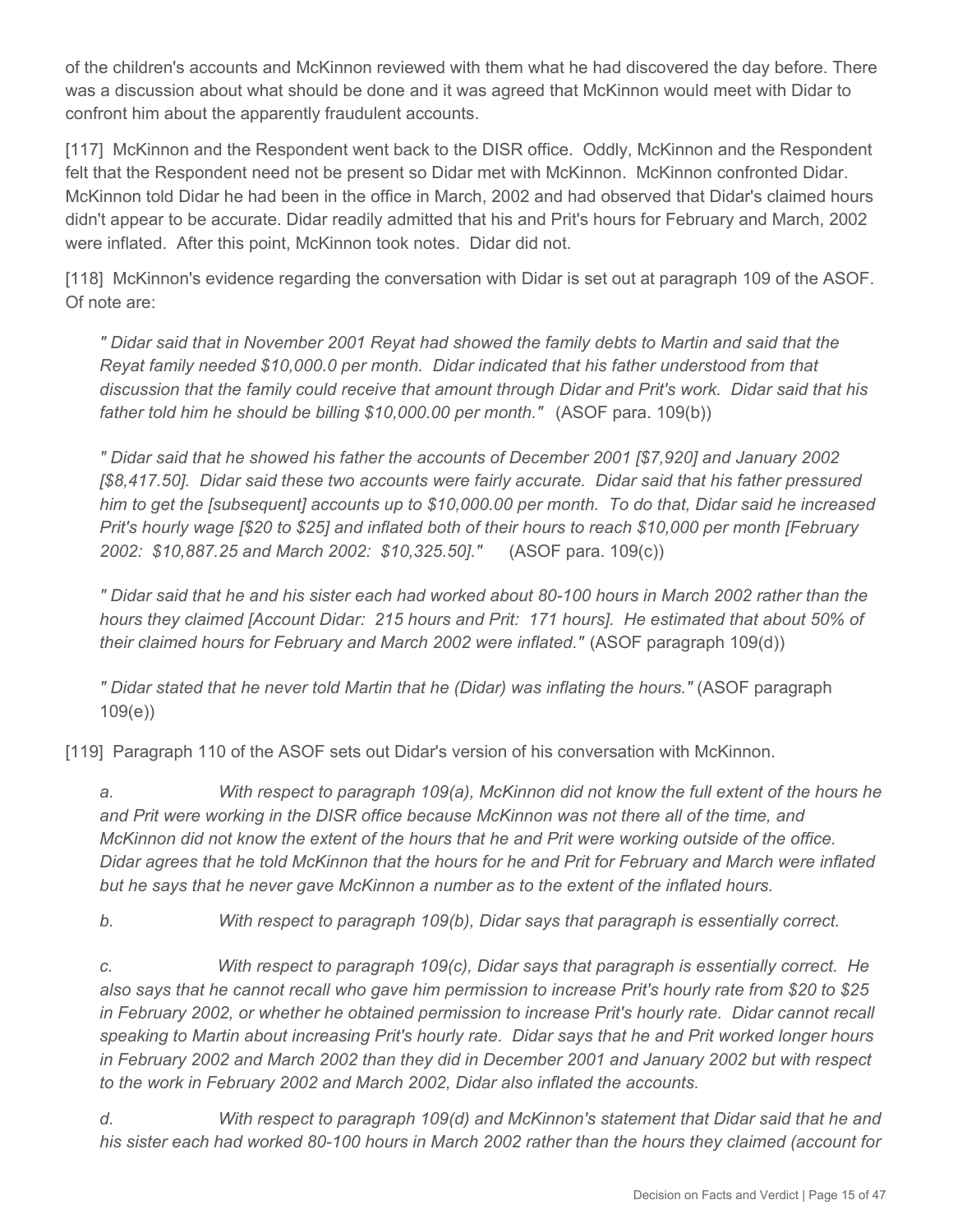of the children's accounts and McKinnon reviewed with them what he had discovered the day before. There was a discussion about what should be done and it was agreed that McKinnon would meet with Didar to confront him about the apparently fraudulent accounts.

[117] McKinnon and the Respondent went back to the DISR office. Oddly, McKinnon and the Respondent felt that the Respondent need not be present so Didar met with McKinnon. McKinnon confronted Didar. McKinnon told Didar he had been in the office in March, 2002 and had observed that Didar's claimed hours didn't appear to be accurate. Didar readily admitted that his and Prit's hours for February and March, 2002 were inflated. After this point, McKinnon took notes. Didar did not.

[118] McKinnon's evidence regarding the conversation with Didar is set out at paragraph 109 of the ASOF. Of note are:

> *" Didar said that in November 2001 Reyat had showed the family debts to Martin and said that the Reyat family needed $10,000.0 per month. Didar indicated that his father understood from that discussion that the family could receive that amount through Didar and Prit's work. Didar said that his father told him he should be billing $10,000.00 per month."* (ASOF para. 109(b))

> *" Didar said that he showed his father the accounts of December 2001 [$7,920] and January 2002 [$8,417.50]. Didar said these two accounts were fairly accurate. Didar said that his father pressured him to get the [subsequent] accounts up to $10,000.00 per month. To do that, Didar said he increased Prit's hourly wage [$20 to $25] and inflated both of their hours to reach $10,000 per month [February 2002: $10,887.25 and March 2002: $10,325.50]."* (ASOF para. 109(c))

> *" Didar said that he and his sister each had worked about 80-100 hours in March 2002 rather than the hours they claimed [Account Didar: 215 hours and Prit: 171 hours]. He estimated that about 50% of their claimed hours for February and March 2002 were inflated."* (ASOF paragraph 109(d))

> *" Didar stated that he never told Martin that he (Didar) was inflating the hours."* (ASOF paragraph 109(e))

[119] Paragraph 110 of the ASOF sets out Didar's version of his conversation with McKinnon.

> *a. With respect to paragraph 109(a), McKinnon did not know the full extent of the hours he and Prit were working in the DISR office because McKinnon was not there all of the time, and McKinnon did not know the extent of the hours that he and Prit were working outside of the office. Didar agrees that he told McKinnon that the hours for he and Prit for February and March were inflated but he says that he never gave McKinnon a number as to the extent of the inflated hours.*

> *b. With respect to paragraph 109(b), Didar says that paragraph is essentially correct.*

> *c. With respect to paragraph 109(c), Didar says that paragraph is essentially correct. He also says that he cannot recall who gave him permission to increase Prit's hourly rate from $20 to $25 in February 2002, or whether he obtained permission to increase Prit's hourly rate. Didar cannot recall speaking to Martin about increasing Prit's hourly rate. Didar says that he and Prit worked longer hours in February 2002 and March 2002 than they did in December 2001 and January 2002 but with respect to the work in February 2002 and March 2002, Didar also inflated the accounts.*

> *d. With respect to paragraph 109(d) and McKinnon's statement that Didar said that he and his sister each had worked 80-100 hours in March 2002 rather than the hours they claimed (account for*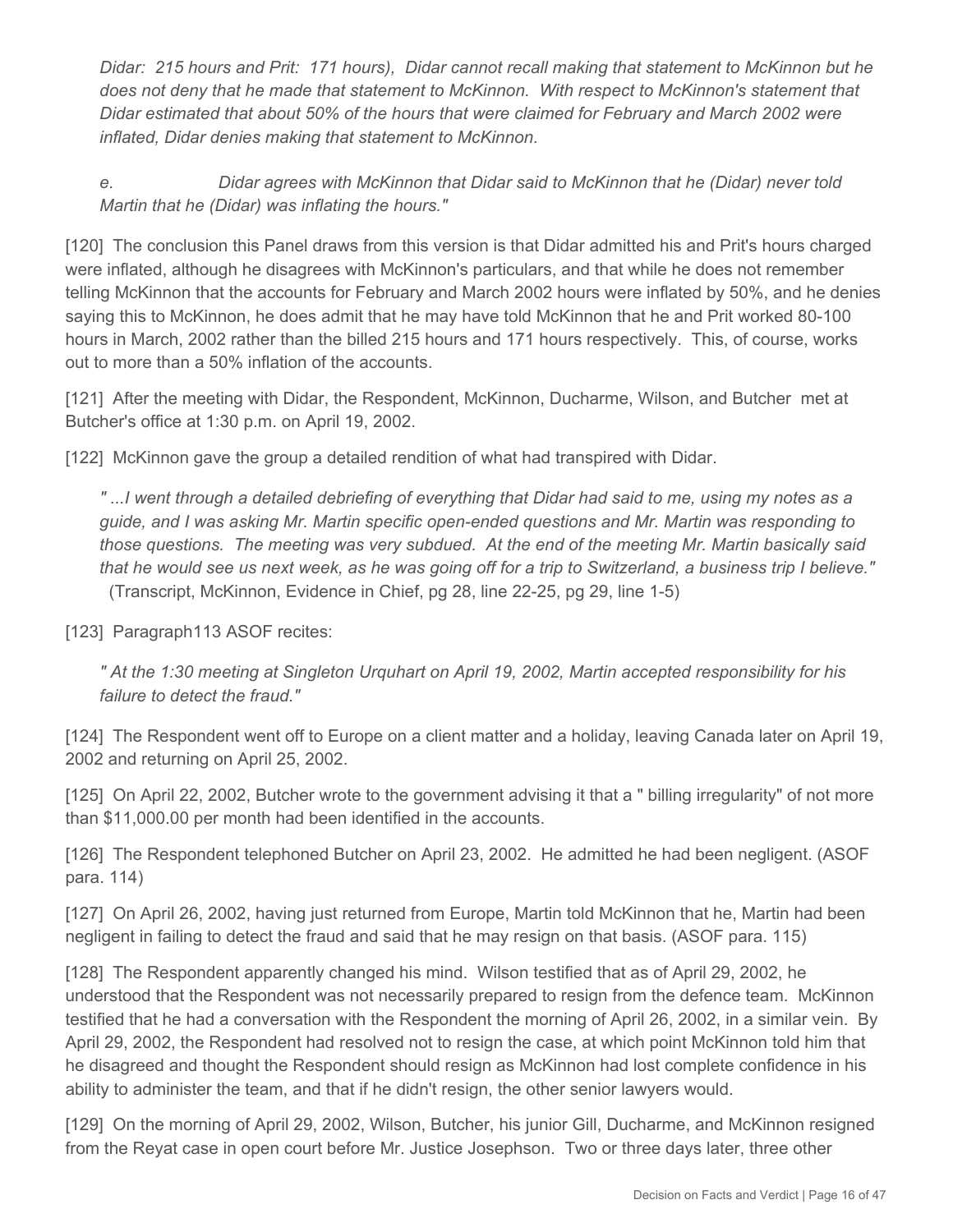*Didar: 215 hours and Prit: 171 hours), Didar cannot recall making that statement to McKinnon but he does not deny that he made that statement to McKinnon. With respect to McKinnon's statement that Didar estimated that about 50% of the hours that were claimed for February and March 2002 were inflated, Didar denies making that statement to McKinnon.*

*e. Didar agrees with McKinnon that Didar said to McKinnon that he (Didar) never told Martin that he (Didar) was inflating the hours."*

[120] The conclusion this Panel draws from this version is that Didar admitted his and Prit's hours charged were inflated, although he disagrees with McKinnon's particulars, and that while he does not remember telling McKinnon that the accounts for February and March 2002 hours were inflated by 50%, and he denies saying this to McKinnon, he does admit that he may have told McKinnon that he and Prit worked 80-100 hours in March, 2002 rather than the billed 215 hours and 171 hours respectively. This, of course, works out to more than a 50% inflation of the accounts.

[121] After the meeting with Didar, the Respondent, McKinnon, Ducharme, Wilson, and Butcher met at Butcher's office at 1:30 p.m. on April 19, 2002.

[122] McKinnon gave the group a detailed rendition of what had transpired with Didar.

*" ...I went through a detailed debriefing of everything that Didar had said to me, using my notes as a guide, and I was asking Mr. Martin specific open-ended questions and Mr. Martin was responding to those questions. The meeting was very subdued. At the end of the meeting Mr. Martin basically said that he would see us next week, as he was going off for a trip to Switzerland, a business trip I believe."* (Transcript, McKinnon, Evidence in Chief, pg 28, line 22-25, pg 29, line 1-5)

[123] Paragraph113 ASOF recites:

*" At the 1:30 meeting at Singleton Urquhart on April 19, 2002, Martin accepted responsibility for his failure to detect the fraud."*

[124] The Respondent went off to Europe on a client matter and a holiday, leaving Canada later on April 19, 2002 and returning on April 25, 2002.

[125] On April 22, 2002, Butcher wrote to the government advising it that a " billing irregularity" of not more than $11,000.00 per month had been identified in the accounts.

[126] The Respondent telephoned Butcher on April 23, 2002. He admitted he had been negligent. (ASOF para. 114)

[127] On April 26, 2002, having just returned from Europe, Martin told McKinnon that he, Martin had been negligent in failing to detect the fraud and said that he may resign on that basis. (ASOF para. 115)

[128] The Respondent apparently changed his mind. Wilson testified that as of April 29, 2002, he understood that the Respondent was not necessarily prepared to resign from the defence team. McKinnon testified that he had a conversation with the Respondent the morning of April 26, 2002, in a similar vein. By April 29, 2002, the Respondent had resolved not to resign the case, at which point McKinnon told him that he disagreed and thought the Respondent should resign as McKinnon had lost complete confidence in his ability to administer the team, and that if he didn't resign, the other senior lawyers would.

[129] On the morning of April 29, 2002, Wilson, Butcher, his junior Gill, Ducharme, and McKinnon resigned from the Reyat case in open court before Mr. Justice Josephson. Two or three days later, three other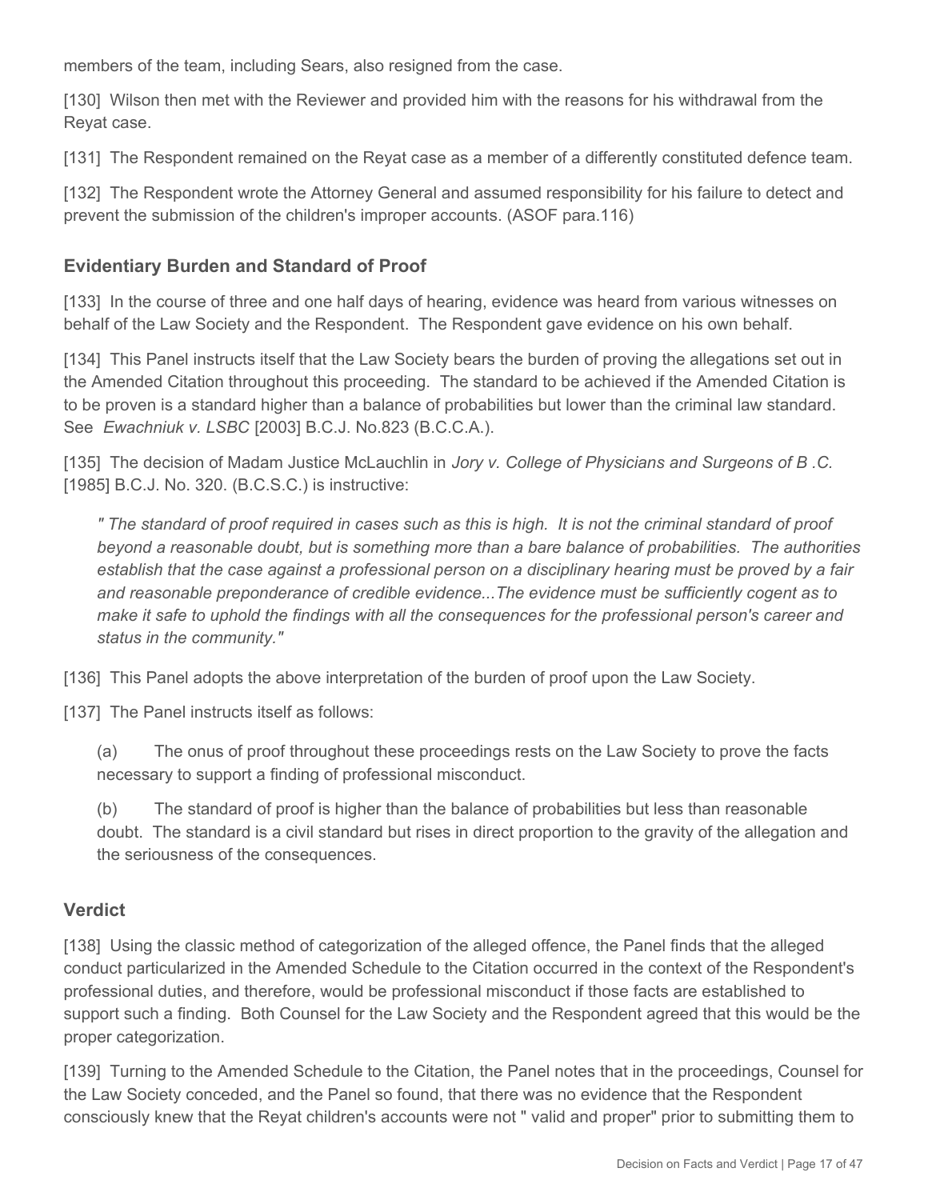members of the team, including Sears, also resigned from the case.

[130] Wilson then met with the Reviewer and provided him with the reasons for his withdrawal from the Reyat case.

[131] The Respondent remained on the Reyat case as a member of a differently constituted defence team.

[132] The Respondent wrote the Attorney General and assumed responsibility for his failure to detect and prevent the submission of the children's improper accounts. (ASOF para.116)

## Evidentiary Burden and Standard of Proof

[133] In the course of three and one half days of hearing, evidence was heard from various witnesses on behalf of the Law Society and the Respondent. The Respondent gave evidence on his own behalf.

[134] This Panel instructs itself that the Law Society bears the burden of proving the allegations set out in the Amended Citation throughout this proceeding. The standard to be achieved if the Amended Citation is to be proven is a standard higher than a balance of probabilities but lower than the criminal law standard. See *Ewachniuk v. LSBC* [2003] B.C.J. No.823 (B.C.C.A.).

[135] The decision of Madam Justice McLauchlin in *Jory v. College of Physicians and Surgeons of B .C.* [1985] B.C.J. No. 320. (B.C.S.C.) is instructive:

> *" The standard of proof required in cases such as this is high. It is not the criminal standard of proof beyond a reasonable doubt, but is something more than a bare balance of probabilities. The authorities establish that the case against a professional person on a disciplinary hearing must be proved by a fair and reasonable preponderance of credible evidence...The evidence must be sufficiently cogent as to make it safe to uphold the findings with all the consequences for the professional person's career and status in the community."*

[136] This Panel adopts the above interpretation of the burden of proof upon the Law Society.

[137] The Panel instructs itself as follows:

> (a) The onus of proof throughout these proceedings rests on the Law Society to prove the facts necessary to support a finding of professional misconduct.
>
> (b) The standard of proof is higher than the balance of probabilities but less than reasonable doubt. The standard is a civil standard but rises in direct proportion to the gravity of the allegation and the seriousness of the consequences.

## Verdict

[138] Using the classic method of categorization of the alleged offence, the Panel finds that the alleged conduct particularized in the Amended Schedule to the Citation occurred in the context of the Respondent's professional duties, and therefore, would be professional misconduct if those facts are established to support such a finding. Both Counsel for the Law Society and the Respondent agreed that this would be the proper categorization.

[139] Turning to the Amended Schedule to the Citation, the Panel notes that in the proceedings, Counsel for the Law Society conceded, and the Panel so found, that there was no evidence that the Respondent consciously knew that the Reyat children's accounts were not " valid and proper" prior to submitting them to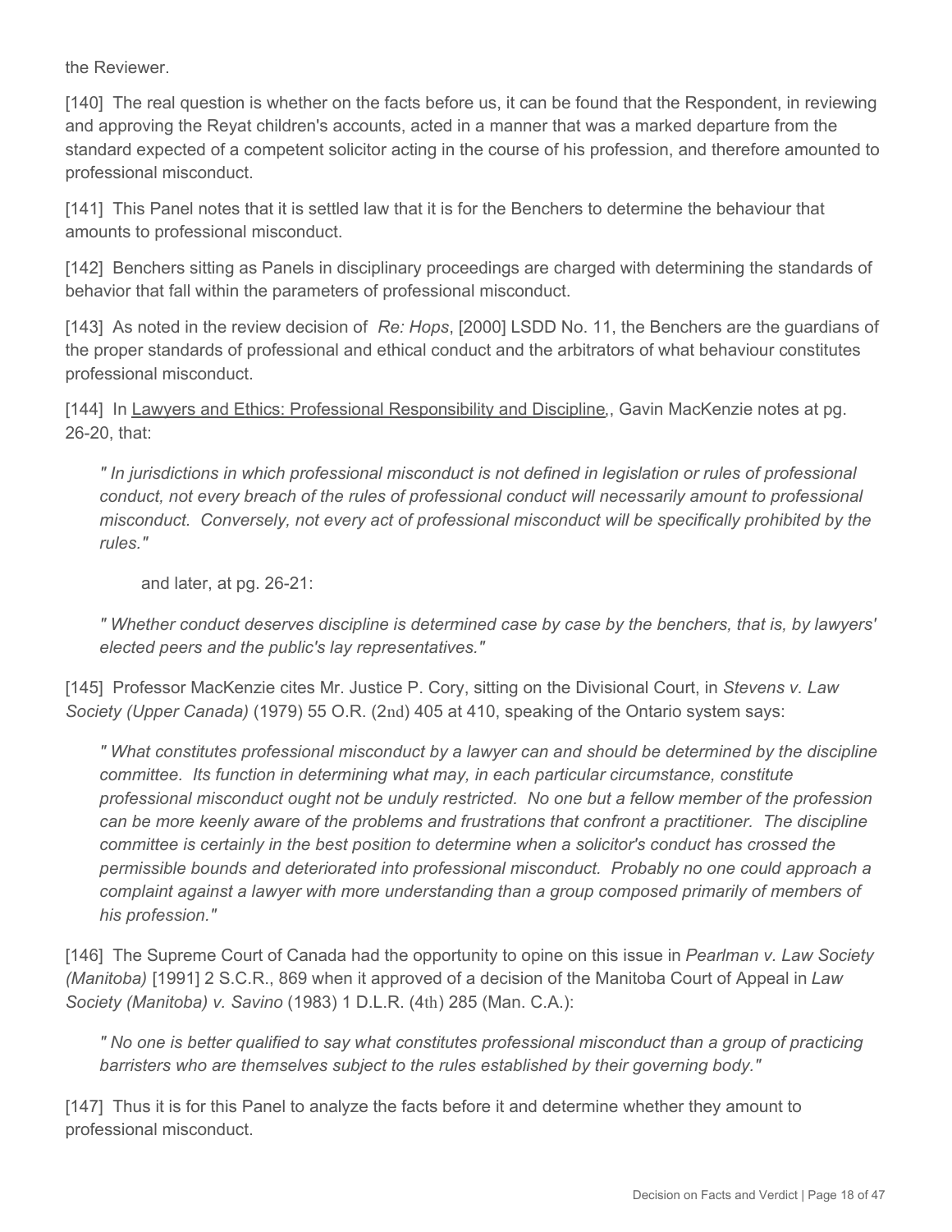the Reviewer.

[140] The real question is whether on the facts before us, it can be found that the Respondent, in reviewing and approving the Reyat children's accounts, acted in a manner that was a marked departure from the standard expected of a competent solicitor acting in the course of his profession, and therefore amounted to professional misconduct.

[141] This Panel notes that it is settled law that it is for the Benchers to determine the behaviour that amounts to professional misconduct.

[142] Benchers sitting as Panels in disciplinary proceedings are charged with determining the standards of behavior that fall within the parameters of professional misconduct.

[143] As noted in the review decision of *Re: Hops*, [2000] LSDD No. 11, the Benchers are the guardians of the proper standards of professional and ethical conduct and the arbitrators of what behaviour constitutes professional misconduct.

[144] In Lawyers and Ethics: Professional Responsibility and Discipline,, Gavin MacKenzie notes at pg. 26-20, that:

> *" In jurisdictions in which professional misconduct is not defined in legislation or rules of professional conduct, not every breach of the rules of professional conduct will necessarily amount to professional misconduct. Conversely, not every act of professional misconduct will be specifically prohibited by the rules."*

and later, at pg. 26-21:

> *" Whether conduct deserves discipline is determined case by case by the benchers, that is, by lawyers' elected peers and the public's lay representatives."*

[145] Professor MacKenzie cites Mr. Justice P. Cory, sitting on the Divisional Court, in *Stevens v. Law Society (Upper Canada)* (1979) 55 O.R. (2nd) 405 at 410, speaking of the Ontario system says:

> *" What constitutes professional misconduct by a lawyer can and should be determined by the discipline committee. Its function in determining what may, in each particular circumstance, constitute professional misconduct ought not be unduly restricted. No one but a fellow member of the profession can be more keenly aware of the problems and frustrations that confront a practitioner. The discipline committee is certainly in the best position to determine when a solicitor's conduct has crossed the permissible bounds and deteriorated into professional misconduct. Probably no one could approach a complaint against a lawyer with more understanding than a group composed primarily of members of his profession."*

[146] The Supreme Court of Canada had the opportunity to opine on this issue in *Pearlman v. Law Society (Manitoba)* [1991] 2 S.C.R., 869 when it approved of a decision of the Manitoba Court of Appeal in *Law Society (Manitoba) v. Savino* (1983) 1 D.L.R. (4th) 285 (Man. C.A.):

> *" No one is better qualified to say what constitutes professional misconduct than a group of practicing barristers who are themselves subject to the rules established by their governing body."*

[147] Thus it is for this Panel to analyze the facts before it and determine whether they amount to professional misconduct.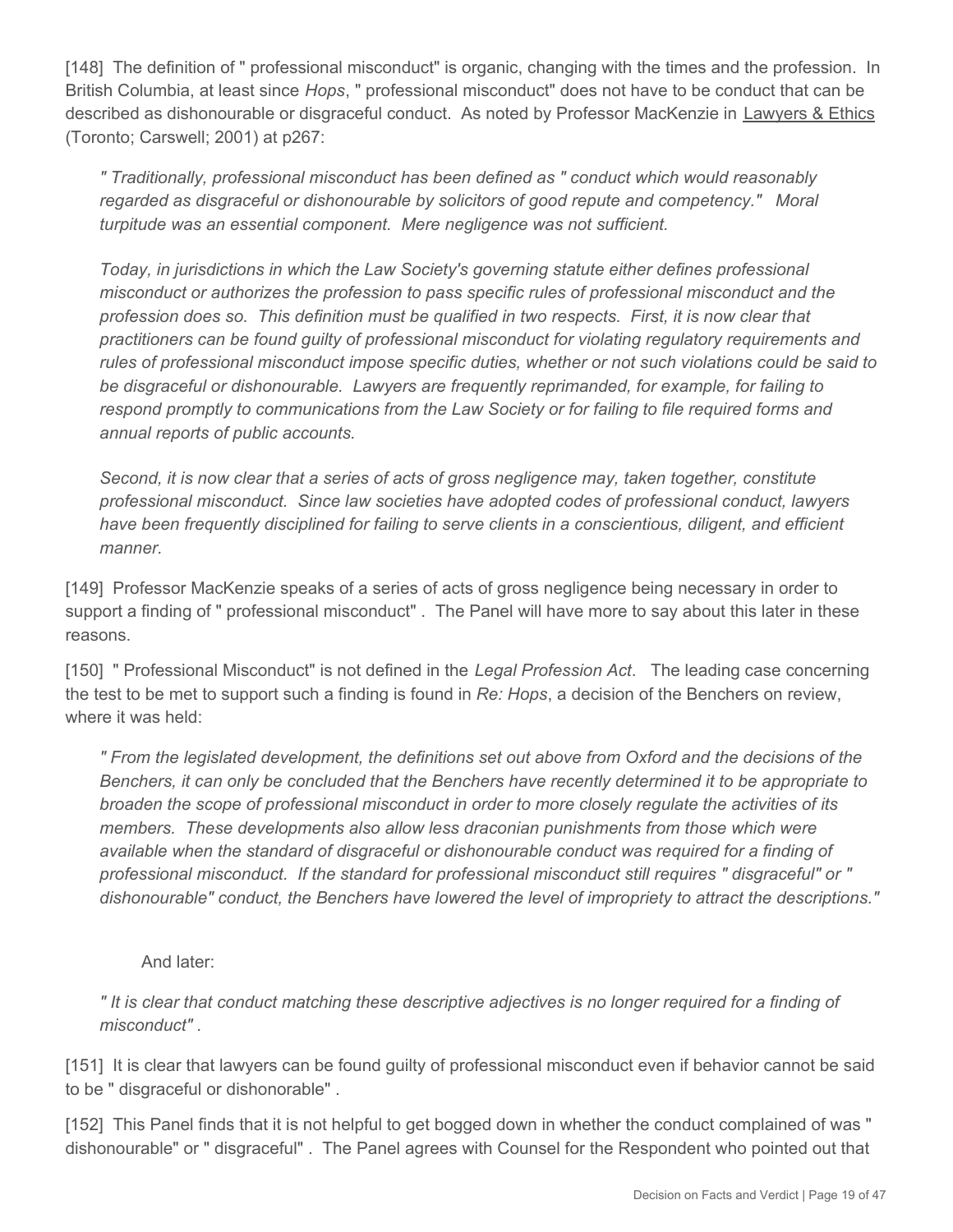[148] The definition of " professional misconduct" is organic, changing with the times and the profession. In British Columbia, at least since *Hops*, " professional misconduct" does not have to be conduct that can be described as dishonourable or disgraceful conduct. As noted by Professor MacKenzie in Lawyers & Ethics (Toronto; Carswell; 2001) at p267:

> *" Traditionally, professional misconduct has been defined as " conduct which would reasonably regarded as disgraceful or dishonourable by solicitors of good repute and competency." Moral turpitude was an essential component. Mere negligence was not sufficient.*
>
> *Today, in jurisdictions in which the Law Society's governing statute either defines professional misconduct or authorizes the profession to pass specific rules of professional misconduct and the profession does so. This definition must be qualified in two respects. First, it is now clear that practitioners can be found guilty of professional misconduct for violating regulatory requirements and rules of professional misconduct impose specific duties, whether or not such violations could be said to be disgraceful or dishonourable. Lawyers are frequently reprimanded, for example, for failing to respond promptly to communications from the Law Society or for failing to file required forms and annual reports of public accounts.*
>
> *Second, it is now clear that a series of acts of gross negligence may, taken together, constitute professional misconduct. Since law societies have adopted codes of professional conduct, lawyers have been frequently disciplined for failing to serve clients in a conscientious, diligent, and efficient manner.*

[149] Professor MacKenzie speaks of a series of acts of gross negligence being necessary in order to support a finding of " professional misconduct" . The Panel will have more to say about this later in these reasons.

[150] " Professional Misconduct" is not defined in the *Legal Profession Act*. The leading case concerning the test to be met to support such a finding is found in *Re: Hops*, a decision of the Benchers on review, where it was held:

> *" From the legislated development, the definitions set out above from Oxford and the decisions of the Benchers, it can only be concluded that the Benchers have recently determined it to be appropriate to broaden the scope of professional misconduct in order to more closely regulate the activities of its members. These developments also allow less draconian punishments from those which were available when the standard of disgraceful or dishonourable conduct was required for a finding of professional misconduct. If the standard for professional misconduct still requires " disgraceful" or " dishonourable" conduct, the Benchers have lowered the level of impropriety to attract the descriptions."*

And later:

> *" It is clear that conduct matching these descriptive adjectives is no longer required for a finding of misconduct" .*

[151] It is clear that lawyers can be found guilty of professional misconduct even if behavior cannot be said to be " disgraceful or dishonorable" .

[152] This Panel finds that it is not helpful to get bogged down in whether the conduct complained of was " dishonourable" or " disgraceful" . The Panel agrees with Counsel for the Respondent who pointed out that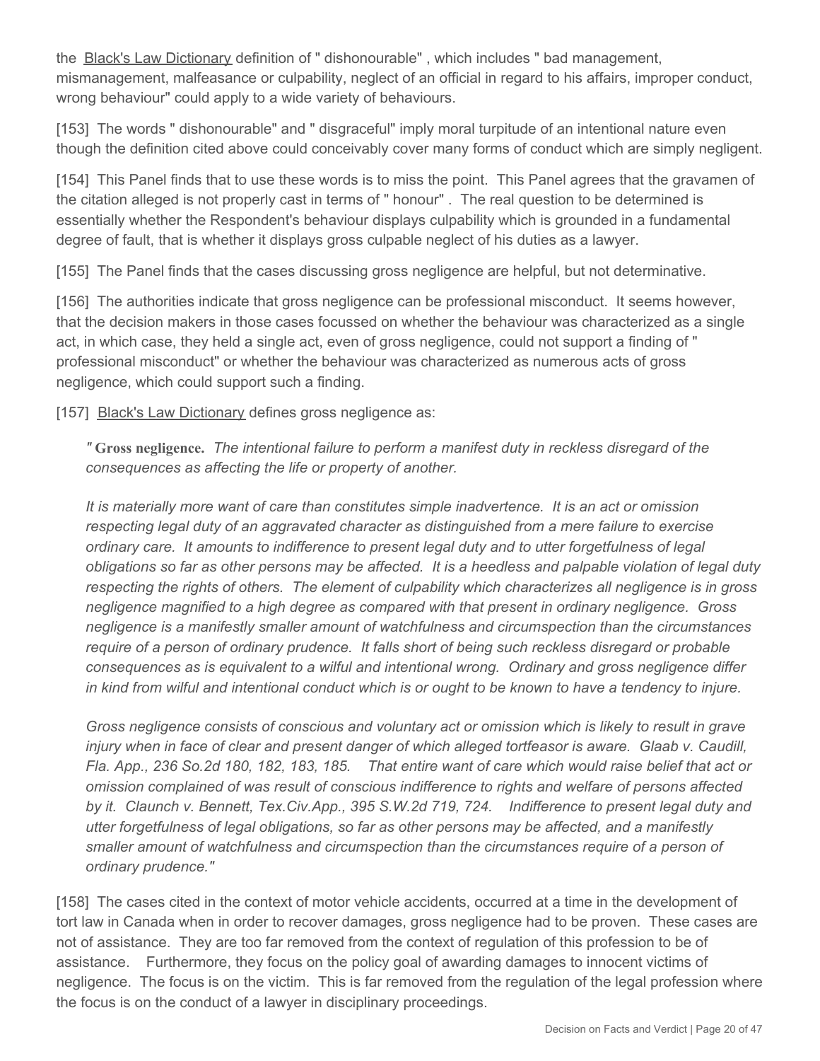the Black's Law Dictionary definition of " dishonourable" , which includes " bad management, mismanagement, malfeasance or culpability, neglect of an official in regard to his affairs, improper conduct, wrong behaviour" could apply to a wide variety of behaviours.

[153] The words " dishonourable" and " disgraceful" imply moral turpitude of an intentional nature even though the definition cited above could conceivably cover many forms of conduct which are simply negligent.

[154] This Panel finds that to use these words is to miss the point. This Panel agrees that the gravamen of the citation alleged is not properly cast in terms of " honour" . The real question to be determined is essentially whether the Respondent's behaviour displays culpability which is grounded in a fundamental degree of fault, that is whether it displays gross culpable neglect of his duties as a lawyer.

[155] The Panel finds that the cases discussing gross negligence are helpful, but not determinative.

[156] The authorities indicate that gross negligence can be professional misconduct. It seems however, that the decision makers in those cases focussed on whether the behaviour was characterized as a single act, in which case, they held a single act, even of gross negligence, could not support a finding of " professional misconduct" or whether the behaviour was characterized as numerous acts of gross negligence, which could support such a finding.

[157] Black's Law Dictionary defines gross negligence as:

> *"* **Gross negligence.** *The intentional failure to perform a manifest duty in reckless disregard of the consequences as affecting the life or property of another.*
>
> *It is materially more want of care than constitutes simple inadvertence. It is an act or omission respecting legal duty of an aggravated character as distinguished from a mere failure to exercise ordinary care. It amounts to indifference to present legal duty and to utter forgetfulness of legal obligations so far as other persons may be affected. It is a heedless and palpable violation of legal duty respecting the rights of others. The element of culpability which characterizes all negligence is in gross negligence magnified to a high degree as compared with that present in ordinary negligence. Gross negligence is a manifestly smaller amount of watchfulness and circumspection than the circumstances require of a person of ordinary prudence. It falls short of being such reckless disregard or probable consequences as is equivalent to a wilful and intentional wrong. Ordinary and gross negligence differ in kind from wilful and intentional conduct which is or ought to be known to have a tendency to injure.*
>
> *Gross negligence consists of conscious and voluntary act or omission which is likely to result in grave injury when in face of clear and present danger of which alleged tortfeasor is aware. Glaab v. Caudill, Fla. App., 236 So.2d 180, 182, 183, 185. That entire want of care which would raise belief that act or omission complained of was result of conscious indifference to rights and welfare of persons affected by it. Claunch v. Bennett, Tex.Civ.App., 395 S.W.2d 719, 724. Indifference to present legal duty and utter forgetfulness of legal obligations, so far as other persons may be affected, and a manifestly smaller amount of watchfulness and circumspection than the circumstances require of a person of ordinary prudence."*

[158] The cases cited in the context of motor vehicle accidents, occurred at a time in the development of tort law in Canada when in order to recover damages, gross negligence had to be proven. These cases are not of assistance. They are too far removed from the context of regulation of this profession to be of assistance. Furthermore, they focus on the policy goal of awarding damages to innocent victims of negligence. The focus is on the victim. This is far removed from the regulation of the legal profession where the focus is on the conduct of a lawyer in disciplinary proceedings.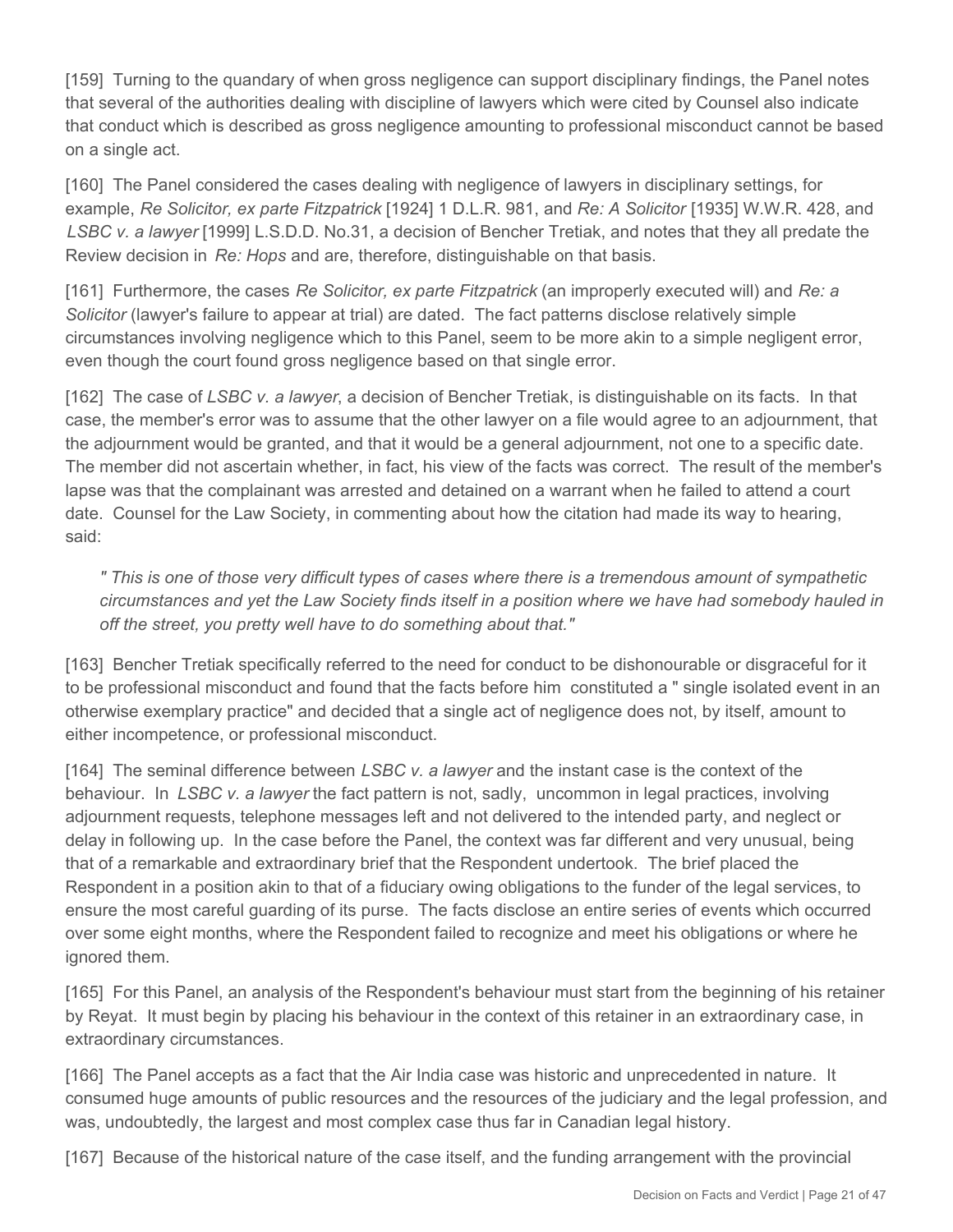[159] Turning to the quandary of when gross negligence can support disciplinary findings, the Panel notes that several of the authorities dealing with discipline of lawyers which were cited by Counsel also indicate that conduct which is described as gross negligence amounting to professional misconduct cannot be based on a single act.

[160] The Panel considered the cases dealing with negligence of lawyers in disciplinary settings, for example, *Re Solicitor, ex parte Fitzpatrick* [1924] 1 D.L.R. 981, and *Re: A Solicitor* [1935] W.W.R. 428, and *LSBC v. a lawyer* [1999] L.S.D.D. No.31, a decision of Bencher Tretiak, and notes that they all predate the Review decision in *Re: Hops* and are, therefore, distinguishable on that basis.

[161] Furthermore, the cases *Re Solicitor, ex parte Fitzpatrick* (an improperly executed will) and *Re: a Solicitor* (lawyer's failure to appear at trial) are dated. The fact patterns disclose relatively simple circumstances involving negligence which to this Panel, seem to be more akin to a simple negligent error, even though the court found gross negligence based on that single error.

[162] The case of *LSBC v. a lawyer*, a decision of Bencher Tretiak, is distinguishable on its facts. In that case, the member's error was to assume that the other lawyer on a file would agree to an adjournment, that the adjournment would be granted, and that it would be a general adjournment, not one to a specific date. The member did not ascertain whether, in fact, his view of the facts was correct. The result of the member's lapse was that the complainant was arrested and detained on a warrant when he failed to attend a court date. Counsel for the Law Society, in commenting about how the citation had made its way to hearing, said:

> *" This is one of those very difficult types of cases where there is a tremendous amount of sympathetic circumstances and yet the Law Society finds itself in a position where we have had somebody hauled in off the street, you pretty well have to do something about that."*

[163] Bencher Tretiak specifically referred to the need for conduct to be dishonourable or disgraceful for it to be professional misconduct and found that the facts before him constituted a " single isolated event in an otherwise exemplary practice" and decided that a single act of negligence does not, by itself, amount to either incompetence, or professional misconduct.

[164] The seminal difference between *LSBC v. a lawyer* and the instant case is the context of the behaviour. In *LSBC v. a lawyer* the fact pattern is not, sadly, uncommon in legal practices, involving adjournment requests, telephone messages left and not delivered to the intended party, and neglect or delay in following up. In the case before the Panel, the context was far different and very unusual, being that of a remarkable and extraordinary brief that the Respondent undertook. The brief placed the Respondent in a position akin to that of a fiduciary owing obligations to the funder of the legal services, to ensure the most careful guarding of its purse. The facts disclose an entire series of events which occurred over some eight months, where the Respondent failed to recognize and meet his obligations or where he ignored them.

[165] For this Panel, an analysis of the Respondent's behaviour must start from the beginning of his retainer by Reyat. It must begin by placing his behaviour in the context of this retainer in an extraordinary case, in extraordinary circumstances.

[166] The Panel accepts as a fact that the Air India case was historic and unprecedented in nature. It consumed huge amounts of public resources and the resources of the judiciary and the legal profession, and was, undoubtedly, the largest and most complex case thus far in Canadian legal history.

[167] Because of the historical nature of the case itself, and the funding arrangement with the provincial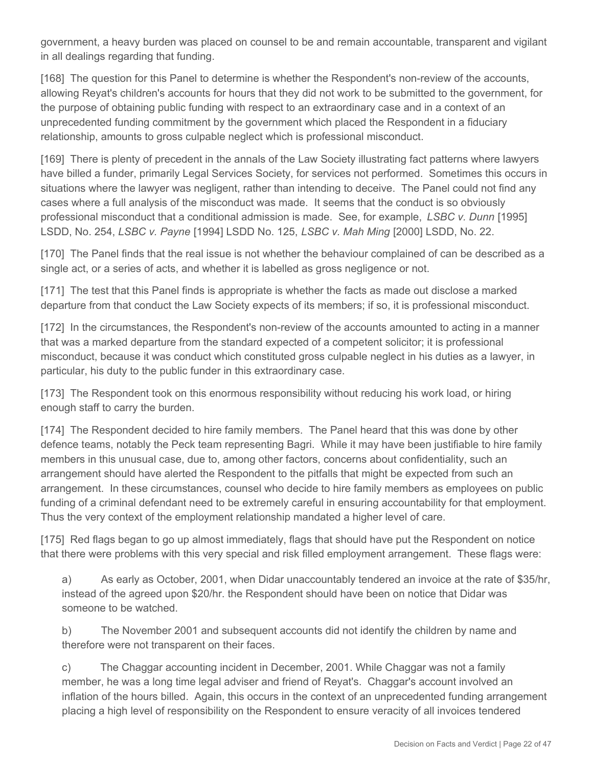government, a heavy burden was placed on counsel to be and remain accountable, transparent and vigilant in all dealings regarding that funding.

[168] The question for this Panel to determine is whether the Respondent's non-review of the accounts, allowing Reyat's children's accounts for hours that they did not work to be submitted to the government, for the purpose of obtaining public funding with respect to an extraordinary case and in a context of an unprecedented funding commitment by the government which placed the Respondent in a fiduciary relationship, amounts to gross culpable neglect which is professional misconduct.

[169] There is plenty of precedent in the annals of the Law Society illustrating fact patterns where lawyers have billed a funder, primarily Legal Services Society, for services not performed. Sometimes this occurs in situations where the lawyer was negligent, rather than intending to deceive. The Panel could not find any cases where a full analysis of the misconduct was made. It seems that the conduct is so obviously professional misconduct that a conditional admission is made. See, for example, *LSBC v. Dunn* [1995] LSDD, No. 254, *LSBC v. Payne* [1994] LSDD No. 125, *LSBC v. Mah Ming* [2000] LSDD, No. 22.

[170] The Panel finds that the real issue is not whether the behaviour complained of can be described as a single act, or a series of acts, and whether it is labelled as gross negligence or not.

[171] The test that this Panel finds is appropriate is whether the facts as made out disclose a marked departure from that conduct the Law Society expects of its members; if so, it is professional misconduct.

[172] In the circumstances, the Respondent's non-review of the accounts amounted to acting in a manner that was a marked departure from the standard expected of a competent solicitor; it is professional misconduct, because it was conduct which constituted gross culpable neglect in his duties as a lawyer, in particular, his duty to the public funder in this extraordinary case.

[173] The Respondent took on this enormous responsibility without reducing his work load, or hiring enough staff to carry the burden.

[174] The Respondent decided to hire family members. The Panel heard that this was done by other defence teams, notably the Peck team representing Bagri. While it may have been justifiable to hire family members in this unusual case, due to, among other factors, concerns about confidentiality, such an arrangement should have alerted the Respondent to the pitfalls that might be expected from such an arrangement. In these circumstances, counsel who decide to hire family members as employees on public funding of a criminal defendant need to be extremely careful in ensuring accountability for that employment. Thus the very context of the employment relationship mandated a higher level of care.

[175] Red flags began to go up almost immediately, flags that should have put the Respondent on notice that there were problems with this very special and risk filled employment arrangement. These flags were:

a) As early as October, 2001, when Didar unaccountably tendered an invoice at the rate of $35/hr, instead of the agreed upon $20/hr. the Respondent should have been on notice that Didar was someone to be watched.

b) The November 2001 and subsequent accounts did not identify the children by name and therefore were not transparent on their faces.

c) The Chaggar accounting incident in December, 2001. While Chaggar was not a family member, he was a long time legal adviser and friend of Reyat's. Chaggar's account involved an inflation of the hours billed. Again, this occurs in the context of an unprecedented funding arrangement placing a high level of responsibility on the Respondent to ensure veracity of all invoices tendered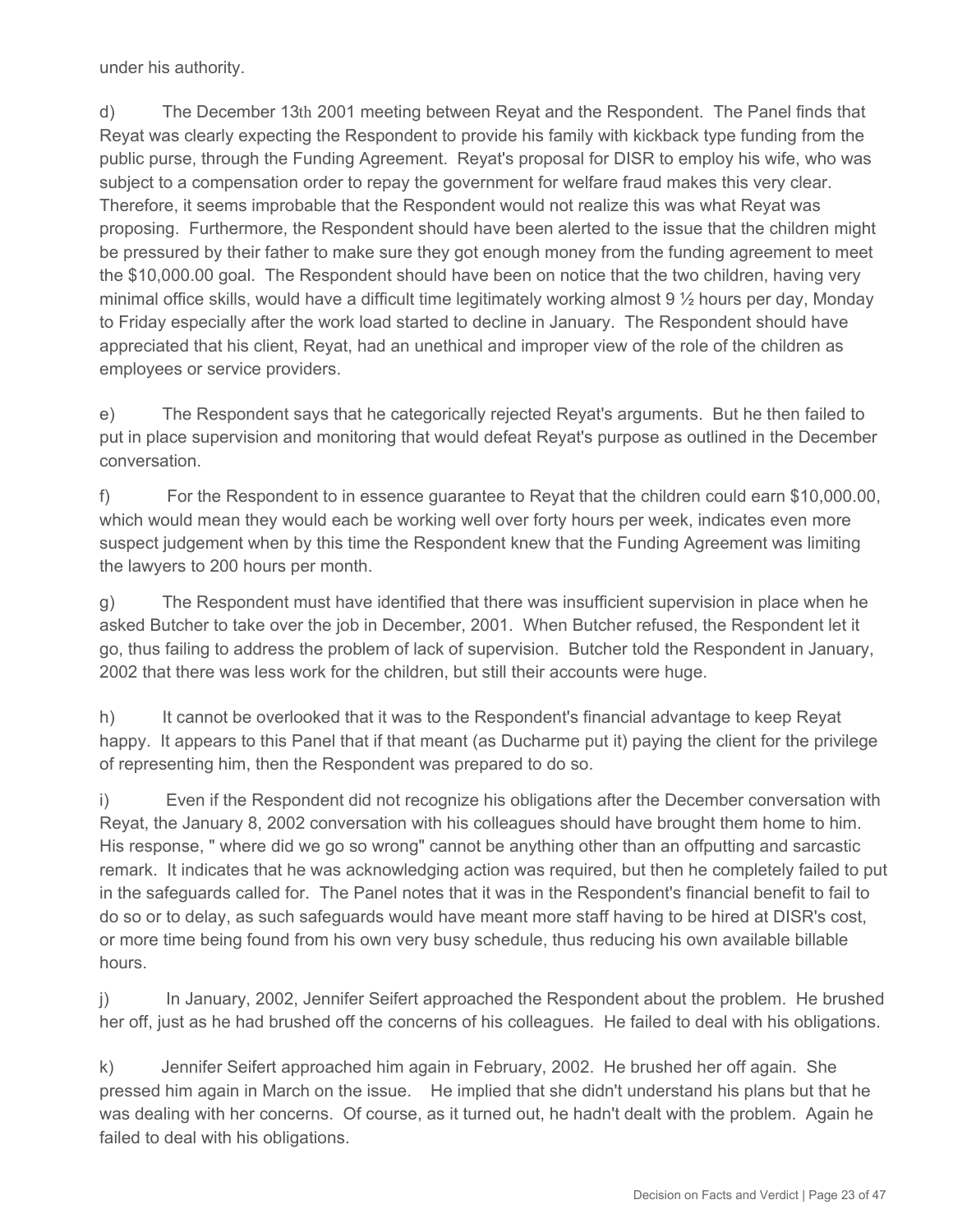under his authority.

d) The December 13th 2001 meeting between Reyat and the Respondent. The Panel finds that Reyat was clearly expecting the Respondent to provide his family with kickback type funding from the public purse, through the Funding Agreement. Reyat's proposal for DISR to employ his wife, who was subject to a compensation order to repay the government for welfare fraud makes this very clear. Therefore, it seems improbable that the Respondent would not realize this was what Reyat was proposing. Furthermore, the Respondent should have been alerted to the issue that the children might be pressured by their father to make sure they got enough money from the funding agreement to meet the $10,000.00 goal. The Respondent should have been on notice that the two children, having very minimal office skills, would have a difficult time legitimately working almost 9 ½ hours per day, Monday to Friday especially after the work load started to decline in January. The Respondent should have appreciated that his client, Reyat, had an unethical and improper view of the role of the children as employees or service providers.

e) The Respondent says that he categorically rejected Reyat's arguments. But he then failed to put in place supervision and monitoring that would defeat Reyat's purpose as outlined in the December conversation.

f) For the Respondent to in essence guarantee to Reyat that the children could earn $10,000.00, which would mean they would each be working well over forty hours per week, indicates even more suspect judgement when by this time the Respondent knew that the Funding Agreement was limiting the lawyers to 200 hours per month.

g) The Respondent must have identified that there was insufficient supervision in place when he asked Butcher to take over the job in December, 2001. When Butcher refused, the Respondent let it go, thus failing to address the problem of lack of supervision. Butcher told the Respondent in January, 2002 that there was less work for the children, but still their accounts were huge.

h) It cannot be overlooked that it was to the Respondent's financial advantage to keep Reyat happy. It appears to this Panel that if that meant (as Ducharme put it) paying the client for the privilege of representing him, then the Respondent was prepared to do so.

i) Even if the Respondent did not recognize his obligations after the December conversation with Reyat, the January 8, 2002 conversation with his colleagues should have brought them home to him. His response, " where did we go so wrong" cannot be anything other than an offputting and sarcastic remark. It indicates that he was acknowledging action was required, but then he completely failed to put in the safeguards called for. The Panel notes that it was in the Respondent's financial benefit to fail to do so or to delay, as such safeguards would have meant more staff having to be hired at DISR's cost, or more time being found from his own very busy schedule, thus reducing his own available billable hours.

j) In January, 2002, Jennifer Seifert approached the Respondent about the problem. He brushed her off, just as he had brushed off the concerns of his colleagues. He failed to deal with his obligations.

k) Jennifer Seifert approached him again in February, 2002. He brushed her off again. She pressed him again in March on the issue. He implied that she didn't understand his plans but that he was dealing with her concerns. Of course, as it turned out, he hadn't dealt with the problem. Again he failed to deal with his obligations.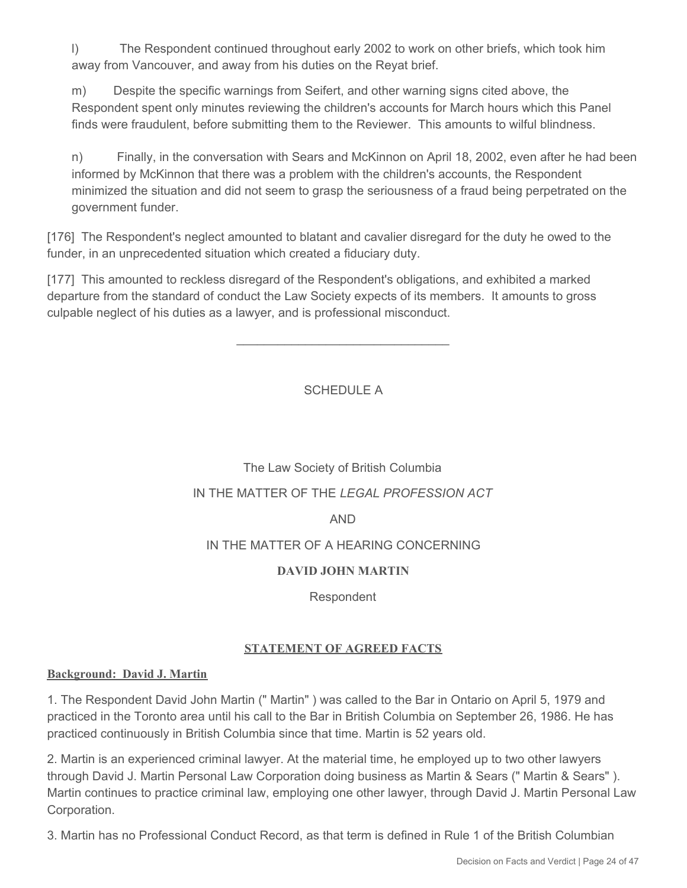l) The Respondent continued throughout early 2002 to work on other briefs, which took him away from Vancouver, and away from his duties on the Reyat brief.

m) Despite the specific warnings from Seifert, and other warning signs cited above, the Respondent spent only minutes reviewing the children's accounts for March hours which this Panel finds were fraudulent, before submitting them to the Reviewer. This amounts to wilful blindness.

n) Finally, in the conversation with Sears and McKinnon on April 18, 2002, even after he had been informed by McKinnon that there was a problem with the children's accounts, the Respondent minimized the situation and did not seem to grasp the seriousness of a fraud being perpetrated on the government funder.

[176] The Respondent's neglect amounted to blatant and cavalier disregard for the duty he owed to the funder, in an unprecedented situation which created a fiduciary duty.

[177] This amounted to reckless disregard of the Respondent's obligations, and exhibited a marked departure from the standard of conduct the Law Society expects of its members. It amounts to gross culpable neglect of his duties as a lawyer, and is professional misconduct.

---

SCHEDULE A

The Law Society of British Columbia

IN THE MATTER OF THE *LEGAL PROFESSION ACT*

AND

IN THE MATTER OF A HEARING CONCERNING

**DAVID JOHN MARTIN**

Respondent

**STATEMENT OF AGREED FACTS**

**Background: David J. Martin**

1. The Respondent David John Martin (" Martin" ) was called to the Bar in Ontario on April 5, 1979 and practiced in the Toronto area until his call to the Bar in British Columbia on September 26, 1986. He has practiced continuously in British Columbia since that time. Martin is 52 years old.

2. Martin is an experienced criminal lawyer. At the material time, he employed up to two other lawyers through David J. Martin Personal Law Corporation doing business as Martin & Sears (" Martin & Sears" ). Martin continues to practice criminal law, employing one other lawyer, through David J. Martin Personal Law Corporation.

3. Martin has no Professional Conduct Record, as that term is defined in Rule 1 of the British Columbian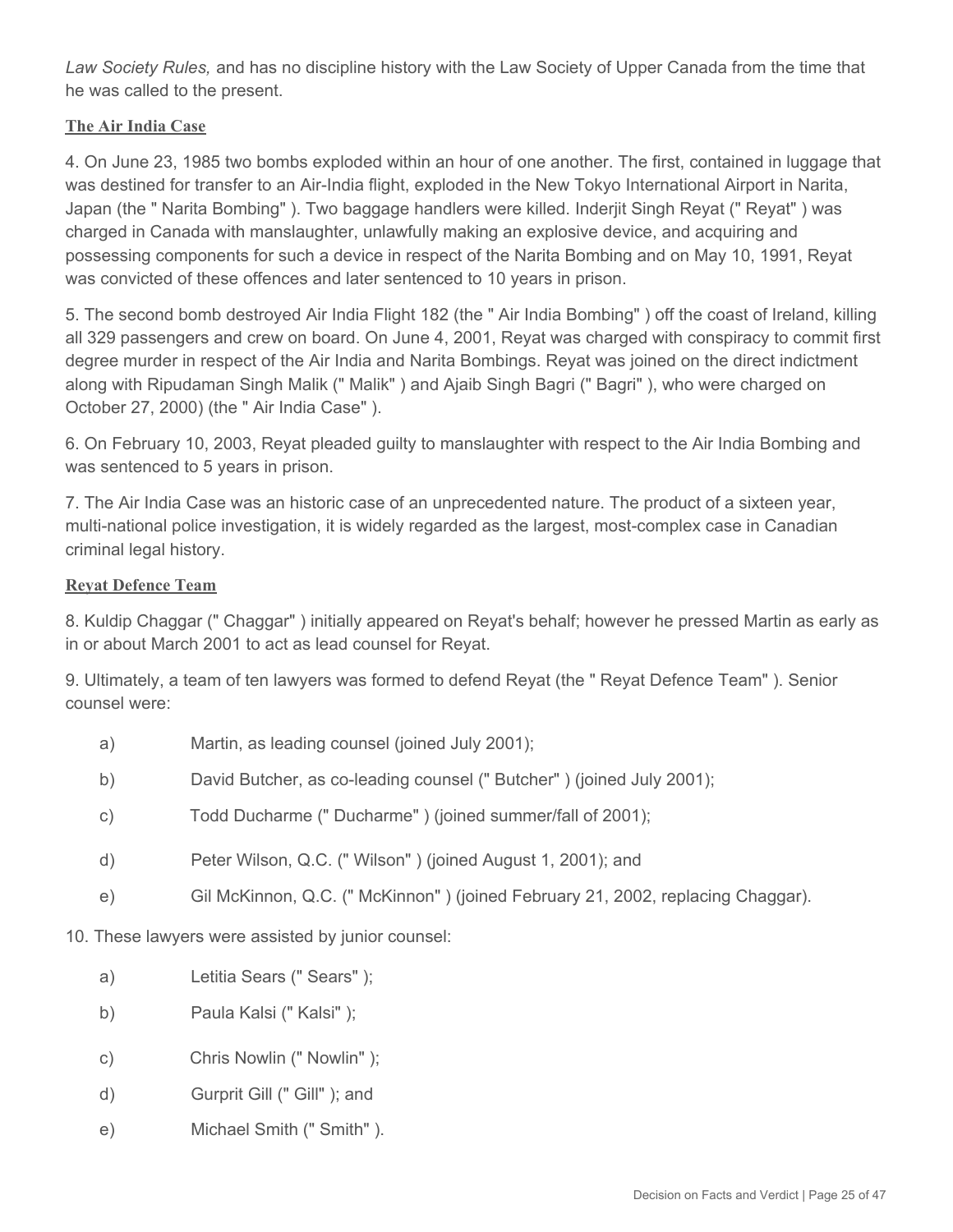*Law Society Rules,* and has no discipline history with the Law Society of Upper Canada from the time that he was called to the present.

**The Air India Case**

4. On June 23, 1985 two bombs exploded within an hour of one another. The first, contained in luggage that was destined for transfer to an Air-India flight, exploded in the New Tokyo International Airport in Narita, Japan (the " Narita Bombing" ). Two baggage handlers were killed. Inderjit Singh Reyat (" Reyat" ) was charged in Canada with manslaughter, unlawfully making an explosive device, and acquiring and possessing components for such a device in respect of the Narita Bombing and on May 10, 1991, Reyat was convicted of these offences and later sentenced to 10 years in prison.

5. The second bomb destroyed Air India Flight 182 (the " Air India Bombing" ) off the coast of Ireland, killing all 329 passengers and crew on board. On June 4, 2001, Reyat was charged with conspiracy to commit first degree murder in respect of the Air India and Narita Bombings. Reyat was joined on the direct indictment along with Ripudaman Singh Malik (" Malik" ) and Ajaib Singh Bagri (" Bagri" ), who were charged on October 27, 2000) (the " Air India Case" ).

6. On February 10, 2003, Reyat pleaded guilty to manslaughter with respect to the Air India Bombing and was sentenced to 5 years in prison.

7. The Air India Case was an historic case of an unprecedented nature. The product of a sixteen year, multi-national police investigation, it is widely regarded as the largest, most-complex case in Canadian criminal legal history.

**Reyat Defence Team**

8. Kuldip Chaggar (" Chaggar" ) initially appeared on Reyat's behalf; however he pressed Martin as early as in or about March 2001 to act as lead counsel for Reyat.

9. Ultimately, a team of ten lawyers was formed to defend Reyat (the " Reyat Defence Team" ). Senior counsel were:

a) Martin, as leading counsel (joined July 2001);

b) David Butcher, as co-leading counsel (" Butcher" ) (joined July 2001);

c) Todd Ducharme (" Ducharme" ) (joined summer/fall of 2001);

d) Peter Wilson, Q.C. (" Wilson" ) (joined August 1, 2001); and

e) Gil McKinnon, Q.C. (" McKinnon" ) (joined February 21, 2002, replacing Chaggar).

10. These lawyers were assisted by junior counsel:

a) Letitia Sears (" Sears" );

b) Paula Kalsi (" Kalsi" );

c) Chris Nowlin (" Nowlin" );

d) Gurprit Gill (" Gill" ); and

e) Michael Smith (" Smith" ).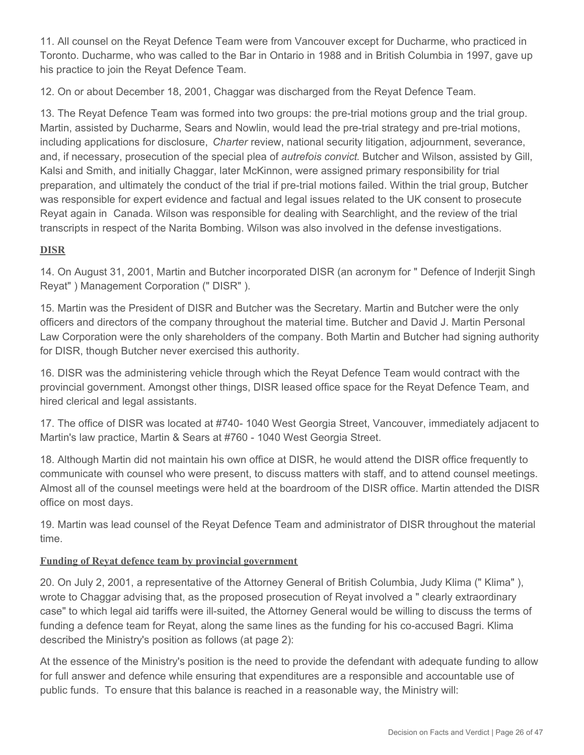11. All counsel on the Reyat Defence Team were from Vancouver except for Ducharme, who practiced in Toronto. Ducharme, who was called to the Bar in Ontario in 1988 and in British Columbia in 1997, gave up his practice to join the Reyat Defence Team.

12. On or about December 18, 2001, Chaggar was discharged from the Reyat Defence Team.

13. The Reyat Defence Team was formed into two groups: the pre-trial motions group and the trial group. Martin, assisted by Ducharme, Sears and Nowlin, would lead the pre-trial strategy and pre-trial motions, including applications for disclosure, *Charter* review, national security litigation, adjournment, severance, and, if necessary, prosecution of the special plea of *autrefois convict*. Butcher and Wilson, assisted by Gill, Kalsi and Smith, and initially Chaggar, later McKinnon, were assigned primary responsibility for trial preparation, and ultimately the conduct of the trial if pre-trial motions failed. Within the trial group, Butcher was responsible for expert evidence and factual and legal issues related to the UK consent to prosecute Reyat again in Canada. Wilson was responsible for dealing with Searchlight, and the review of the trial transcripts in respect of the Narita Bombing. Wilson was also involved in the defense investigations.

**DISR**

14. On August 31, 2001, Martin and Butcher incorporated DISR (an acronym for " Defence of Inderjit Singh Reyat" ) Management Corporation (" DISR" ).

15. Martin was the President of DISR and Butcher was the Secretary. Martin and Butcher were the only officers and directors of the company throughout the material time. Butcher and David J. Martin Personal Law Corporation were the only shareholders of the company. Both Martin and Butcher had signing authority for DISR, though Butcher never exercised this authority.

16. DISR was the administering vehicle through which the Reyat Defence Team would contract with the provincial government. Amongst other things, DISR leased office space for the Reyat Defence Team, and hired clerical and legal assistants.

17. The office of DISR was located at #740- 1040 West Georgia Street, Vancouver, immediately adjacent to Martin's law practice, Martin & Sears at #760 - 1040 West Georgia Street.

18. Although Martin did not maintain his own office at DISR, he would attend the DISR office frequently to communicate with counsel who were present, to discuss matters with staff, and to attend counsel meetings. Almost all of the counsel meetings were held at the boardroom of the DISR office. Martin attended the DISR office on most days.

19. Martin was lead counsel of the Reyat Defence Team and administrator of DISR throughout the material time.

**Funding of Reyat defence team by provincial government**

20. On July 2, 2001, a representative of the Attorney General of British Columbia, Judy Klima (" Klima" ), wrote to Chaggar advising that, as the proposed prosecution of Reyat involved a " clearly extraordinary case" to which legal aid tariffs were ill-suited, the Attorney General would be willing to discuss the terms of funding a defence team for Reyat, along the same lines as the funding for his co-accused Bagri. Klima described the Ministry's position as follows (at page 2):

At the essence of the Ministry's position is the need to provide the defendant with adequate funding to allow for full answer and defence while ensuring that expenditures are a responsible and accountable use of public funds. To ensure that this balance is reached in a reasonable way, the Ministry will: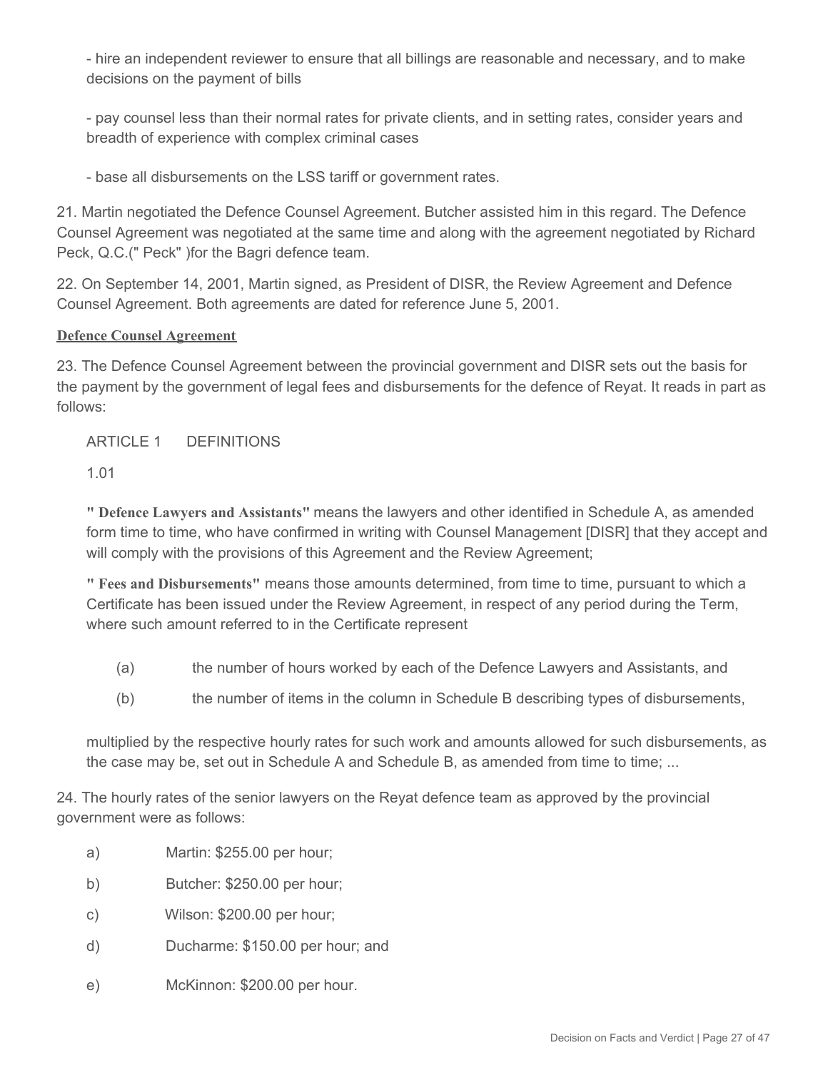- hire an independent reviewer to ensure that all billings are reasonable and necessary, and to make decisions on the payment of bills

- pay counsel less than their normal rates for private clients, and in setting rates, consider years and breadth of experience with complex criminal cases

- base all disbursements on the LSS tariff or government rates.

21. Martin negotiated the Defence Counsel Agreement. Butcher assisted him in this regard. The Defence Counsel Agreement was negotiated at the same time and along with the agreement negotiated by Richard Peck, Q.C.(" Peck" )for the Bagri defence team.

22. On September 14, 2001, Martin signed, as President of DISR, the Review Agreement and Defence Counsel Agreement. Both agreements are dated for reference June 5, 2001.

**Defence Counsel Agreement**

23. The Defence Counsel Agreement between the provincial government and DISR sets out the basis for the payment by the government of legal fees and disbursements for the defence of Reyat. It reads in part as follows:

> ARTICLE 1 DEFINITIONS
>
> 1.01
>
> **" Defence Lawyers and Assistants"** means the lawyers and other identified in Schedule A, as amended form time to time, who have confirmed in writing with Counsel Management [DISR] that they accept and will comply with the provisions of this Agreement and the Review Agreement;
>
> **" Fees and Disbursements"** means those amounts determined, from time to time, pursuant to which a Certificate has been issued under the Review Agreement, in respect of any period during the Term, where such amount referred to in the Certificate represent
>
> (a) the number of hours worked by each of the Defence Lawyers and Assistants, and
>
> (b) the number of items in the column in Schedule B describing types of disbursements,
>
> multiplied by the respective hourly rates for such work and amounts allowed for such disbursements, as the case may be, set out in Schedule A and Schedule B, as amended from time to time; ...

24. The hourly rates of the senior lawyers on the Reyat defence team as approved by the provincial government were as follows:

a) Martin: $255.00 per hour;

b) Butcher: $250.00 per hour;

c) Wilson: $200.00 per hour;

d) Ducharme: $150.00 per hour; and

e) McKinnon: $200.00 per hour.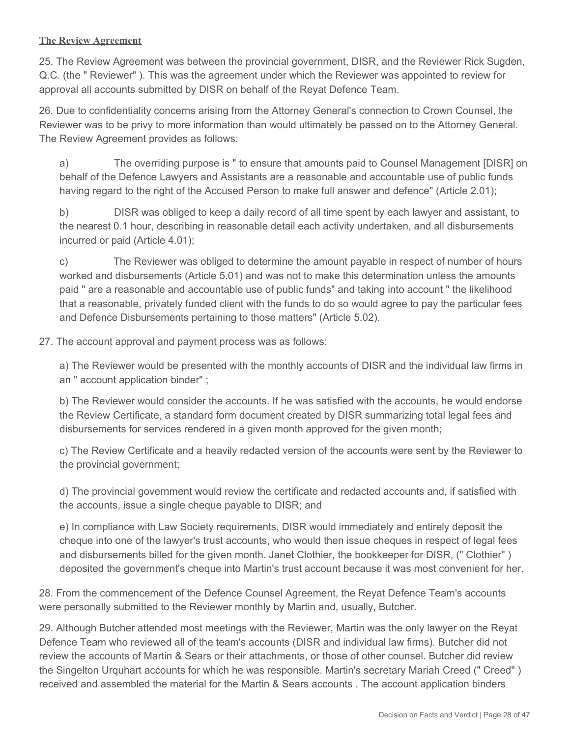**The Review Agreement**

25. The Review Agreement was between the provincial government, DISR, and the Reviewer Rick Sugden, Q.C. (the " Reviewer" ). This was the agreement under which the Reviewer was appointed to review for approval all accounts submitted by DISR on behalf of the Reyat Defence Team.

26. Due to confidentiality concerns arising from the Attorney General's connection to Crown Counsel, the Reviewer was to be privy to more information than would ultimately be passed on to the Attorney General. The Review Agreement provides as follows:

a) The overriding purpose is " to ensure that amounts paid to Counsel Management [DISR] on behalf of the Defence Lawyers and Assistants are a reasonable and accountable use of public funds having regard to the right of the Accused Person to make full answer and defence" (Article 2.01);

b) DISR was obliged to keep a daily record of all time spent by each lawyer and assistant, to the nearest 0.1 hour, describing in reasonable detail each activity undertaken, and all disbursements incurred or paid (Article 4.01);

c) The Reviewer was obliged to determine the amount payable in respect of number of hours worked and disbursements (Article 5.01) and was not to make this determination unless the amounts paid " are a reasonable and accountable use of public funds" and taking into account " the likelihood that a reasonable, privately funded client with the funds to do so would agree to pay the particular fees and Defence Disbursements pertaining to those matters" (Article 5.02).

27. The account approval and payment process was as follows:

a) The Reviewer would be presented with the monthly accounts of DISR and the individual law firms in an " account application binder" ;

b) The Reviewer would consider the accounts. If he was satisfied with the accounts, he would endorse the Review Certificate, a standard form document created by DISR summarizing total legal fees and disbursements for services rendered in a given month approved for the given month;

c) The Review Certificate and a heavily redacted version of the accounts were sent by the Reviewer to the provincial government;

d) The provincial government would review the certificate and redacted accounts and, if satisfied with the accounts, issue a single cheque payable to DISR; and

e) In compliance with Law Society requirements, DISR would immediately and entirely deposit the cheque into one of the lawyer's trust accounts, who would then issue cheques in respect of legal fees and disbursements billed for the given month. Janet Clothier, the bookkeeper for DISR, (" Clothier" ) deposited the government's cheque into Martin's trust account because it was most convenient for her.

28. From the commencement of the Defence Counsel Agreement, the Reyat Defence Team's accounts were personally submitted to the Reviewer monthly by Martin and, usually, Butcher.

29. Although Butcher attended most meetings with the Reviewer, Martin was the only lawyer on the Reyat Defence Team who reviewed all of the team's accounts (DISR and individual law firms). Butcher did not review the accounts of Martin & Sears or their attachments, or those of other counsel. Butcher did review the Singelton Urquhart accounts for which he was responsible. Martin's secretary Mariah Creed (" Creed" ) received and assembled the material for the Martin & Sears accounts . The account application binders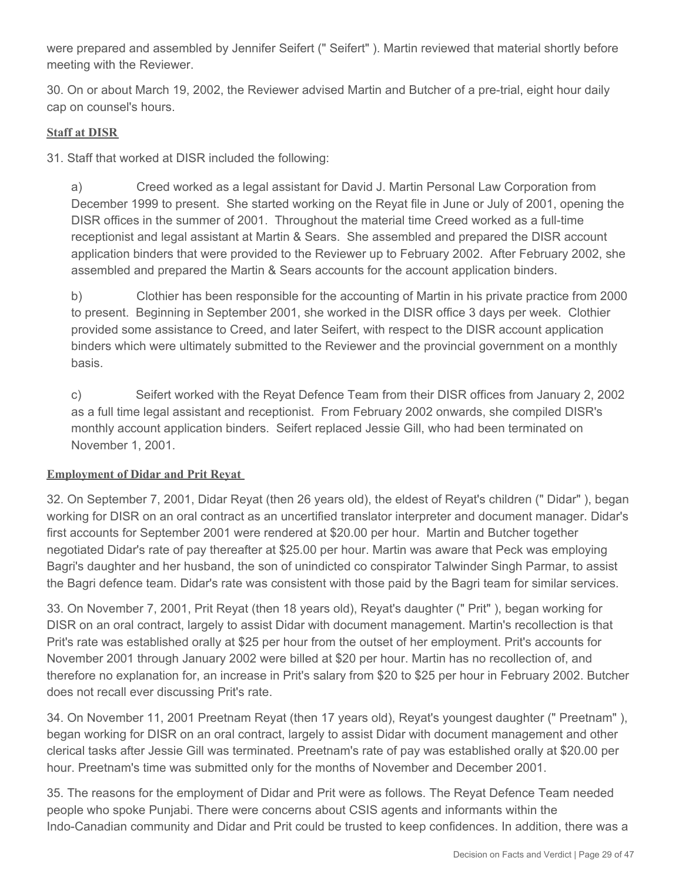were prepared and assembled by Jennifer Seifert (" Seifert" ). Martin reviewed that material shortly before meeting with the Reviewer.

30. On or about March 19, 2002, the Reviewer advised Martin and Butcher of a pre-trial, eight hour daily cap on counsel's hours.

**Staff at DISR**

31. Staff that worked at DISR included the following:

a) Creed worked as a legal assistant for David J. Martin Personal Law Corporation from December 1999 to present. She started working on the Reyat file in June or July of 2001, opening the DISR offices in the summer of 2001. Throughout the material time Creed worked as a full-time receptionist and legal assistant at Martin & Sears. She assembled and prepared the DISR account application binders that were provided to the Reviewer up to February 2002. After February 2002, she assembled and prepared the Martin & Sears accounts for the account application binders.

b) Clothier has been responsible for the accounting of Martin in his private practice from 2000 to present. Beginning in September 2001, she worked in the DISR office 3 days per week. Clothier provided some assistance to Creed, and later Seifert, with respect to the DISR account application binders which were ultimately submitted to the Reviewer and the provincial government on a monthly basis.

c) Seifert worked with the Reyat Defence Team from their DISR offices from January 2, 2002 as a full time legal assistant and receptionist. From February 2002 onwards, she compiled DISR's monthly account application binders. Seifert replaced Jessie Gill, who had been terminated on November 1, 2001.

**Employment of Didar and Prit Reyat**

32. On September 7, 2001, Didar Reyat (then 26 years old), the eldest of Reyat's children (" Didar" ), began working for DISR on an oral contract as an uncertified translator interpreter and document manager. Didar's first accounts for September 2001 were rendered at $20.00 per hour. Martin and Butcher together negotiated Didar's rate of pay thereafter at $25.00 per hour. Martin was aware that Peck was employing Bagri's daughter and her husband, the son of unindicted co conspirator Talwinder Singh Parmar, to assist the Bagri defence team. Didar's rate was consistent with those paid by the Bagri team for similar services.

33. On November 7, 2001, Prit Reyat (then 18 years old), Reyat's daughter (" Prit" ), began working for DISR on an oral contract, largely to assist Didar with document management. Martin's recollection is that Prit's rate was established orally at $25 per hour from the outset of her employment. Prit's accounts for November 2001 through January 2002 were billed at $20 per hour. Martin has no recollection of, and therefore no explanation for, an increase in Prit's salary from $20 to $25 per hour in February 2002. Butcher does not recall ever discussing Prit's rate.

34. On November 11, 2001 Preetnam Reyat (then 17 years old), Reyat's youngest daughter (" Preetnam" ), began working for DISR on an oral contract, largely to assist Didar with document management and other clerical tasks after Jessie Gill was terminated. Preetnam's rate of pay was established orally at $20.00 per hour. Preetnam's time was submitted only for the months of November and December 2001.

35. The reasons for the employment of Didar and Prit were as follows. The Reyat Defence Team needed people who spoke Punjabi. There were concerns about CSIS agents and informants within the Indo-Canadian community and Didar and Prit could be trusted to keep confidences. In addition, there was a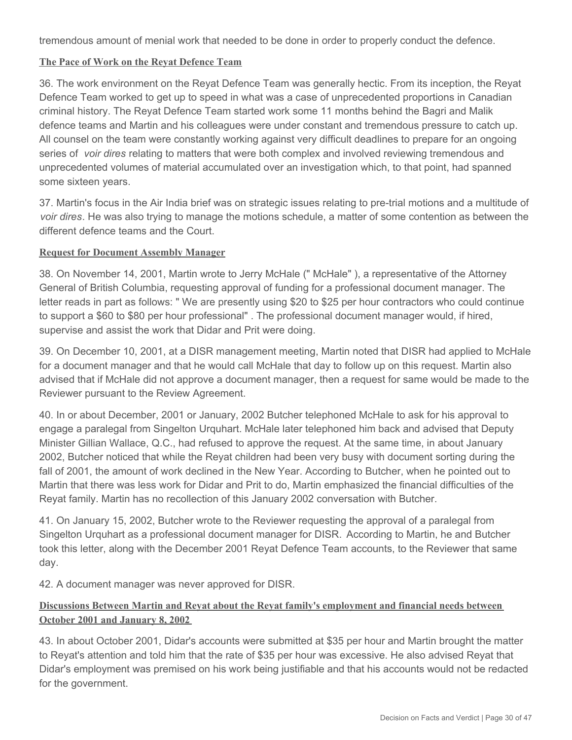tremendous amount of menial work that needed to be done in order to properly conduct the defence.

**The Pace of Work on the Reyat Defence Team**

36. The work environment on the Reyat Defence Team was generally hectic. From its inception, the Reyat Defence Team worked to get up to speed in what was a case of unprecedented proportions in Canadian criminal history. The Reyat Defence Team started work some 11 months behind the Bagri and Malik defence teams and Martin and his colleagues were under constant and tremendous pressure to catch up. All counsel on the team were constantly working against very difficult deadlines to prepare for an ongoing series of *voir dires* relating to matters that were both complex and involved reviewing tremendous and unprecedented volumes of material accumulated over an investigation which, to that point, had spanned some sixteen years.

37. Martin's focus in the Air India brief was on strategic issues relating to pre-trial motions and a multitude of *voir dires*. He was also trying to manage the motions schedule, a matter of some contention as between the different defence teams and the Court.

**Request for Document Assembly Manager**

38. On November 14, 2001, Martin wrote to Jerry McHale (" McHale" ), a representative of the Attorney General of British Columbia, requesting approval of funding for a professional document manager. The letter reads in part as follows: " We are presently using $20 to $25 per hour contractors who could continue to support a $60 to $80 per hour professional" . The professional document manager would, if hired, supervise and assist the work that Didar and Prit were doing.

39. On December 10, 2001, at a DISR management meeting, Martin noted that DISR had applied to McHale for a document manager and that he would call McHale that day to follow up on this request. Martin also advised that if McHale did not approve a document manager, then a request for same would be made to the Reviewer pursuant to the Review Agreement.

40. In or about December, 2001 or January, 2002 Butcher telephoned McHale to ask for his approval to engage a paralegal from Singelton Urquhart. McHale later telephoned him back and advised that Deputy Minister Gillian Wallace, Q.C., had refused to approve the request. At the same time, in about January 2002, Butcher noticed that while the Reyat children had been very busy with document sorting during the fall of 2001, the amount of work declined in the New Year. According to Butcher, when he pointed out to Martin that there was less work for Didar and Prit to do, Martin emphasized the financial difficulties of the Reyat family. Martin has no recollection of this January 2002 conversation with Butcher.

41. On January 15, 2002, Butcher wrote to the Reviewer requesting the approval of a paralegal from Singelton Urquhart as a professional document manager for DISR. According to Martin, he and Butcher took this letter, along with the December 2001 Reyat Defence Team accounts, to the Reviewer that same day.

42. A document manager was never approved for DISR.

**Discussions Between Martin and Reyat about the Reyat family's employment and financial needs between October 2001 and January 8, 2002**

43. In about October 2001, Didar's accounts were submitted at $35 per hour and Martin brought the matter to Reyat's attention and told him that the rate of $35 per hour was excessive. He also advised Reyat that Didar's employment was premised on his work being justifiable and that his accounts would not be redacted for the government.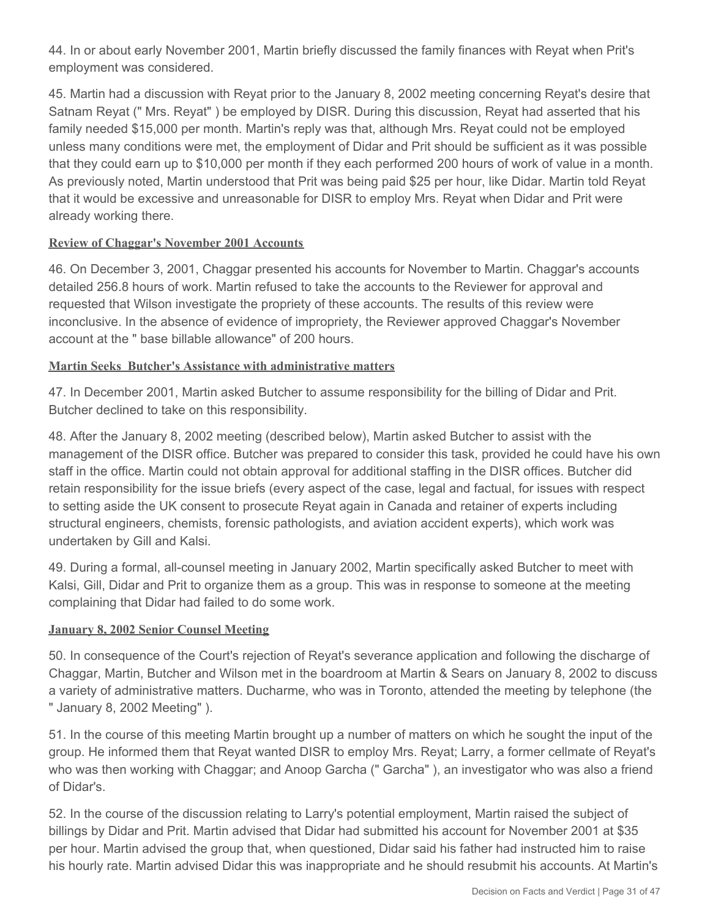44. In or about early November 2001, Martin briefly discussed the family finances with Reyat when Prit's employment was considered.

45. Martin had a discussion with Reyat prior to the January 8, 2002 meeting concerning Reyat's desire that Satnam Reyat (" Mrs. Reyat" ) be employed by DISR. During this discussion, Reyat had asserted that his family needed $15,000 per month. Martin's reply was that, although Mrs. Reyat could not be employed unless many conditions were met, the employment of Didar and Prit should be sufficient as it was possible that they could earn up to $10,000 per month if they each performed 200 hours of work of value in a month. As previously noted, Martin understood that Prit was being paid $25 per hour, like Didar. Martin told Reyat that it would be excessive and unreasonable for DISR to employ Mrs. Reyat when Didar and Prit were already working there.

### Review of Chaggar's November 2001 Accounts

46. On December 3, 2001, Chaggar presented his accounts for November to Martin. Chaggar's accounts detailed 256.8 hours of work. Martin refused to take the accounts to the Reviewer for approval and requested that Wilson investigate the propriety of these accounts. The results of this review were inconclusive. In the absence of evidence of impropriety, the Reviewer approved Chaggar's November account at the " base billable allowance" of 200 hours.

### Martin Seeks Butcher's Assistance with administrative matters

47. In December 2001, Martin asked Butcher to assume responsibility for the billing of Didar and Prit. Butcher declined to take on this responsibility.

48. After the January 8, 2002 meeting (described below), Martin asked Butcher to assist with the management of the DISR office. Butcher was prepared to consider this task, provided he could have his own staff in the office. Martin could not obtain approval for additional staffing in the DISR offices. Butcher did retain responsibility for the issue briefs (every aspect of the case, legal and factual, for issues with respect to setting aside the UK consent to prosecute Reyat again in Canada and retainer of experts including structural engineers, chemists, forensic pathologists, and aviation accident experts), which work was undertaken by Gill and Kalsi.

49. During a formal, all-counsel meeting in January 2002, Martin specifically asked Butcher to meet with Kalsi, Gill, Didar and Prit to organize them as a group. This was in response to someone at the meeting complaining that Didar had failed to do some work.

### January 8, 2002 Senior Counsel Meeting

50. In consequence of the Court's rejection of Reyat's severance application and following the discharge of Chaggar, Martin, Butcher and Wilson met in the boardroom at Martin & Sears on January 8, 2002 to discuss a variety of administrative matters. Ducharme, who was in Toronto, attended the meeting by telephone (the " January 8, 2002 Meeting" ).

51. In the course of this meeting Martin brought up a number of matters on which he sought the input of the group. He informed them that Reyat wanted DISR to employ Mrs. Reyat; Larry, a former cellmate of Reyat's who was then working with Chaggar; and Anoop Garcha (" Garcha" ), an investigator who was also a friend of Didar's.

52. In the course of the discussion relating to Larry's potential employment, Martin raised the subject of billings by Didar and Prit. Martin advised that Didar had submitted his account for November 2001 at $35 per hour. Martin advised the group that, when questioned, Didar said his father had instructed him to raise his hourly rate. Martin advised Didar this was inappropriate and he should resubmit his accounts. At Martin's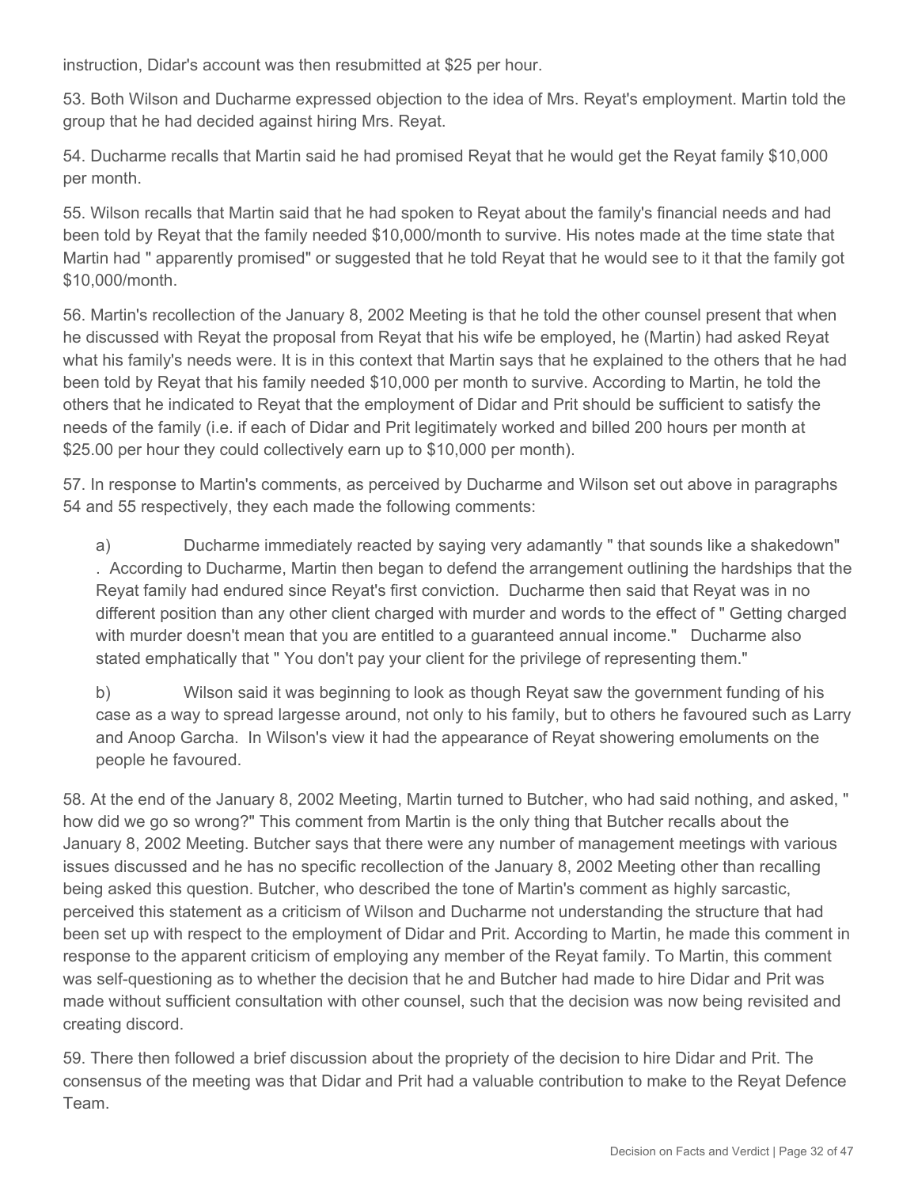instruction, Didar's account was then resubmitted at $25 per hour.

53. Both Wilson and Ducharme expressed objection to the idea of Mrs. Reyat's employment. Martin told the group that he had decided against hiring Mrs. Reyat.

54. Ducharme recalls that Martin said he had promised Reyat that he would get the Reyat family $10,000 per month.

55. Wilson recalls that Martin said that he had spoken to Reyat about the family's financial needs and had been told by Reyat that the family needed $10,000/month to survive. His notes made at the time state that Martin had " apparently promised" or suggested that he told Reyat that he would see to it that the family got $10,000/month.

56. Martin's recollection of the January 8, 2002 Meeting is that he told the other counsel present that when he discussed with Reyat the proposal from Reyat that his wife be employed, he (Martin) had asked Reyat what his family's needs were. It is in this context that Martin says that he explained to the others that he had been told by Reyat that his family needed $10,000 per month to survive. According to Martin, he told the others that he indicated to Reyat that the employment of Didar and Prit should be sufficient to satisfy the needs of the family (i.e. if each of Didar and Prit legitimately worked and billed 200 hours per month at $25.00 per hour they could collectively earn up to $10,000 per month).

57. In response to Martin's comments, as perceived by Ducharme and Wilson set out above in paragraphs 54 and 55 respectively, they each made the following comments:

> a) Ducharme immediately reacted by saying very adamantly " that sounds like a shakedown" . According to Ducharme, Martin then began to defend the arrangement outlining the hardships that the Reyat family had endured since Reyat's first conviction. Ducharme then said that Reyat was in no different position than any other client charged with murder and words to the effect of " Getting charged with murder doesn't mean that you are entitled to a guaranteed annual income." Ducharme also stated emphatically that " You don't pay your client for the privilege of representing them."
>
> b) Wilson said it was beginning to look as though Reyat saw the government funding of his case as a way to spread largesse around, not only to his family, but to others he favoured such as Larry and Anoop Garcha. In Wilson's view it had the appearance of Reyat showering emoluments on the people he favoured.

58. At the end of the January 8, 2002 Meeting, Martin turned to Butcher, who had said nothing, and asked, " how did we go so wrong?" This comment from Martin is the only thing that Butcher recalls about the January 8, 2002 Meeting. Butcher says that there were any number of management meetings with various issues discussed and he has no specific recollection of the January 8, 2002 Meeting other than recalling being asked this question. Butcher, who described the tone of Martin's comment as highly sarcastic, perceived this statement as a criticism of Wilson and Ducharme not understanding the structure that had been set up with respect to the employment of Didar and Prit. According to Martin, he made this comment in response to the apparent criticism of employing any member of the Reyat family. To Martin, this comment was self-questioning as to whether the decision that he and Butcher had made to hire Didar and Prit was made without sufficient consultation with other counsel, such that the decision was now being revisited and creating discord.

59. There then followed a brief discussion about the propriety of the decision to hire Didar and Prit. The consensus of the meeting was that Didar and Prit had a valuable contribution to make to the Reyat Defence Team.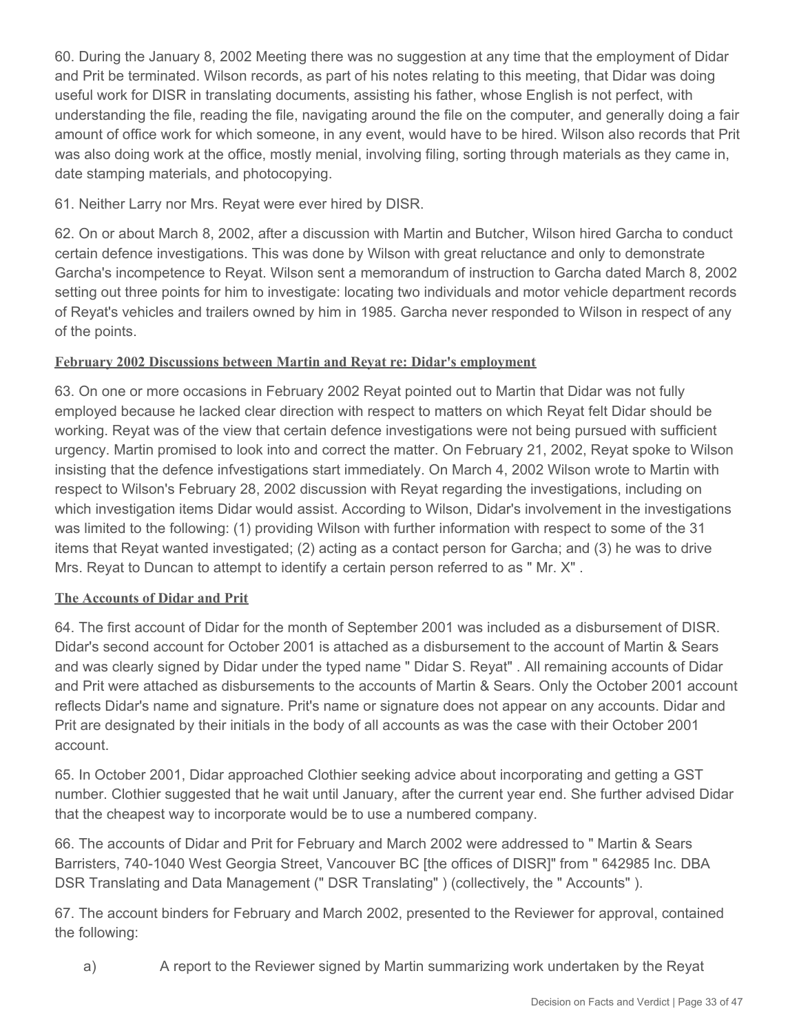60. During the January 8, 2002 Meeting there was no suggestion at any time that the employment of Didar and Prit be terminated. Wilson records, as part of his notes relating to this meeting, that Didar was doing useful work for DISR in translating documents, assisting his father, whose English is not perfect, with understanding the file, reading the file, navigating around the file on the computer, and generally doing a fair amount of office work for which someone, in any event, would have to be hired. Wilson also records that Prit was also doing work at the office, mostly menial, involving filing, sorting through materials as they came in, date stamping materials, and photocopying.

61. Neither Larry nor Mrs. Reyat were ever hired by DISR.

62. On or about March 8, 2002, after a discussion with Martin and Butcher, Wilson hired Garcha to conduct certain defence investigations. This was done by Wilson with great reluctance and only to demonstrate Garcha's incompetence to Reyat. Wilson sent a memorandum of instruction to Garcha dated March 8, 2002 setting out three points for him to investigate: locating two individuals and motor vehicle department records of Reyat's vehicles and trailers owned by him in 1985. Garcha never responded to Wilson in respect of any of the points.

**February 2002 Discussions between Martin and Reyat re: Didar's employment**

63. On one or more occasions in February 2002 Reyat pointed out to Martin that Didar was not fully employed because he lacked clear direction with respect to matters on which Reyat felt Didar should be working. Reyat was of the view that certain defence investigations were not being pursued with sufficient urgency. Martin promised to look into and correct the matter. On February 21, 2002, Reyat spoke to Wilson insisting that the defence infvestigations start immediately. On March 4, 2002 Wilson wrote to Martin with respect to Wilson's February 28, 2002 discussion with Reyat regarding the investigations, including on which investigation items Didar would assist. According to Wilson, Didar's involvement in the investigations was limited to the following: (1) providing Wilson with further information with respect to some of the 31 items that Reyat wanted investigated; (2) acting as a contact person for Garcha; and (3) he was to drive Mrs. Reyat to Duncan to attempt to identify a certain person referred to as " Mr. X" .

**The Accounts of Didar and Prit**

64. The first account of Didar for the month of September 2001 was included as a disbursement of DISR. Didar's second account for October 2001 is attached as a disbursement to the account of Martin & Sears and was clearly signed by Didar under the typed name " Didar S. Reyat" . All remaining accounts of Didar and Prit were attached as disbursements to the accounts of Martin & Sears. Only the October 2001 account reflects Didar's name and signature. Prit's name or signature does not appear on any accounts. Didar and Prit are designated by their initials in the body of all accounts as was the case with their October 2001 account.

65. In October 2001, Didar approached Clothier seeking advice about incorporating and getting a GST number. Clothier suggested that he wait until January, after the current year end. She further advised Didar that the cheapest way to incorporate would be to use a numbered company.

66. The accounts of Didar and Prit for February and March 2002 were addressed to " Martin & Sears Barristers, 740-1040 West Georgia Street, Vancouver BC [the offices of DISR]" from " 642985 Inc. DBA DSR Translating and Data Management (" DSR Translating" ) (collectively, the " Accounts" ).

67. The account binders for February and March 2002, presented to the Reviewer for approval, contained the following:

a) A report to the Reviewer signed by Martin summarizing work undertaken by the Reyat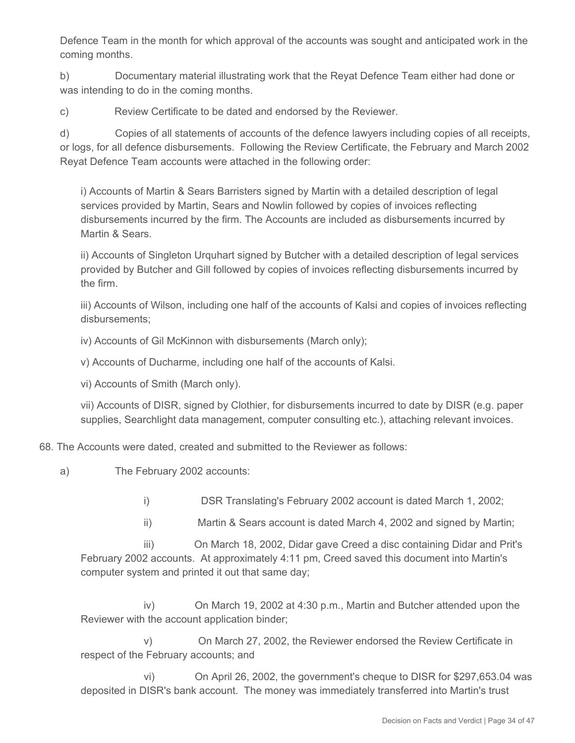Defence Team in the month for which approval of the accounts was sought and anticipated work in the coming months.

b) Documentary material illustrating work that the Reyat Defence Team either had done or was intending to do in the coming months.

c) Review Certificate to be dated and endorsed by the Reviewer.

d) Copies of all statements of accounts of the defence lawyers including copies of all receipts, or logs, for all defence disbursements. Following the Review Certificate, the February and March 2002 Reyat Defence Team accounts were attached in the following order:

> i) Accounts of Martin & Sears Barristers signed by Martin with a detailed description of legal services provided by Martin, Sears and Nowlin followed by copies of invoices reflecting disbursements incurred by the firm. The Accounts are included as disbursements incurred by Martin & Sears.
>
> ii) Accounts of Singleton Urquhart signed by Butcher with a detailed description of legal services provided by Butcher and Gill followed by copies of invoices reflecting disbursements incurred by the firm.
>
> iii) Accounts of Wilson, including one half of the accounts of Kalsi and copies of invoices reflecting disbursements;
>
> iv) Accounts of Gil McKinnon with disbursements (March only);
>
> v) Accounts of Ducharme, including one half of the accounts of Kalsi.
>
> vi) Accounts of Smith (March only).
>
> vii) Accounts of DISR, signed by Clothier, for disbursements incurred to date by DISR (e.g. paper supplies, Searchlight data management, computer consulting etc.), attaching relevant invoices.

68. The Accounts were dated, created and submitted to the Reviewer as follows:

a) The February 2002 accounts:

> i) DSR Translating's February 2002 account is dated March 1, 2002;
>
> ii) Martin & Sears account is dated March 4, 2002 and signed by Martin;
>
> iii) On March 18, 2002, Didar gave Creed a disc containing Didar and Prit's February 2002 accounts. At approximately 4:11 pm, Creed saved this document into Martin's computer system and printed it out that same day;
>
> iv) On March 19, 2002 at 4:30 p.m., Martin and Butcher attended upon the Reviewer with the account application binder;
>
> v) On March 27, 2002, the Reviewer endorsed the Review Certificate in respect of the February accounts; and
>
> vi) On April 26, 2002, the government's cheque to DISR for $297,653.04 was deposited in DISR's bank account. The money was immediately transferred into Martin's trust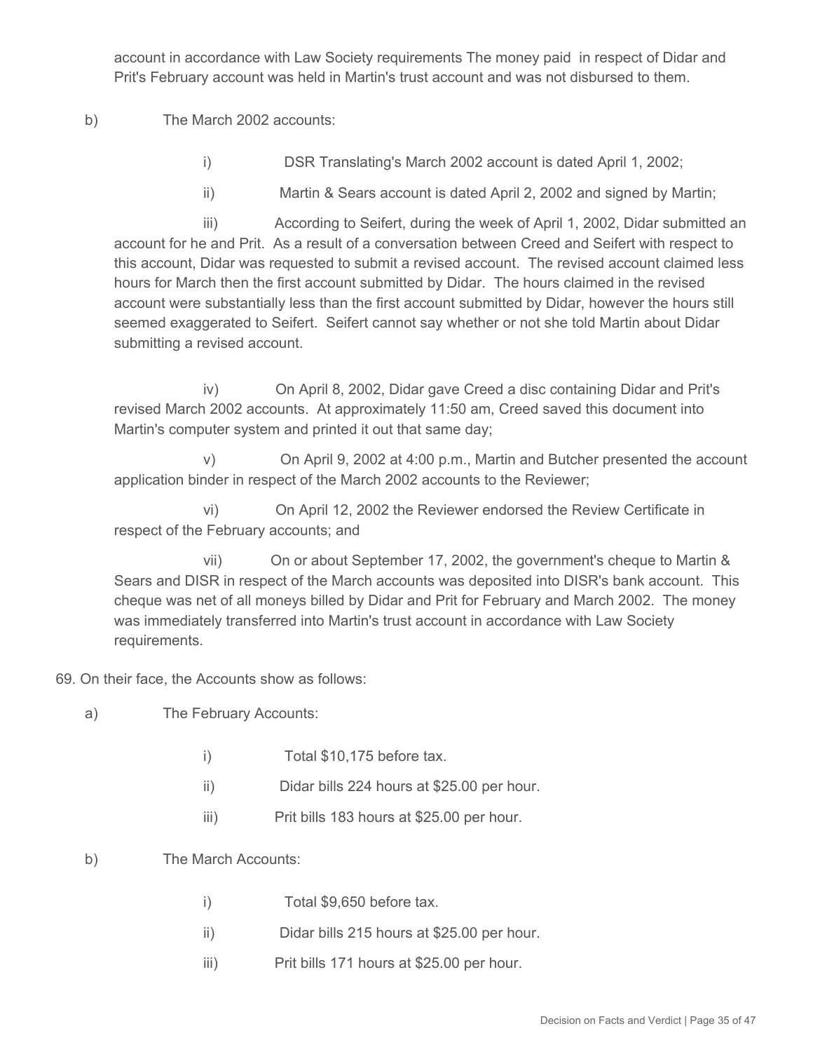account in accordance with Law Society requirements The money paid in respect of Didar and Prit's February account was held in Martin's trust account and was not disbursed to them.

b) The March 2002 accounts:

i) DSR Translating's March 2002 account is dated April 1, 2002;

ii) Martin & Sears account is dated April 2, 2002 and signed by Martin;

iii) According to Seifert, during the week of April 1, 2002, Didar submitted an account for he and Prit. As a result of a conversation between Creed and Seifert with respect to this account, Didar was requested to submit a revised account. The revised account claimed less hours for March then the first account submitted by Didar. The hours claimed in the revised account were substantially less than the first account submitted by Didar, however the hours still seemed exaggerated to Seifert. Seifert cannot say whether or not she told Martin about Didar submitting a revised account.

iv) On April 8, 2002, Didar gave Creed a disc containing Didar and Prit's revised March 2002 accounts. At approximately 11:50 am, Creed saved this document into Martin's computer system and printed it out that same day;

v) On April 9, 2002 at 4:00 p.m., Martin and Butcher presented the account application binder in respect of the March 2002 accounts to the Reviewer;

vi) On April 12, 2002 the Reviewer endorsed the Review Certificate in respect of the February accounts; and

vii) On or about September 17, 2002, the government's cheque to Martin & Sears and DISR in respect of the March accounts was deposited into DISR's bank account. This cheque was net of all moneys billed by Didar and Prit for February and March 2002. The money was immediately transferred into Martin's trust account in accordance with Law Society requirements.

69. On their face, the Accounts show as follows:

a) The February Accounts:

i) Total $10,175 before tax.

ii) Didar bills 224 hours at $25.00 per hour.

iii) Prit bills 183 hours at $25.00 per hour.

b) The March Accounts:

i) Total $9,650 before tax.

ii) Didar bills 215 hours at $25.00 per hour.

iii) Prit bills 171 hours at $25.00 per hour.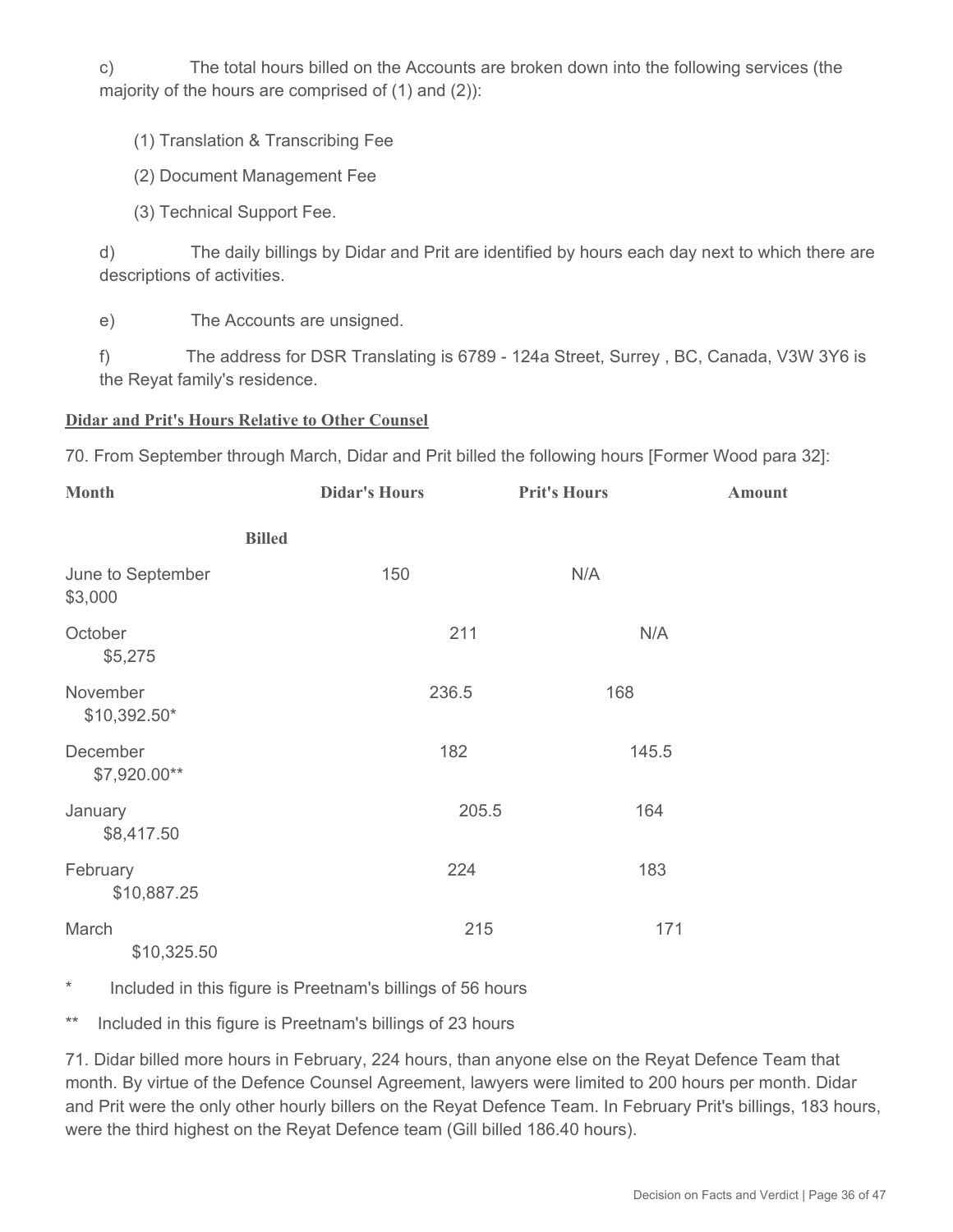c) The total hours billed on the Accounts are broken down into the following services (the majority of the hours are comprised of (1) and (2)):

(1) Translation & Transcribing Fee

(2) Document Management Fee

(3) Technical Support Fee.

d) The daily billings by Didar and Prit are identified by hours each day next to which there are descriptions of activities.

e) The Accounts are unsigned.

f) The address for DSR Translating is 6789 - 124a Street, Surrey , BC, Canada, V3W 3Y6 is the Reyat family's residence.

**Didar and Prit's Hours Relative to Other Counsel**

70. From September through March, Didar and Prit billed the following hours [Former Wood para 32]:

| Month | Didar's Hours | Prit's Hours | Amount Billed |
|---|---|---|---|
| June to September | 150 | N/A | $3,000 |
| October | 211 | N/A | $5,275 |
| November | 236.5 | 168 | $10,392.50* |
| December | 182 | 145.5 | $7,920.00** |
| January | 205.5 | 164 | $8,417.50 |
| February | 224 | 183 | $10,887.25 |
| March | 215 | 171 | $10,325.50 |

\* Included in this figure is Preetnam's billings of 56 hours

** Included in this figure is Preetnam's billings of 23 hours

71. Didar billed more hours in February, 224 hours, than anyone else on the Reyat Defence Team that month. By virtue of the Defence Counsel Agreement, lawyers were limited to 200 hours per month. Didar and Prit were the only other hourly billers on the Reyat Defence Team. In February Prit's billings, 183 hours, were the third highest on the Reyat Defence team (Gill billed 186.40 hours).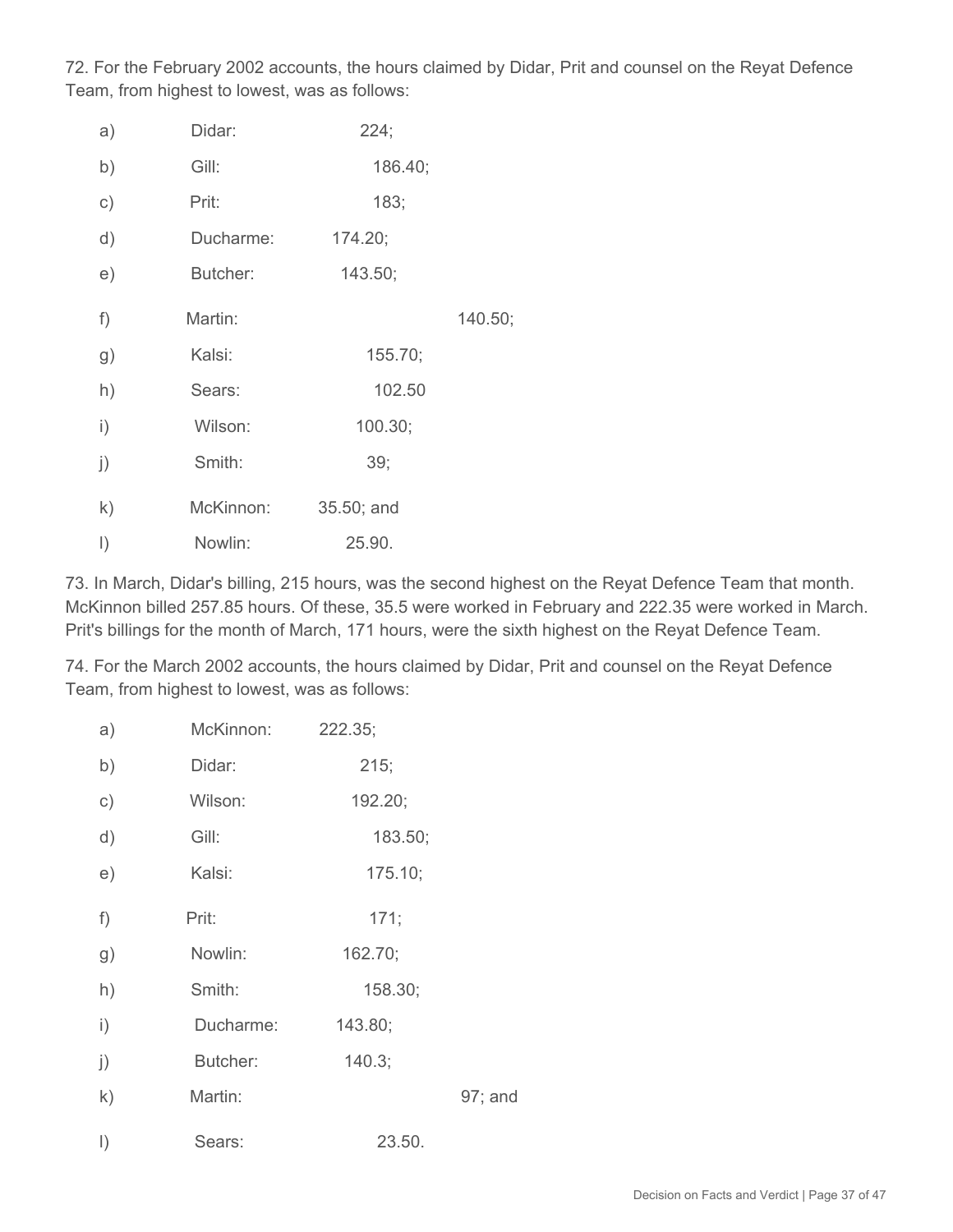72. For the February 2002 accounts, the hours claimed by Didar, Prit and counsel on the Reyat Defence Team, from highest to lowest, was as follows:

a) Didar: 224;

b) Gill: 186.40;

c) Prit: 183;

d) Ducharme: 174.20;

e) Butcher: 143.50;

f) Martin: 140.50;

g) Kalsi: 155.70;

h) Sears: 102.50

i) Wilson: 100.30;

j) Smith: 39;

k) McKinnon: 35.50; and

l) Nowlin: 25.90.

73. In March, Didar's billing, 215 hours, was the second highest on the Reyat Defence Team that month. McKinnon billed 257.85 hours. Of these, 35.5 were worked in February and 222.35 were worked in March. Prit's billings for the month of March, 171 hours, were the sixth highest on the Reyat Defence Team.

74. For the March 2002 accounts, the hours claimed by Didar, Prit and counsel on the Reyat Defence Team, from highest to lowest, was as follows:

a) McKinnon: 222.35;

b) Didar: 215;

c) Wilson: 192.20;

d) Gill: 183.50;

e) Kalsi: 175.10;

f) Prit: 171;

g) Nowlin: 162.70;

h) Smith: 158.30;

i) Ducharme: 143.80;

j) Butcher: 140.3;

k) Martin: 97; and

l) Sears: 23.50.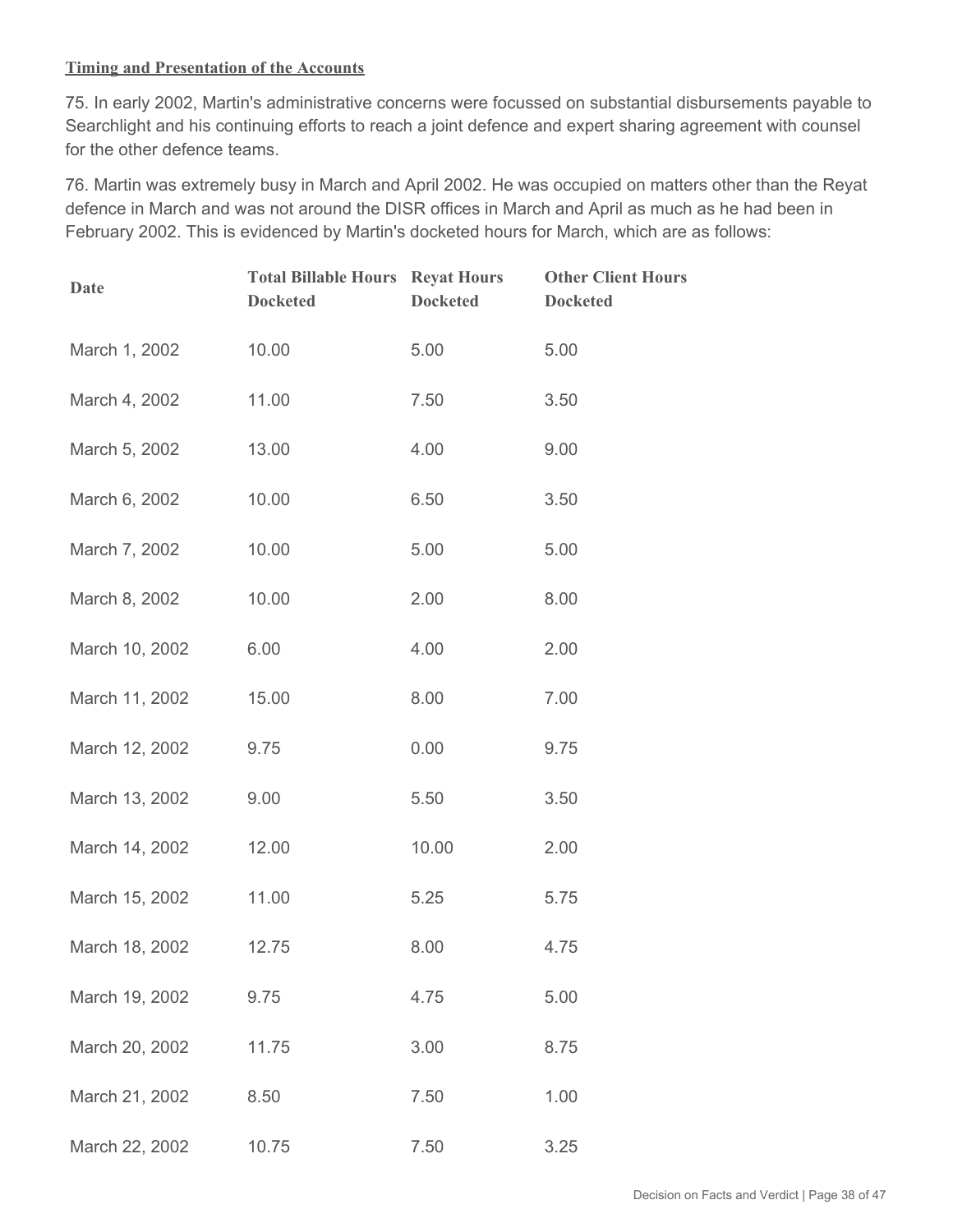**Timing and Presentation of the Accounts**

75. In early 2002, Martin's administrative concerns were focussed on substantial disbursements payable to Searchlight and his continuing efforts to reach a joint defence and expert sharing agreement with counsel for the other defence teams.

76. Martin was extremely busy in March and April 2002. He was occupied on matters other than the Reyat defence in March and was not around the DISR offices in March and April as much as he had been in February 2002. This is evidenced by Martin's docketed hours for March, which are as follows:

| Date | Total Billable Hours Docketed | Reyat Hours Docketed | Other Client Hours Docketed |
|---|---|---|---|
| March 1, 2002 | 10.00 | 5.00 | 5.00 |
| March 4, 2002 | 11.00 | 7.50 | 3.50 |
| March 5, 2002 | 13.00 | 4.00 | 9.00 |
| March 6, 2002 | 10.00 | 6.50 | 3.50 |
| March 7, 2002 | 10.00 | 5.00 | 5.00 |
| March 8, 2002 | 10.00 | 2.00 | 8.00 |
| March 10, 2002 | 6.00 | 4.00 | 2.00 |
| March 11, 2002 | 15.00 | 8.00 | 7.00 |
| March 12, 2002 | 9.75 | 0.00 | 9.75 |
| March 13, 2002 | 9.00 | 5.50 | 3.50 |
| March 14, 2002 | 12.00 | 10.00 | 2.00 |
| March 15, 2002 | 11.00 | 5.25 | 5.75 |
| March 18, 2002 | 12.75 | 8.00 | 4.75 |
| March 19, 2002 | 9.75 | 4.75 | 5.00 |
| March 20, 2002 | 11.75 | 3.00 | 8.75 |
| March 21, 2002 | 8.50 | 7.50 | 1.00 |
| March 22, 2002 | 10.75 | 7.50 | 3.25 |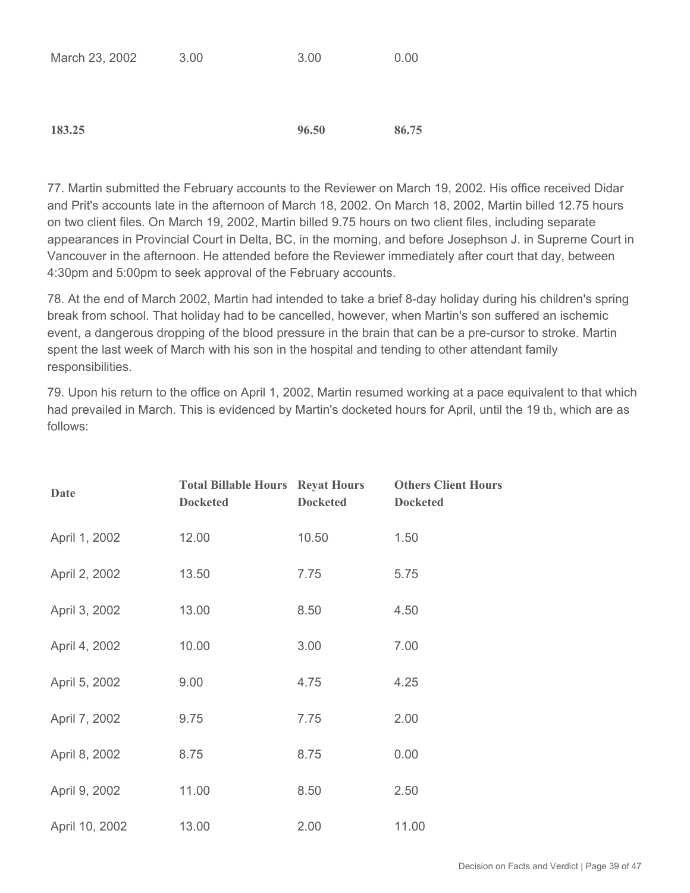| | | | |
|---|---|---|---|
| March 23, 2002 | 3.00 | 3.00 | 0.00 |
| **183.25** | | **96.50** | **86.75** |

77. Martin submitted the February accounts to the Reviewer on March 19, 2002. His office received Didar and Prit's accounts late in the afternoon of March 18, 2002. On March 18, 2002, Martin billed 12.75 hours on two client files. On March 19, 2002, Martin billed 9.75 hours on two client files, including separate appearances in Provincial Court in Delta, BC, in the morning, and before Josephson J. in Supreme Court in Vancouver in the afternoon. He attended before the Reviewer immediately after court that day, between 4:30pm and 5:00pm to seek approval of the February accounts.

78. At the end of March 2002, Martin had intended to take a brief 8-day holiday during his children's spring break from school. That holiday had to be cancelled, however, when Martin's son suffered an ischemic event, a dangerous dropping of the blood pressure in the brain that can be a pre-cursor to stroke. Martin spent the last week of March with his son in the hospital and tending to other attendant family responsibilities.

79. Upon his return to the office on April 1, 2002, Martin resumed working at a pace equivalent to that which had prevailed in March. This is evidenced by Martin's docketed hours for April, until the 19 th, which are as follows:

| Date | Total Billable Hours Docketed | Reyat Hours Docketed | Others Client Hours Docketed |
|---|---|---|---|
| April 1, 2002 | 12.00 | 10.50 | 1.50 |
| April 2, 2002 | 13.50 | 7.75 | 5.75 |
| April 3, 2002 | 13.00 | 8.50 | 4.50 |
| April 4, 2002 | 10.00 | 3.00 | 7.00 |
| April 5, 2002 | 9.00 | 4.75 | 4.25 |
| April 7, 2002 | 9.75 | 7.75 | 2.00 |
| April 8, 2002 | 8.75 | 8.75 | 0.00 |
| April 9, 2002 | 11.00 | 8.50 | 2.50 |
| April 10, 2002 | 13.00 | 2.00 | 11.00 |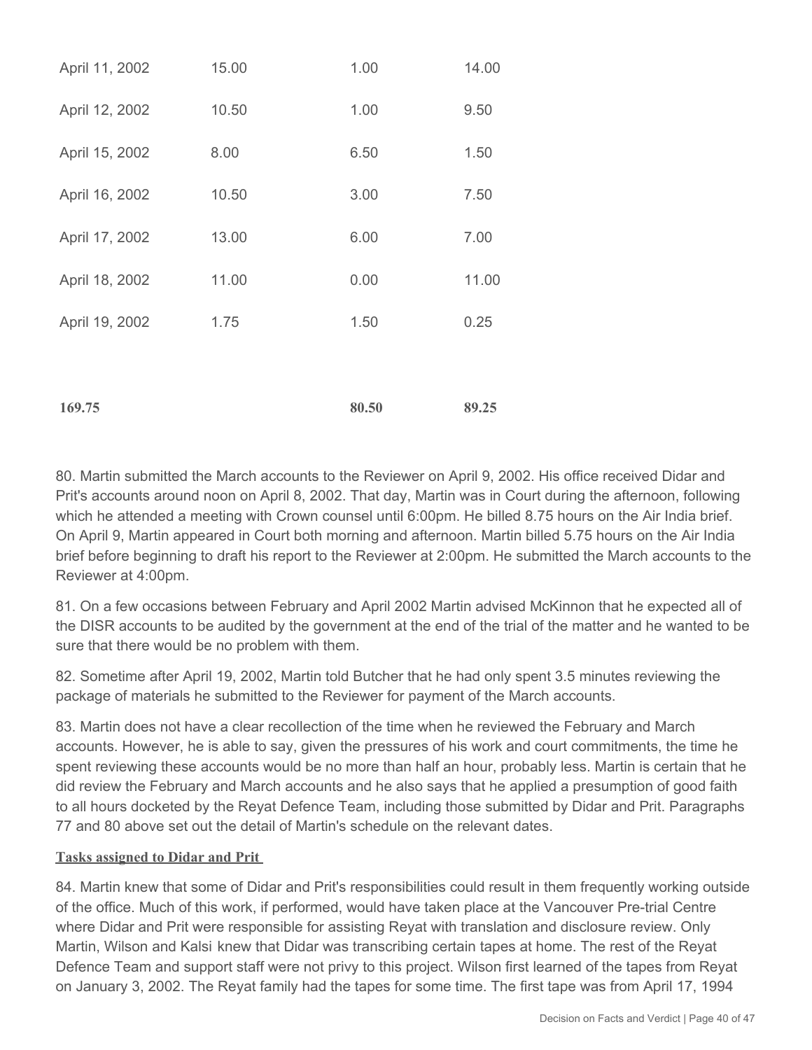| | | | |
|---|---|---|---|
| April 11, 2002 | 15.00 | 1.00 | 14.00 |
| April 12, 2002 | 10.50 | 1.00 | 9.50 |
| April 15, 2002 | 8.00 | 6.50 | 1.50 |
| April 16, 2002 | 10.50 | 3.00 | 7.50 |
| April 17, 2002 | 13.00 | 6.00 | 7.00 |
| April 18, 2002 | 11.00 | 0.00 | 11.00 |
| April 19, 2002 | 1.75 | 1.50 | 0.25 |
| | | | |
| **169.75** | | **80.50** | **89.25** |

80. Martin submitted the March accounts to the Reviewer on April 9, 2002. His office received Didar and Prit's accounts around noon on April 8, 2002. That day, Martin was in Court during the afternoon, following which he attended a meeting with Crown counsel until 6:00pm. He billed 8.75 hours on the Air India brief. On April 9, Martin appeared in Court both morning and afternoon. Martin billed 5.75 hours on the Air India brief before beginning to draft his report to the Reviewer at 2:00pm. He submitted the March accounts to the Reviewer at 4:00pm.

81. On a few occasions between February and April 2002 Martin advised McKinnon that he expected all of the DISR accounts to be audited by the government at the end of the trial of the matter and he wanted to be sure that there would be no problem with them.

82. Sometime after April 19, 2002, Martin told Butcher that he had only spent 3.5 minutes reviewing the package of materials he submitted to the Reviewer for payment of the March accounts.

83. Martin does not have a clear recollection of the time when he reviewed the February and March accounts. However, he is able to say, given the pressures of his work and court commitments, the time he spent reviewing these accounts would be no more than half an hour, probably less. Martin is certain that he did review the February and March accounts and he also says that he applied a presumption of good faith to all hours docketed by the Reyat Defence Team, including those submitted by Didar and Prit. Paragraphs 77 and 80 above set out the detail of Martin's schedule on the relevant dates.

**Tasks assigned to Didar and Prit**

84. Martin knew that some of Didar and Prit's responsibilities could result in them frequently working outside of the office. Much of this work, if performed, would have taken place at the Vancouver Pre-trial Centre where Didar and Prit were responsible for assisting Reyat with translation and disclosure review. Only Martin, Wilson and Kalsi knew that Didar was transcribing certain tapes at home. The rest of the Reyat Defence Team and support staff were not privy to this project. Wilson first learned of the tapes from Reyat on January 3, 2002. The Reyat family had the tapes for some time. The first tape was from April 17, 1994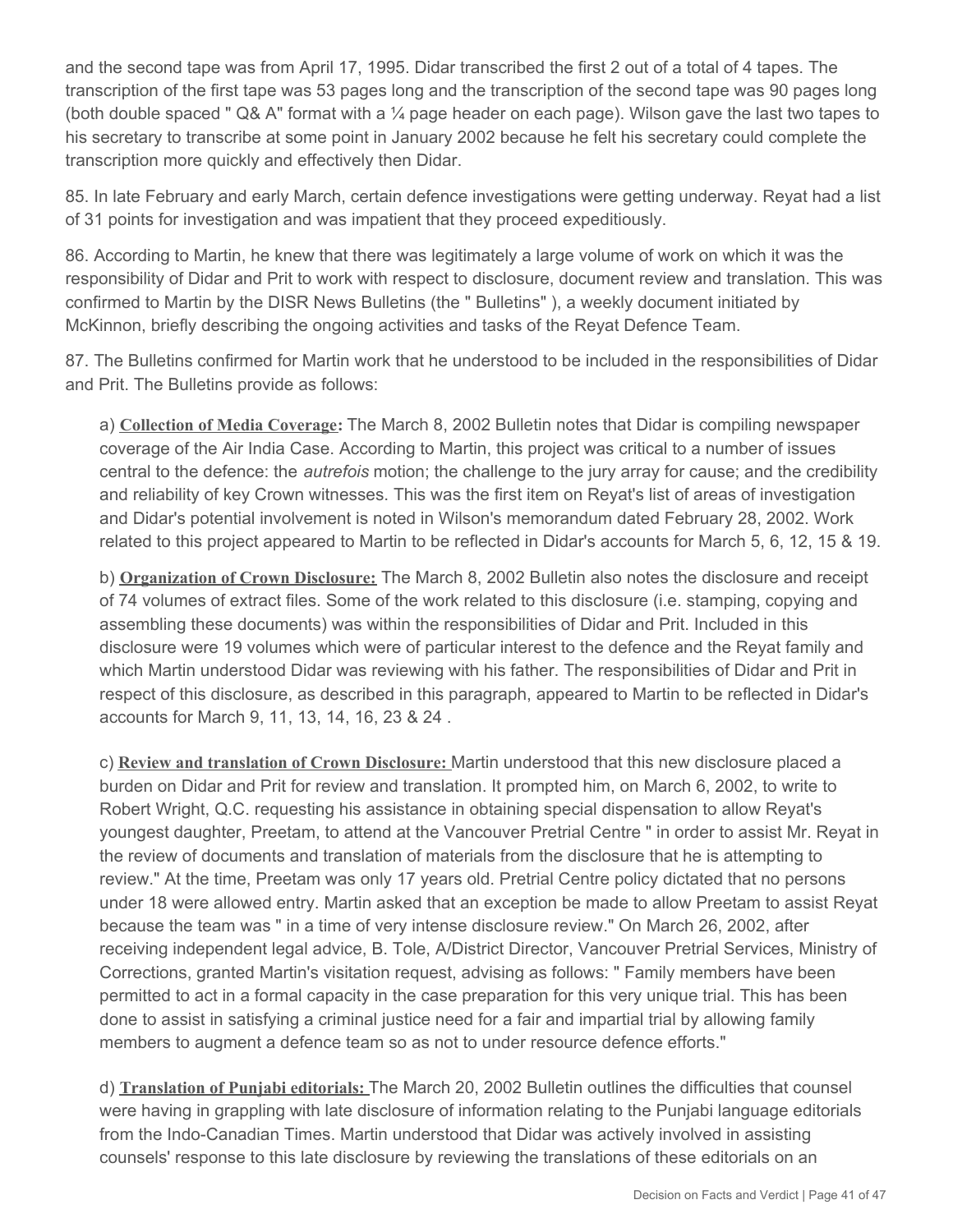and the second tape was from April 17, 1995. Didar transcribed the first 2 out of a total of 4 tapes. The transcription of the first tape was 53 pages long and the transcription of the second tape was 90 pages long (both double spaced " Q& A" format with a ¼ page header on each page). Wilson gave the last two tapes to his secretary to transcribe at some point in January 2002 because he felt his secretary could complete the transcription more quickly and effectively then Didar.

85. In late February and early March, certain defence investigations were getting underway. Reyat had a list of 31 points for investigation and was impatient that they proceed expeditiously.

86. According to Martin, he knew that there was legitimately a large volume of work on which it was the responsibility of Didar and Prit to work with respect to disclosure, document review and translation. This was confirmed to Martin by the DISR News Bulletins (the " Bulletins" ), a weekly document initiated by McKinnon, briefly describing the ongoing activities and tasks of the Reyat Defence Team.

87. The Bulletins confirmed for Martin work that he understood to be included in the responsibilities of Didar and Prit. The Bulletins provide as follows:

a) **Collection of Media Coverage:** The March 8, 2002 Bulletin notes that Didar is compiling newspaper coverage of the Air India Case. According to Martin, this project was critical to a number of issues central to the defence: the *autrefois* motion; the challenge to the jury array for cause; and the credibility and reliability of key Crown witnesses. This was the first item on Reyat's list of areas of investigation and Didar's potential involvement is noted in Wilson's memorandum dated February 28, 2002. Work related to this project appeared to Martin to be reflected in Didar's accounts for March 5, 6, 12, 15 & 19.

b) **Organization of Crown Disclosure:** The March 8, 2002 Bulletin also notes the disclosure and receipt of 74 volumes of extract files. Some of the work related to this disclosure (i.e. stamping, copying and assembling these documents) was within the responsibilities of Didar and Prit. Included in this disclosure were 19 volumes which were of particular interest to the defence and the Reyat family and which Martin understood Didar was reviewing with his father. The responsibilities of Didar and Prit in respect of this disclosure, as described in this paragraph, appeared to Martin to be reflected in Didar's accounts for March 9, 11, 13, 14, 16, 23 & 24 .

c) **Review and translation of Crown Disclosure:** Martin understood that this new disclosure placed a burden on Didar and Prit for review and translation. It prompted him, on March 6, 2002, to write to Robert Wright, Q.C. requesting his assistance in obtaining special dispensation to allow Reyat's youngest daughter, Preetam, to attend at the Vancouver Pretrial Centre " in order to assist Mr. Reyat in the review of documents and translation of materials from the disclosure that he is attempting to review." At the time, Preetam was only 17 years old. Pretrial Centre policy dictated that no persons under 18 were allowed entry. Martin asked that an exception be made to allow Preetam to assist Reyat because the team was " in a time of very intense disclosure review." On March 26, 2002, after receiving independent legal advice, B. Tole, A/District Director, Vancouver Pretrial Services, Ministry of Corrections, granted Martin's visitation request, advising as follows: " Family members have been permitted to act in a formal capacity in the case preparation for this very unique trial. This has been done to assist in satisfying a criminal justice need for a fair and impartial trial by allowing family members to augment a defence team so as not to under resource defence efforts."

d) **Translation of Punjabi editorials:** The March 20, 2002 Bulletin outlines the difficulties that counsel were having in grappling with late disclosure of information relating to the Punjabi language editorials from the Indo-Canadian Times. Martin understood that Didar was actively involved in assisting counsels' response to this late disclosure by reviewing the translations of these editorials on an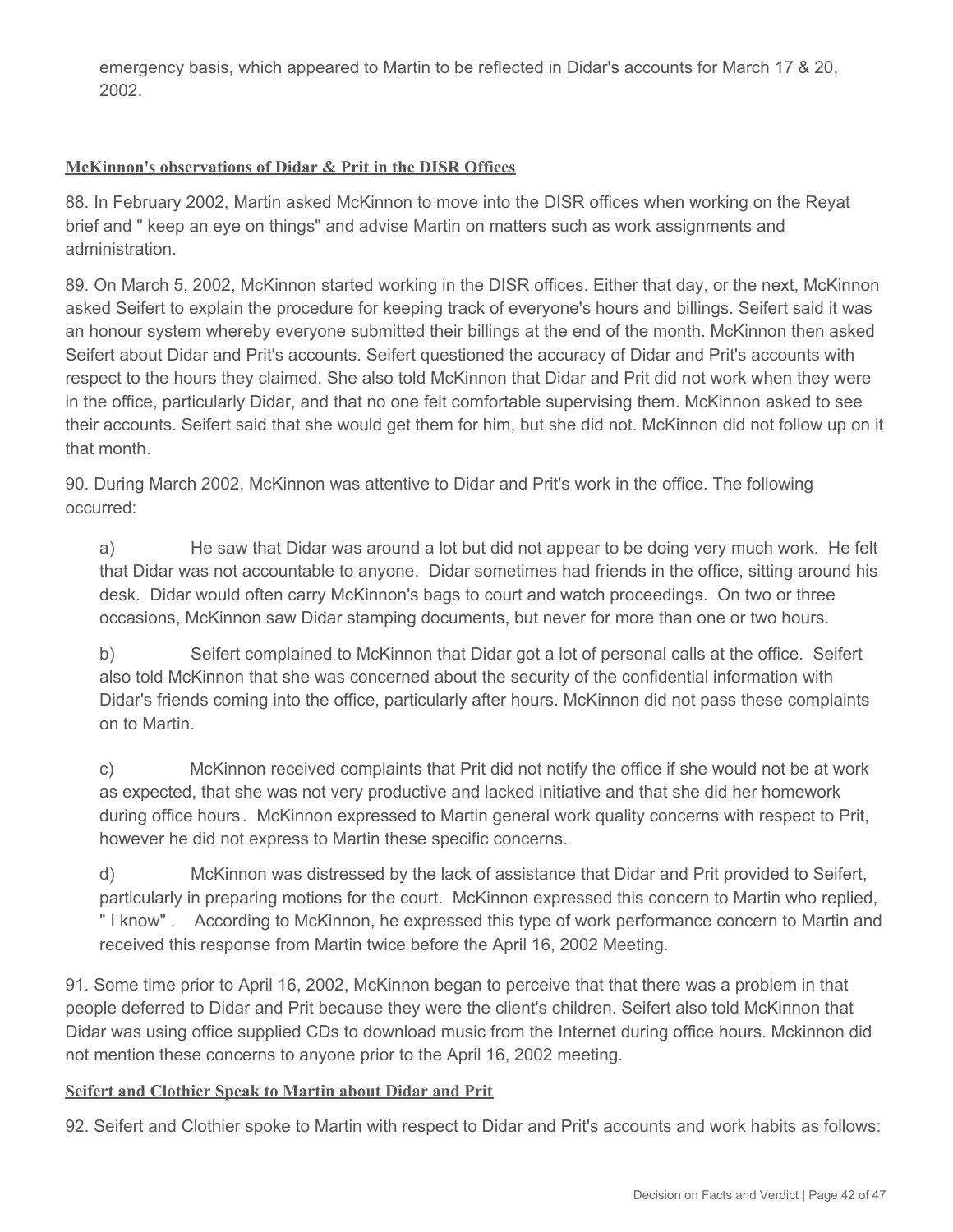emergency basis, which appeared to Martin to be reflected in Didar's accounts for March 17 & 20, 2002.

**McKinnon's observations of Didar & Prit in the DISR Offices**

88. In February 2002, Martin asked McKinnon to move into the DISR offices when working on the Reyat brief and " keep an eye on things" and advise Martin on matters such as work assignments and administration.

89. On March 5, 2002, McKinnon started working in the DISR offices. Either that day, or the next, McKinnon asked Seifert to explain the procedure for keeping track of everyone's hours and billings. Seifert said it was an honour system whereby everyone submitted their billings at the end of the month. McKinnon then asked Seifert about Didar and Prit's accounts. Seifert questioned the accuracy of Didar and Prit's accounts with respect to the hours they claimed. She also told McKinnon that Didar and Prit did not work when they were in the office, particularly Didar, and that no one felt comfortable supervising them. McKinnon asked to see their accounts. Seifert said that she would get them for him, but she did not. McKinnon did not follow up on it that month.

90. During March 2002, McKinnon was attentive to Didar and Prit's work in the office. The following occurred:

a) He saw that Didar was around a lot but did not appear to be doing very much work. He felt that Didar was not accountable to anyone. Didar sometimes had friends in the office, sitting around his desk. Didar would often carry McKinnon's bags to court and watch proceedings. On two or three occasions, McKinnon saw Didar stamping documents, but never for more than one or two hours.

b) Seifert complained to McKinnon that Didar got a lot of personal calls at the office. Seifert also told McKinnon that she was concerned about the security of the confidential information with Didar's friends coming into the office, particularly after hours. McKinnon did not pass these complaints on to Martin.

c) McKinnon received complaints that Prit did not notify the office if she would not be at work as expected, that she was not very productive and lacked initiative and that she did her homework during office hours*.* McKinnon expressed to Martin general work quality concerns with respect to Prit, however he did not express to Martin these specific concerns.

d) McKinnon was distressed by the lack of assistance that Didar and Prit provided to Seifert, particularly in preparing motions for the court. McKinnon expressed this concern to Martin who replied, " I know" . According to McKinnon, he expressed this type of work performance concern to Martin and received this response from Martin twice before the April 16, 2002 Meeting.

91. Some time prior to April 16, 2002, McKinnon began to perceive that that there was a problem in that people deferred to Didar and Prit because they were the client's children. Seifert also told McKinnon that Didar was using office supplied CDs to download music from the Internet during office hours. Mckinnon did not mention these concerns to anyone prior to the April 16, 2002 meeting.

**Seifert and Clothier Speak to Martin about Didar and Prit**

92. Seifert and Clothier spoke to Martin with respect to Didar and Prit's accounts and work habits as follows: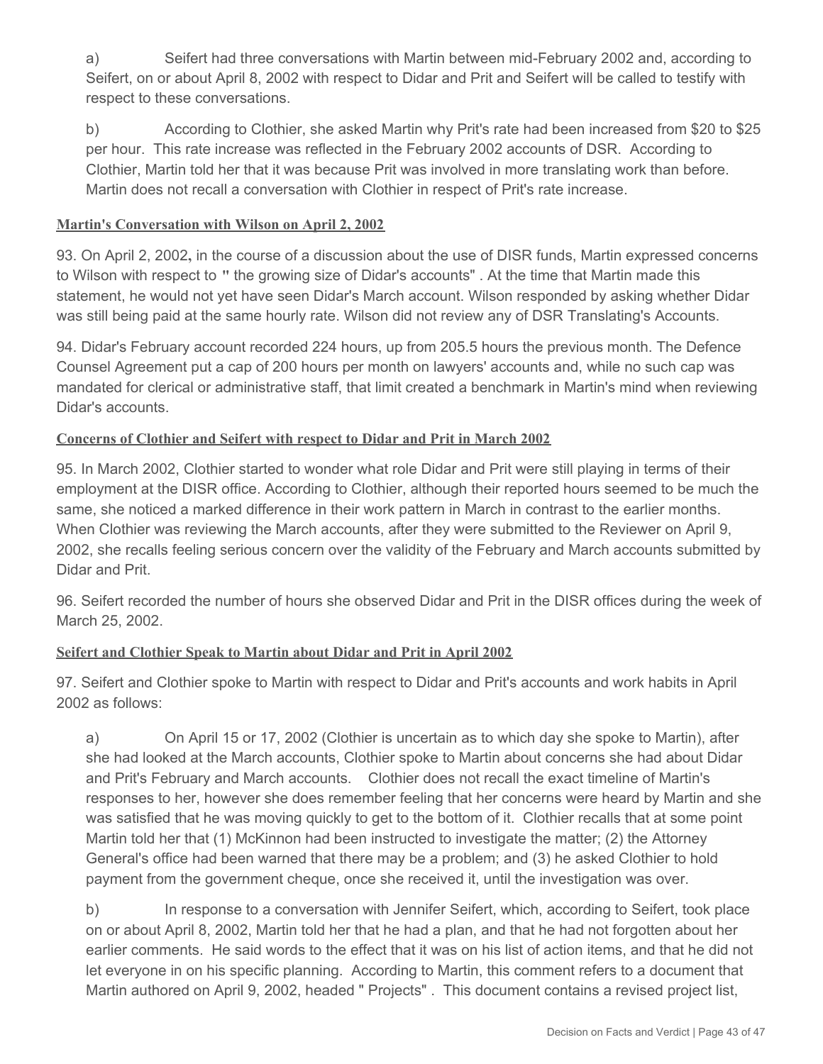a) Seifert had three conversations with Martin between mid-February 2002 and, according to Seifert, on or about April 8, 2002 with respect to Didar and Prit and Seifert will be called to testify with respect to these conversations.

b) According to Clothier, she asked Martin why Prit's rate had been increased from $20 to $25 per hour. This rate increase was reflected in the February 2002 accounts of DSR. According to Clothier, Martin told her that it was because Prit was involved in more translating work than before. Martin does not recall a conversation with Clothier in respect of Prit's rate increase.

**Martin's Conversation with Wilson on April 2, 2002**

93. On April 2, 2002**,** in the course of a discussion about the use of DISR funds, Martin expressed concerns to Wilson with respect to **"** the growing size of Didar's accounts" . At the time that Martin made this statement, he would not yet have seen Didar's March account. Wilson responded by asking whether Didar was still being paid at the same hourly rate. Wilson did not review any of DSR Translating's Accounts.

94. Didar's February account recorded 224 hours, up from 205.5 hours the previous month. The Defence Counsel Agreement put a cap of 200 hours per month on lawyers' accounts and, while no such cap was mandated for clerical or administrative staff, that limit created a benchmark in Martin's mind when reviewing Didar's accounts.

**Concerns of Clothier and Seifert with respect to Didar and Prit in March 2002**

95. In March 2002, Clothier started to wonder what role Didar and Prit were still playing in terms of their employment at the DISR office. According to Clothier, although their reported hours seemed to be much the same, she noticed a marked difference in their work pattern in March in contrast to the earlier months. When Clothier was reviewing the March accounts, after they were submitted to the Reviewer on April 9, 2002, she recalls feeling serious concern over the validity of the February and March accounts submitted by Didar and Prit.

96. Seifert recorded the number of hours she observed Didar and Prit in the DISR offices during the week of March 25, 2002.

**Seifert and Clothier Speak to Martin about Didar and Prit in April 2002**

97. Seifert and Clothier spoke to Martin with respect to Didar and Prit's accounts and work habits in April 2002 as follows:

a) On April 15 or 17, 2002 (Clothier is uncertain as to which day she spoke to Martin), after she had looked at the March accounts, Clothier spoke to Martin about concerns she had about Didar and Prit's February and March accounts. Clothier does not recall the exact timeline of Martin's responses to her, however she does remember feeling that her concerns were heard by Martin and she was satisfied that he was moving quickly to get to the bottom of it. Clothier recalls that at some point Martin told her that (1) McKinnon had been instructed to investigate the matter; (2) the Attorney General's office had been warned that there may be a problem; and (3) he asked Clothier to hold payment from the government cheque, once she received it, until the investigation was over.

b) In response to a conversation with Jennifer Seifert, which, according to Seifert, took place on or about April 8, 2002, Martin told her that he had a plan, and that he had not forgotten about her earlier comments. He said words to the effect that it was on his list of action items, and that he did not let everyone in on his specific planning. According to Martin, this comment refers to a document that Martin authored on April 9, 2002, headed " Projects" . This document contains a revised project list,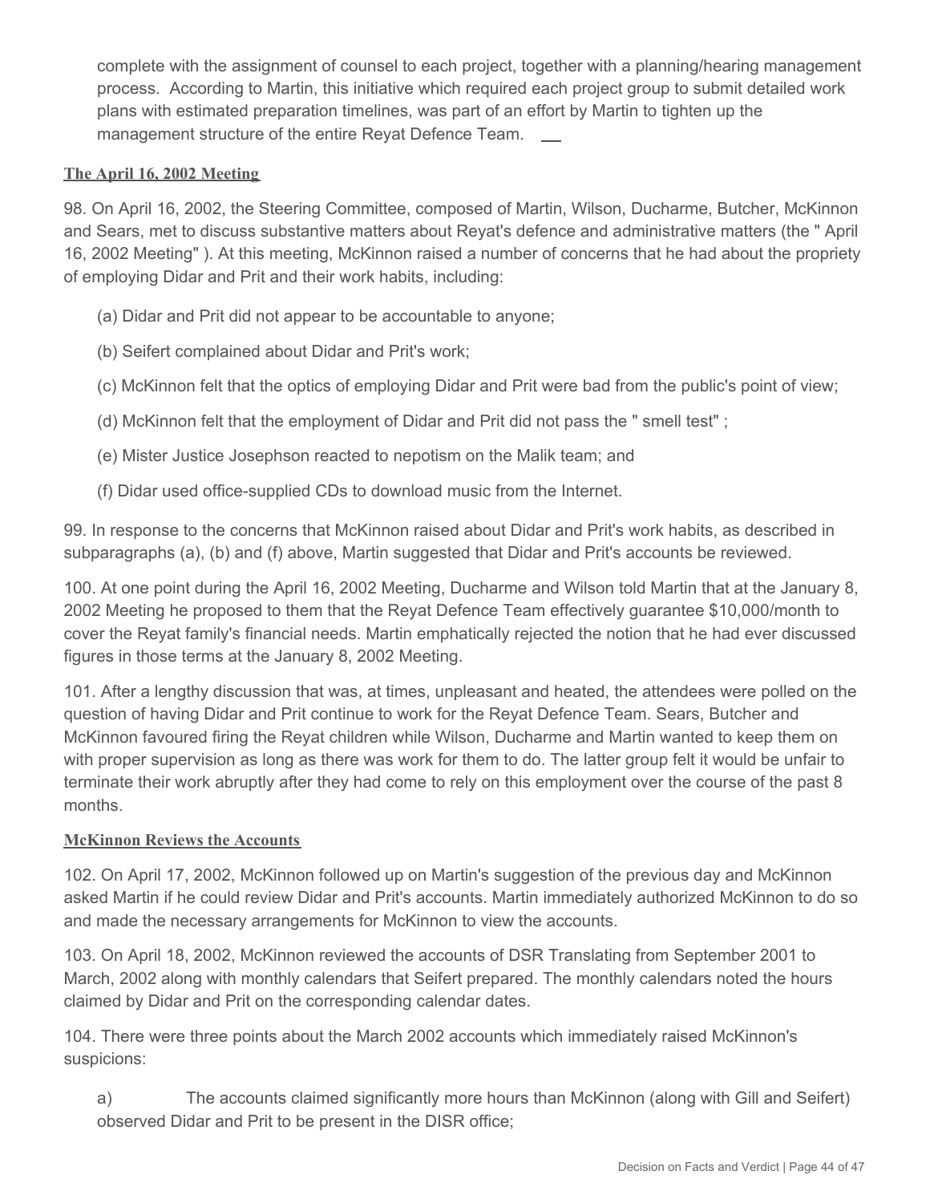complete with the assignment of counsel to each project, together with a planning/hearing management process. According to Martin, this initiative which required each project group to submit detailed work plans with estimated preparation timelines, was part of an effort by Martin to tighten up the management structure of the entire Reyat Defence Team.

**The April 16, 2002 Meeting**

98. On April 16, 2002, the Steering Committee, composed of Martin, Wilson, Ducharme, Butcher, McKinnon and Sears, met to discuss substantive matters about Reyat's defence and administrative matters (the " April 16, 2002 Meeting" ). At this meeting, McKinnon raised a number of concerns that he had about the propriety of employing Didar and Prit and their work habits, including:

(a) Didar and Prit did not appear to be accountable to anyone;

(b) Seifert complained about Didar and Prit's work;

(c) McKinnon felt that the optics of employing Didar and Prit were bad from the public's point of view;

(d) McKinnon felt that the employment of Didar and Prit did not pass the " smell test" ;

(e) Mister Justice Josephson reacted to nepotism on the Malik team; and

(f) Didar used office-supplied CDs to download music from the Internet.

99. In response to the concerns that McKinnon raised about Didar and Prit's work habits, as described in subparagraphs (a), (b) and (f) above, Martin suggested that Didar and Prit's accounts be reviewed.

100. At one point during the April 16, 2002 Meeting, Ducharme and Wilson told Martin that at the January 8, 2002 Meeting he proposed to them that the Reyat Defence Team effectively guarantee $10,000/month to cover the Reyat family's financial needs. Martin emphatically rejected the notion that he had ever discussed figures in those terms at the January 8, 2002 Meeting.

101. After a lengthy discussion that was, at times, unpleasant and heated, the attendees were polled on the question of having Didar and Prit continue to work for the Reyat Defence Team. Sears, Butcher and McKinnon favoured firing the Reyat children while Wilson, Ducharme and Martin wanted to keep them on with proper supervision as long as there was work for them to do. The latter group felt it would be unfair to terminate their work abruptly after they had come to rely on this employment over the course of the past 8 months.

**McKinnon Reviews the Accounts**

102. On April 17, 2002, McKinnon followed up on Martin's suggestion of the previous day and McKinnon asked Martin if he could review Didar and Prit's accounts. Martin immediately authorized McKinnon to do so and made the necessary arrangements for McKinnon to view the accounts.

103. On April 18, 2002, McKinnon reviewed the accounts of DSR Translating from September 2001 to March, 2002 along with monthly calendars that Seifert prepared. The monthly calendars noted the hours claimed by Didar and Prit on the corresponding calendar dates.

104. There were three points about the March 2002 accounts which immediately raised McKinnon's suspicions:

a) The accounts claimed significantly more hours than McKinnon (along with Gill and Seifert) observed Didar and Prit to be present in the DISR office;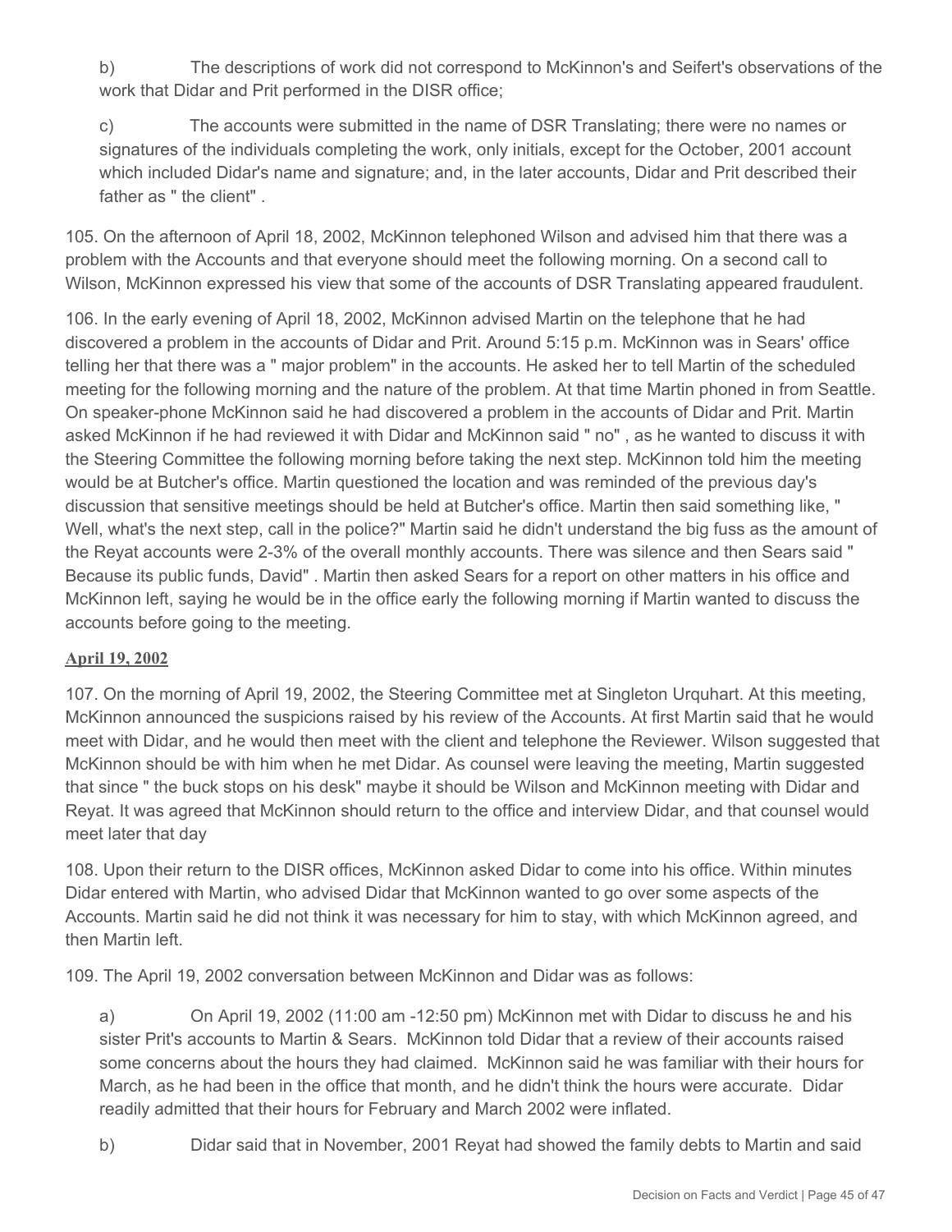b) The descriptions of work did not correspond to McKinnon's and Seifert's observations of the work that Didar and Prit performed in the DISR office;

c) The accounts were submitted in the name of DSR Translating; there were no names or signatures of the individuals completing the work, only initials, except for the October, 2001 account which included Didar's name and signature; and, in the later accounts, Didar and Prit described their father as " the client" .

105. On the afternoon of April 18, 2002, McKinnon telephoned Wilson and advised him that there was a problem with the Accounts and that everyone should meet the following morning. On a second call to Wilson, McKinnon expressed his view that some of the accounts of DSR Translating appeared fraudulent.

106. In the early evening of April 18, 2002, McKinnon advised Martin on the telephone that he had discovered a problem in the accounts of Didar and Prit. Around 5:15 p.m. McKinnon was in Sears' office telling her that there was a " major problem" in the accounts. He asked her to tell Martin of the scheduled meeting for the following morning and the nature of the problem. At that time Martin phoned in from Seattle. On speaker-phone McKinnon said he had discovered a problem in the accounts of Didar and Prit. Martin asked McKinnon if he had reviewed it with Didar and McKinnon said " no" , as he wanted to discuss it with the Steering Committee the following morning before taking the next step. McKinnon told him the meeting would be at Butcher's office. Martin questioned the location and was reminded of the previous day's discussion that sensitive meetings should be held at Butcher's office. Martin then said something like, " Well, what's the next step, call in the police?" Martin said he didn't understand the big fuss as the amount of the Reyat accounts were 2-3% of the overall monthly accounts. There was silence and then Sears said " Because its public funds, David" . Martin then asked Sears for a report on other matters in his office and McKinnon left, saying he would be in the office early the following morning if Martin wanted to discuss the accounts before going to the meeting.

**April 19, 2002**

107. On the morning of April 19, 2002, the Steering Committee met at Singleton Urquhart. At this meeting, McKinnon announced the suspicions raised by his review of the Accounts. At first Martin said that he would meet with Didar, and he would then meet with the client and telephone the Reviewer. Wilson suggested that McKinnon should be with him when he met Didar. As counsel were leaving the meeting, Martin suggested that since " the buck stops on his desk" maybe it should be Wilson and McKinnon meeting with Didar and Reyat. It was agreed that McKinnon should return to the office and interview Didar, and that counsel would meet later that day

108. Upon their return to the DISR offices, McKinnon asked Didar to come into his office. Within minutes Didar entered with Martin, who advised Didar that McKinnon wanted to go over some aspects of the Accounts. Martin said he did not think it was necessary for him to stay, with which McKinnon agreed, and then Martin left.

109. The April 19, 2002 conversation between McKinnon and Didar was as follows:

a) On April 19, 2002 (11:00 am -12:50 pm) McKinnon met with Didar to discuss he and his sister Prit's accounts to Martin & Sears. McKinnon told Didar that a review of their accounts raised some concerns about the hours they had claimed. McKinnon said he was familiar with their hours for March, as he had been in the office that month, and he didn't think the hours were accurate. Didar readily admitted that their hours for February and March 2002 were inflated.

b) Didar said that in November, 2001 Reyat had showed the family debts to Martin and said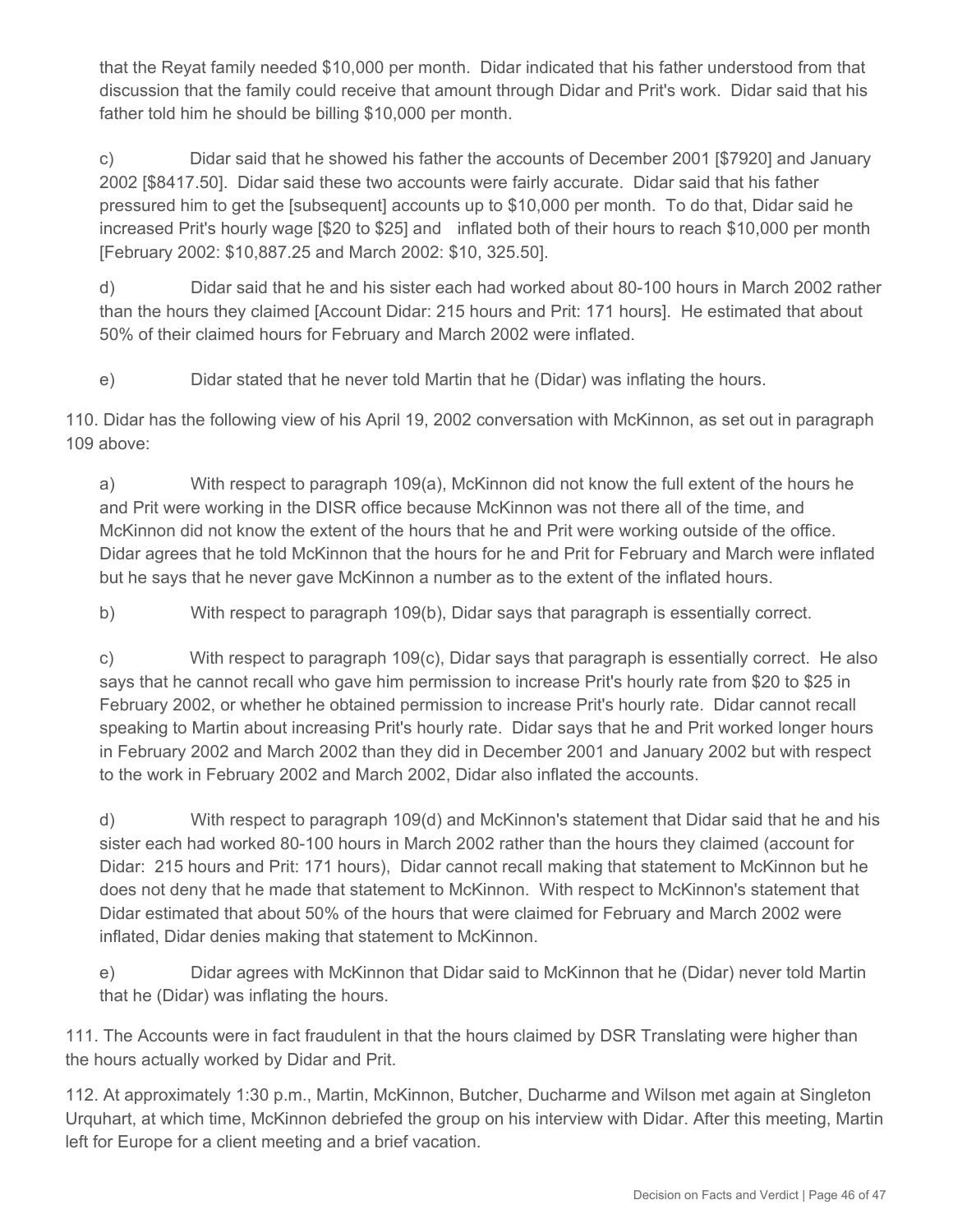that the Reyat family needed $10,000 per month. Didar indicated that his father understood from that discussion that the family could receive that amount through Didar and Prit's work. Didar said that his father told him he should be billing $10,000 per month.

c) Didar said that he showed his father the accounts of December 2001 [$7920] and January 2002 [$8417.50]. Didar said these two accounts were fairly accurate. Didar said that his father pressured him to get the [subsequent] accounts up to $10,000 per month. To do that, Didar said he increased Prit's hourly wage [$20 to $25] and inflated both of their hours to reach $10,000 per month [February 2002: $10,887.25 and March 2002: $10, 325.50].

d) Didar said that he and his sister each had worked about 80-100 hours in March 2002 rather than the hours they claimed [Account Didar: 215 hours and Prit: 171 hours]. He estimated that about 50% of their claimed hours for February and March 2002 were inflated.

e) Didar stated that he never told Martin that he (Didar) was inflating the hours.

110. Didar has the following view of his April 19, 2002 conversation with McKinnon, as set out in paragraph 109 above:

a) With respect to paragraph 109(a), McKinnon did not know the full extent of the hours he and Prit were working in the DISR office because McKinnon was not there all of the time, and McKinnon did not know the extent of the hours that he and Prit were working outside of the office. Didar agrees that he told McKinnon that the hours for he and Prit for February and March were inflated but he says that he never gave McKinnon a number as to the extent of the inflated hours.

b) With respect to paragraph 109(b), Didar says that paragraph is essentially correct.

c) With respect to paragraph 109(c), Didar says that paragraph is essentially correct. He also says that he cannot recall who gave him permission to increase Prit's hourly rate from $20 to $25 in February 2002, or whether he obtained permission to increase Prit's hourly rate. Didar cannot recall speaking to Martin about increasing Prit's hourly rate. Didar says that he and Prit worked longer hours in February 2002 and March 2002 than they did in December 2001 and January 2002 but with respect to the work in February 2002 and March 2002, Didar also inflated the accounts.

d) With respect to paragraph 109(d) and McKinnon's statement that Didar said that he and his sister each had worked 80-100 hours in March 2002 rather than the hours they claimed (account for Didar: 215 hours and Prit: 171 hours), Didar cannot recall making that statement to McKinnon but he does not deny that he made that statement to McKinnon. With respect to McKinnon's statement that Didar estimated that about 50% of the hours that were claimed for February and March 2002 were inflated, Didar denies making that statement to McKinnon.

e) Didar agrees with McKinnon that Didar said to McKinnon that he (Didar) never told Martin that he (Didar) was inflating the hours.

111. The Accounts were in fact fraudulent in that the hours claimed by DSR Translating were higher than the hours actually worked by Didar and Prit.

112. At approximately 1:30 p.m., Martin, McKinnon, Butcher, Ducharme and Wilson met again at Singleton Urquhart, at which time, McKinnon debriefed the group on his interview with Didar. After this meeting, Martin left for Europe for a client meeting and a brief vacation.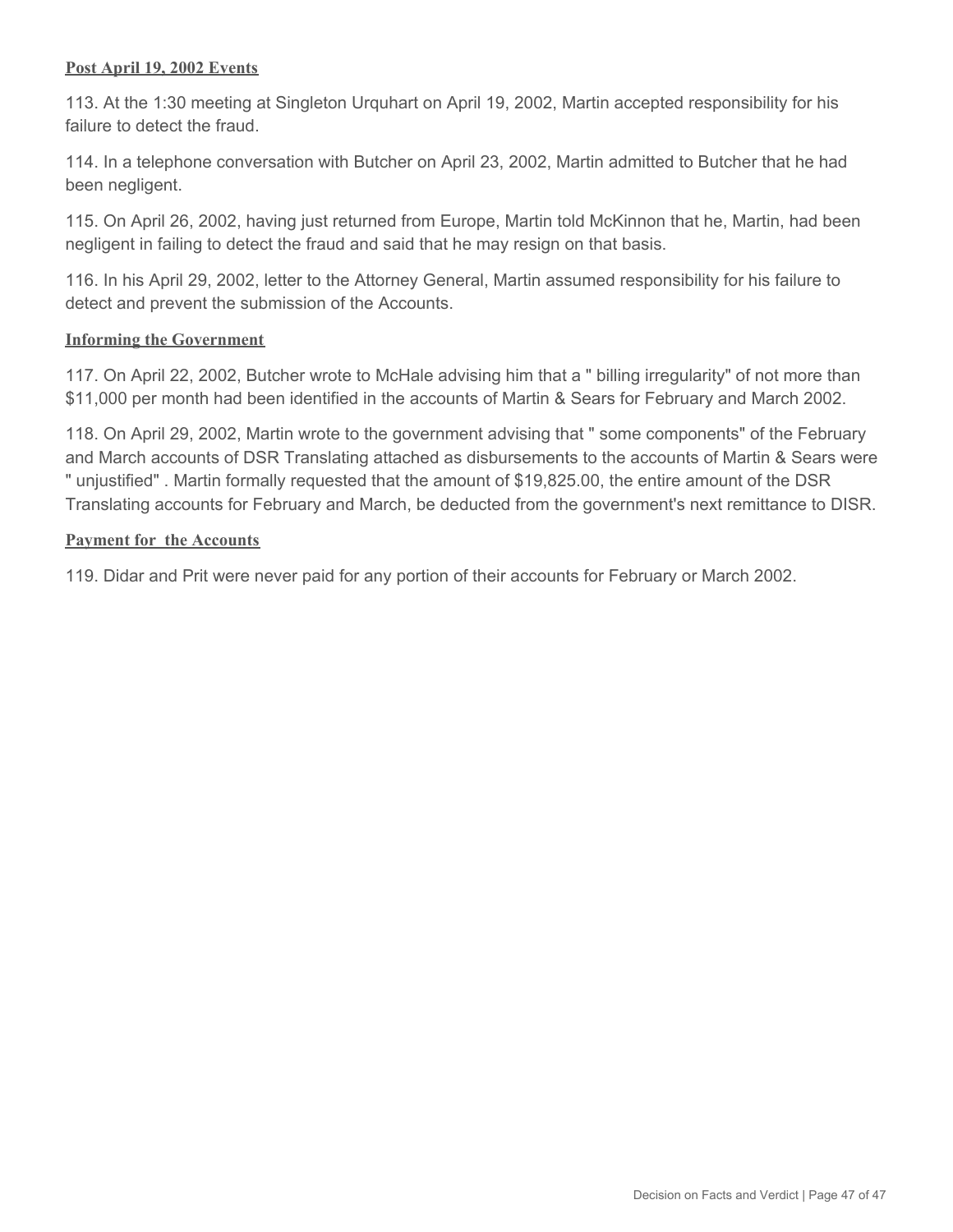**Post April 19, 2002 Events**

113. At the 1:30 meeting at Singleton Urquhart on April 19, 2002, Martin accepted responsibility for his failure to detect the fraud.

114. In a telephone conversation with Butcher on April 23, 2002, Martin admitted to Butcher that he had been negligent.

115. On April 26, 2002, having just returned from Europe, Martin told McKinnon that he, Martin, had been negligent in failing to detect the fraud and said that he may resign on that basis.

116. In his April 29, 2002, letter to the Attorney General, Martin assumed responsibility for his failure to detect and prevent the submission of the Accounts.

**Informing the Government**

117. On April 22, 2002, Butcher wrote to McHale advising him that a " billing irregularity" of not more than $11,000 per month had been identified in the accounts of Martin & Sears for February and March 2002.

118. On April 29, 2002, Martin wrote to the government advising that " some components" of the February and March accounts of DSR Translating attached as disbursements to the accounts of Martin & Sears were " unjustified" . Martin formally requested that the amount of $19,825.00, the entire amount of the DSR Translating accounts for February and March, be deducted from the government's next remittance to DISR.

**Payment for the Accounts**

119. Didar and Prit were never paid for any portion of their accounts for February or March 2002.